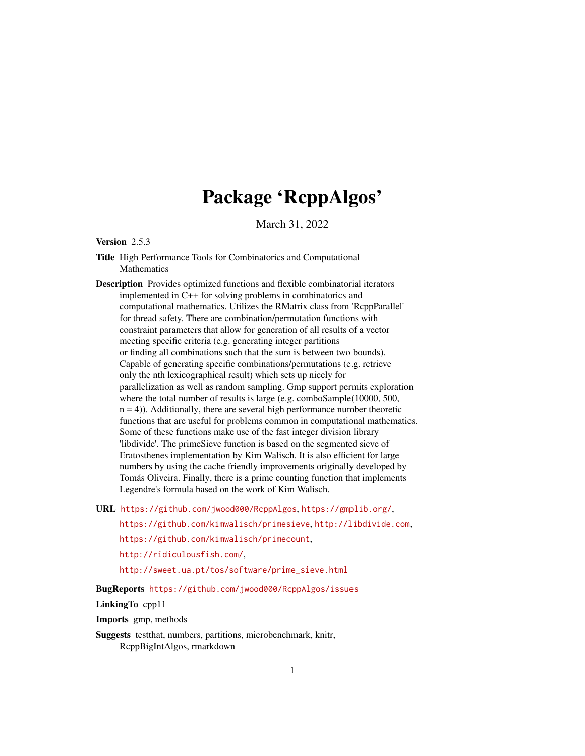# Package 'RcppAlgos'

March 31, 2022

**Version** 2.5.3

**Title** High Performance Tools for Combinatorics and Computational Mathematics

**Description** Provides optimized functions and flexible combinatorial iterators implemented in C++ for solving problems in combinatorics and computational mathematics. Utilizes the RMatrix class from 'RcppParallel' for thread safety. There are combination/permutation functions with constraint parameters that allow for generation of all results of a vector meeting specific criteria (e.g. generating integer partitions or finding all combinations such that the sum is between two bounds). Capable of generating specific combinations/permutations (e.g. retrieve only the nth lexicographical result) which sets up nicely for parallelization as well as random sampling. Gmp support permits exploration where the total number of results is large (e.g. comboSample(10000, 500, n = 4)). Additionally, there are several high performance number theoretic functions that are useful for problems common in computational mathematics. Some of these functions make use of the fast integer division library 'libdivide'. The primeSieve function is based on the segmented sieve of Eratosthenes implementation by Kim Walisch. It is also efficient for large numbers by using the cache friendly improvements originally developed by Tomás Oliveira. Finally, there is a prime counting function that implements Legendre's formula based on the work of Kim Walisch.

**URL** https://github.com/jwood000/RcppAlgos, https://gmplib.org/, https://github.com/kimwalisch/primesieve, http://libdivide.com, https://github.com/kimwalisch/primecount, http://ridiculousfish.com/, http://sweet.ua.pt/tos/software/prime_sieve.html

**BugReports** https://github.com/jwood000/RcppAlgos/issues

**LinkingTo** cpp11

**Imports** gmp, methods

**Suggests** testthat, numbers, partitions, microbenchmark, knitr, RcppBigIntAlgos, rmarkdown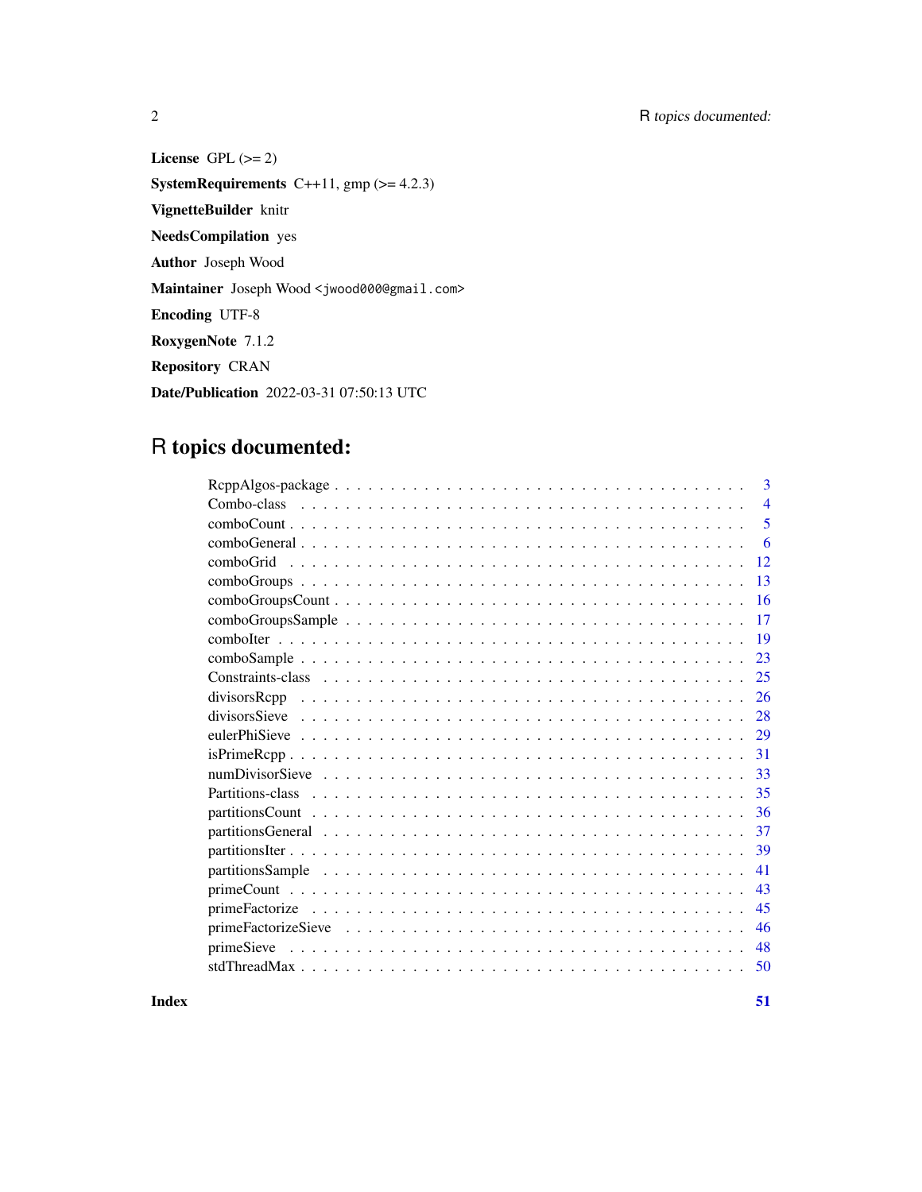**License** GPL (>= 2)

**SystemRequirements** C++11, gmp (>= 4.2.3)

**VignetteBuilder** knitr

**NeedsCompilation** yes

**Author** Joseph Wood

**Maintainer** Joseph Wood <jwood000@gmail.com>

**Encoding** UTF-8

**RoxygenNote** 7.1.2

**Repository** CRAN

**Date/Publication** 2022-03-31 07:50:13 UTC

# R topics documented:

| | |
|---|---|
| RcppAlgos-package | 3 |
| Combo-class | 4 |
| comboCount | 5 |
| comboGeneral | 6 |
| comboGrid | 12 |
| comboGroups | 13 |
| comboGroupsCount | 16 |
| comboGroupsSample | 17 |
| comboIter | 19 |
| comboSample | 23 |
| Constraints-class | 25 |
| divisorsRcpp | 26 |
| divisorsSieve | 28 |
| eulerPhiSieve | 29 |
| isPrimeRcpp | 31 |
| numDivisorSieve | 33 |
| Partitions-class | 35 |
| partitionsCount | 36 |
| partitionsGeneral | 37 |
| partitionsIter | 39 |
| partitionsSample | 41 |
| primeCount | 43 |
| primeFactorize | 45 |
| primeFactorizeSieve | 46 |
| primeSieve | 48 |
| stdThreadMax | 50 |

**Index** **51**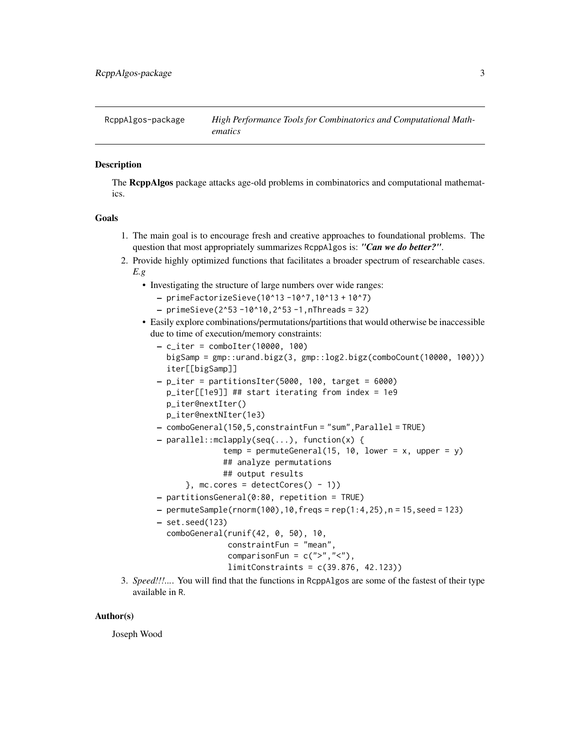## RcppAlgos-package — *High Performance Tools for Combinatorics and Computational Mathematics*

### Description

The **RcppAlgos** package attacks age-old problems in combinatorics and computational mathematics.

### Goals

1. The main goal is to encourage fresh and creative approaches to foundational problems. The question that most appropriately summarizes RcppAlgos is: ***"Can we do better?"***.
2. Provide highly optimized functions that facilitates a broader spectrum of researchable cases. *E.g*
   - Investigating the structure of large numbers over wide ranges:
     - `primeFactorizeSieve(10^13 -10^7,10^13 + 10^7)`
     - `primeSieve(2^53 -10^10,2^53 -1,nThreads = 32)`
   - Easily explore combinations/permutations/partitions that would otherwise be inaccessible due to time of execution/memory constraints:
     - ```
       c_iter = comboIter(10000, 100)
       bigSamp = gmp::urand.bigz(3, gmp::log2.bigz(comboCount(10000, 100)))
       iter[[bigSamp]]
       ```
     - ```
       p_iter = partitionsIter(5000, 100, target = 6000)
       p_iter[[1e9]] ## start iterating from index = 1e9
       p_iter@nextIter()
       p_iter@nextNIter(1e3)
       ```
     - `comboGeneral(150,5,constraintFun = "sum",Parallel = TRUE)`
     - ```
       parallel::mclapply(seq(...), function(x) {
                   temp = permuteGeneral(15, 10, lower = x, upper = y)
                   ## analyze permutations
                   ## output results
           }, mc.cores = detectCores() - 1))
       ```
     - `partitionsGeneral(0:80, repetition = TRUE)`
     - `permuteSample(rnorm(100),10,freqs = rep(1:4,25),n = 15,seed = 123)`
     - ```
       set.seed(123)
       comboGeneral(runif(42, 0, 50), 10,
                    constraintFun = "mean",
                    comparisonFun = c(">","<"),
                    limitConstraints = c(39.876, 42.123))
       ```
3. *Speed!!!...*. You will find that the functions in RcppAlgos are some of the fastest of their type available in R.

### Author(s)

Joseph Wood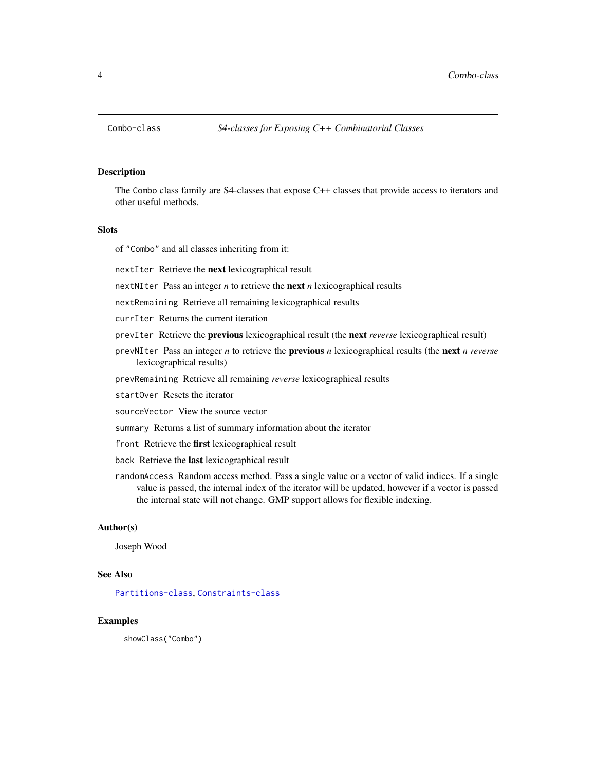# Combo-class — *S4-classes for Exposing C++ Combinatorial Classes*

## Description

The `Combo` class family are S4-classes that expose C++ classes that provide access to iterators and other useful methods.

## Slots

of "`Combo`" and all classes inheriting from it:

`nextIter` Retrieve the **next** lexicographical result

`nextNIter` Pass an integer *n* to retrieve the **next** *n* lexicographical results

`nextRemaining` Retrieve all remaining lexicographical results

`currIter` Returns the current iteration

`prevIter` Retrieve the **previous** lexicographical result (the **next** *reverse* lexicographical result)

`prevNIter` Pass an integer *n* to retrieve the **previous** *n* lexicographical results (the **next** *n* *reverse* lexicographical results)

`prevRemaining` Retrieve all remaining *reverse* lexicographical results

`startOver` Resets the iterator

`sourceVector` View the source vector

`summary` Returns a list of summary information about the iterator

`front` Retrieve the **first** lexicographical result

`back` Retrieve the **last** lexicographical result

`randomAccess` Random access method. Pass a single value or a vector of valid indices. If a single value is passed, the internal index of the iterator will be updated, however if a vector is passed the internal state will not change. GMP support allows for flexible indexing.

## Author(s)

Joseph Wood

## See Also

`Partitions-class`, `Constraints-class`

## Examples

```
showClass("Combo")
```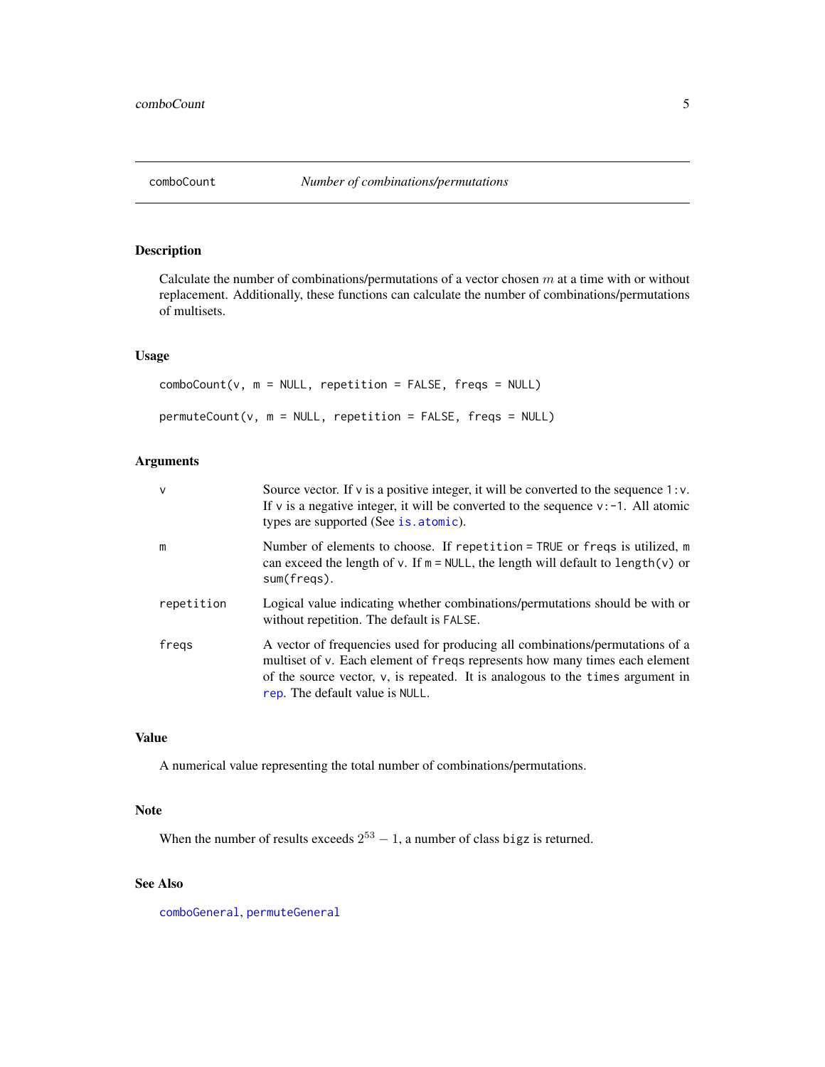## comboCount — *Number of combinations/permutations*

### Description

Calculate the number of combinations/permutations of a vector chosen $m$ at a time with or without replacement. Additionally, these functions can calculate the number of combinations/permutations of multisets.

### Usage

```
comboCount(v, m = NULL, repetition = FALSE, freqs = NULL)

permuteCount(v, m = NULL, repetition = FALSE, freqs = NULL)
```

### Arguments

| | |
|---|---|
| `v` | Source vector. If `v` is a positive integer, it will be converted to the sequence `1:v`. If `v` is a negative integer, it will be converted to the sequence `v:-1`. All atomic types are supported (See `is.atomic`). |
| `m` | Number of elements to choose. If `repetition = TRUE` or `freqs` is utilized, `m` can exceed the length of `v`. If `m = NULL`, the length will default to `length(v)` or `sum(freqs)`. |
| `repetition` | Logical value indicating whether combinations/permutations should be with or without repetition. The default is `FALSE`. |
| `freqs` | A vector of frequencies used for producing all combinations/permutations of a multiset of `v`. Each element of `freqs` represents how many times each element of the source vector, `v`, is repeated. It is analogous to the `times` argument in `rep`. The default value is `NULL`. |

### Value

A numerical value representing the total number of combinations/permutations.

### Note

When the number of results exceeds $2^{53} - 1$, a number of class `bigz` is returned.

### See Also

`comboGeneral`, `permuteGeneral`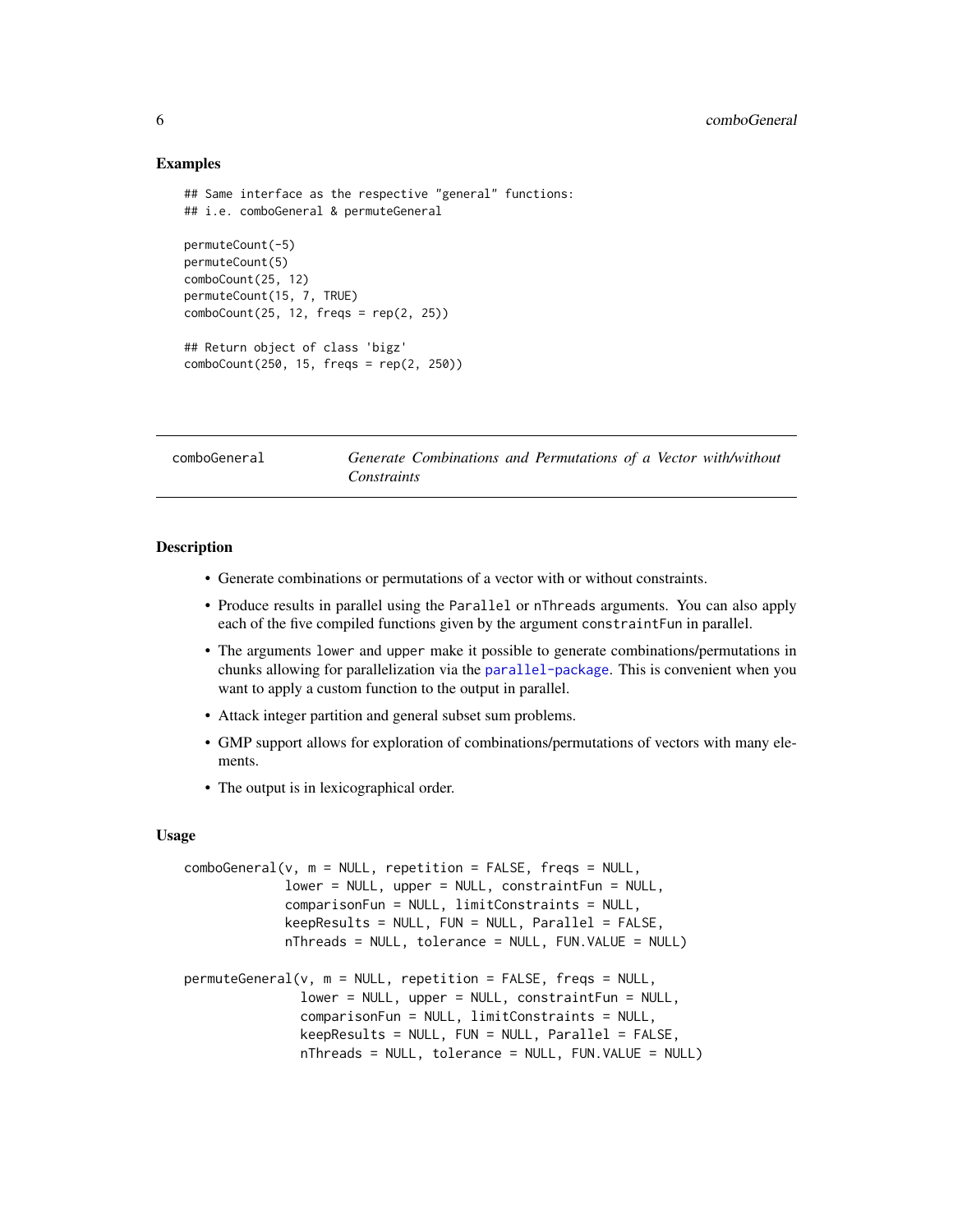### Examples

```
## Same interface as the respective "general" functions:
## i.e. comboGeneral & permuteGeneral

permuteCount(-5)
permuteCount(5)
comboCount(25, 12)
permuteCount(15, 7, TRUE)
comboCount(25, 12, freqs = rep(2, 25))

## Return object of class 'bigz'
comboCount(250, 15, freqs = rep(2, 250))
```

---

## comboGeneral — *Generate Combinations and Permutations of a Vector with/without Constraints*

---

### Description

- Generate combinations or permutations of a vector with or without constraints.
- Produce results in parallel using the `Parallel` or `nThreads` arguments. You can also apply each of the five compiled functions given by the argument `constraintFun` in parallel.
- The arguments `lower` and `upper` make it possible to generate combinations/permutations in chunks allowing for parallelization via the `parallel-package`. This is convenient when you want to apply a custom function to the output in parallel.
- Attack integer partition and general subset sum problems.
- GMP support allows for exploration of combinations/permutations of vectors with many elements.
- The output is in lexicographical order.

### Usage

```
comboGeneral(v, m = NULL, repetition = FALSE, freqs = NULL,
             lower = NULL, upper = NULL, constraintFun = NULL,
             comparisonFun = NULL, limitConstraints = NULL,
             keepResults = NULL, FUN = NULL, Parallel = FALSE,
             nThreads = NULL, tolerance = NULL, FUN.VALUE = NULL)

permuteGeneral(v, m = NULL, repetition = FALSE, freqs = NULL,
               lower = NULL, upper = NULL, constraintFun = NULL,
               comparisonFun = NULL, limitConstraints = NULL,
               keepResults = NULL, FUN = NULL, Parallel = FALSE,
               nThreads = NULL, tolerance = NULL, FUN.VALUE = NULL)
```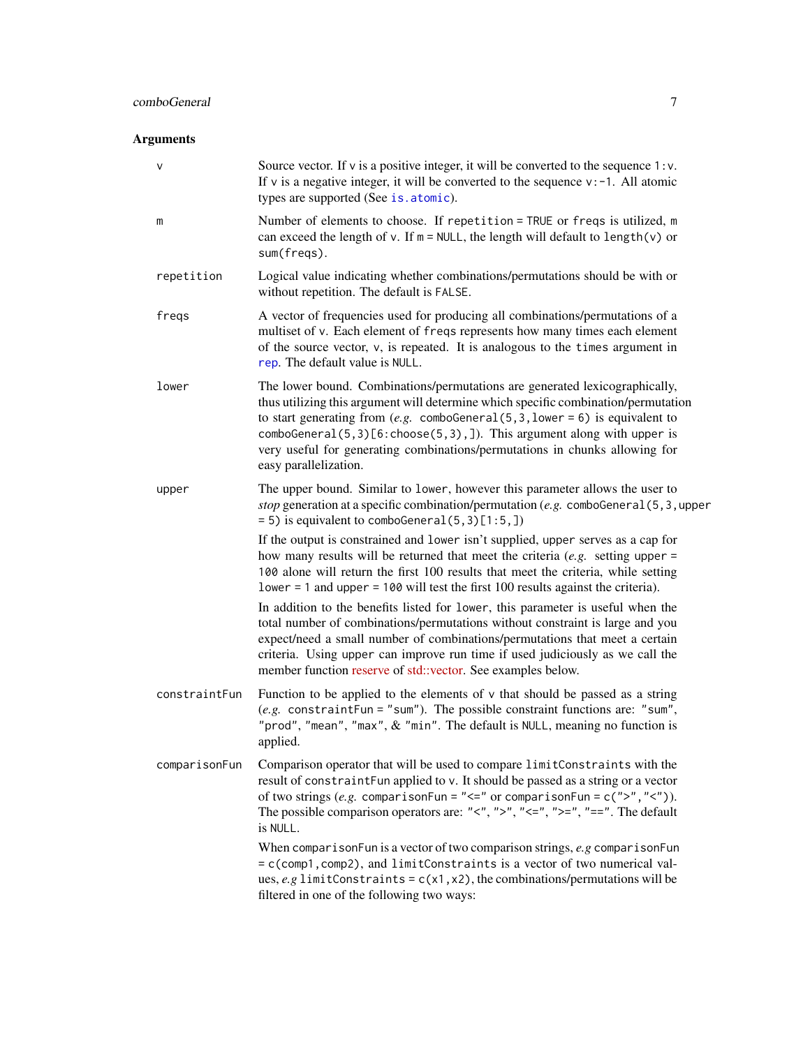## Arguments

**v**
Source vector. If `v` is a positive integer, it will be converted to the sequence `1:v`. If `v` is a negative integer, it will be converted to the sequence `v:-1`. All atomic types are supported (See `is.atomic`).

**m**
Number of elements to choose. If `repetition = TRUE` or `freqs` is utilized, `m` can exceed the length of `v`. If `m = NULL`, the length will default to `length(v)` or `sum(freqs)`.

**repetition**
Logical value indicating whether combinations/permutations should be with or without repetition. The default is `FALSE`.

**freqs**
A vector of frequencies used for producing all combinations/permutations of a multiset of `v`. Each element of `freqs` represents how many times each element of the source vector, `v`, is repeated. It is analogous to the `times` argument in `rep`. The default value is `NULL`.

**lower**
The lower bound. Combinations/permutations are generated lexicographically, thus utilizing this argument will determine which specific combination/permutation to start generating from (*e.g.* `comboGeneral(5,3,lower = 6)` is equivalent to `comboGeneral(5,3)[6:choose(5,3),]`). This argument along with `upper` is very useful for generating combinations/permutations in chunks allowing for easy parallelization.

**upper**
The upper bound. Similar to `lower`, however this parameter allows the user to *stop* generation at a specific combination/permutation (*e.g.* `comboGeneral(5,3,upper = 5)` is equivalent to `comboGeneral(5,3)[1:5,]`)

If the output is constrained and `lower` isn't supplied, `upper` serves as a cap for how many results will be returned that meet the criteria (*e.g.* setting `upper = 100` alone will return the first 100 results that meet the criteria, while setting `lower = 1` and `upper = 100` will test the first 100 results against the criteria).

In addition to the benefits listed for `lower`, this parameter is useful when the total number of combinations/permutations without constraint is large and you expect/need a small number of combinations/permutations that meet a certain criteria. Using `upper` can improve run time if used judiciously as we call the member function reserve of std::vector. See examples below.

**constraintFun**
Function to be applied to the elements of `v` that should be passed as a string (*e.g.* `constraintFun = "sum"`). The possible constraint functions are: `"sum"`, `"prod"`, `"mean"`, `"max"`, & `"min"`. The default is `NULL`, meaning no function is applied.

**comparisonFun**
Comparison operator that will be used to compare `limitConstraints` with the result of `constraintFun` applied to `v`. It should be passed as a string or a vector of two strings (*e.g.* `comparisonFun = "<="` or `comparisonFun = c(">","<")`). The possible comparison operators are: `"<"`, `">"`, `"<="`, `">="`, `"=="`. The default is `NULL`.

When `comparisonFun` is a vector of two comparison strings, *e.g* `comparisonFun = c(comp1,comp2)`, and `limitConstraints` is a vector of two numerical values, *e.g* `limitConstraints = c(x1,x2)`, the combinations/permutations will be filtered in one of the following two ways: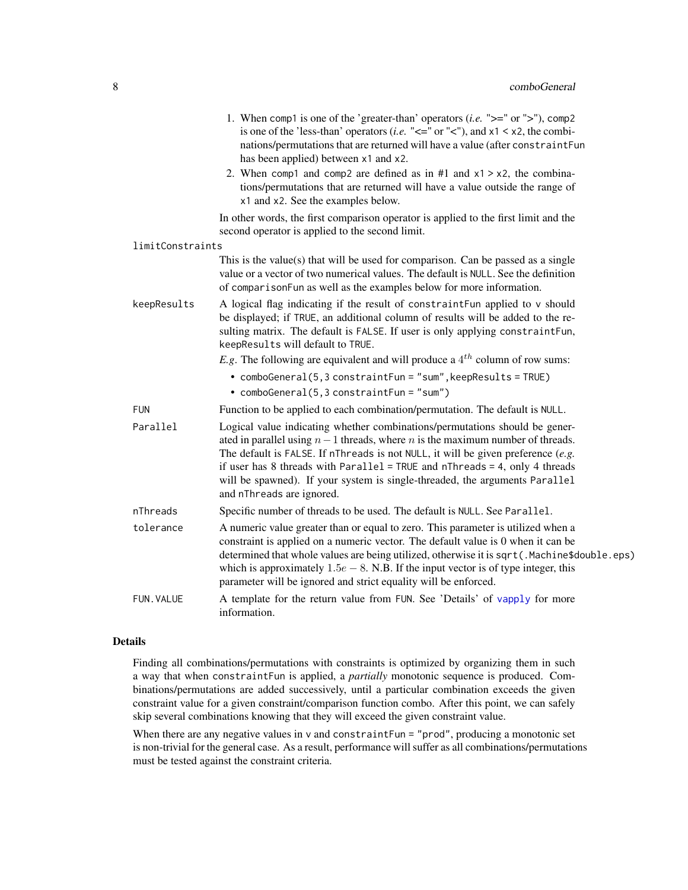1. When `comp1` is one of the 'greater-than' operators (*i.e.* ">=" or ">"), `comp2` is one of the 'less-than' operators (*i.e.* "<=" or "<"), and `x1 < x2`, the combinations/permutations that are returned will have a value (after `constraintFun` has been applied) between `x1` and `x2`.
2. When `comp1` and `comp2` are defined as in #1 and `x1 > x2`, the combinations/permutations that are returned will have a value outside the range of `x1` and `x2`. See the examples below.

In other words, the first comparison operator is applied to the first limit and the second operator is applied to the second limit.

**limitConstraints**
This is the value(s) that will be used for comparison. Can be passed as a single value or a vector of two numerical values. The default is `NULL`. See the definition of `comparisonFun` as well as the examples below for more information.

**keepResults**
A logical flag indicating if the result of `constraintFun` applied to `v` should be displayed; if `TRUE`, an additional column of results will be added to the resulting matrix. The default is `FALSE`. If user is only applying `constraintFun`, `keepResults` will default to `TRUE`.

*E.g*. The following are equivalent and will produce a $4^{th}$ column of row sums:

- `comboGeneral(5,3 constraintFun = "sum",keepResults = TRUE)`
- `comboGeneral(5,3 constraintFun = "sum")`

**FUN**
Function to be applied to each combination/permutation. The default is `NULL`.

**Parallel**
Logical value indicating whether combinations/permutations should be generated in parallel using $n - 1$ threads, where $n$ is the maximum number of threads. The default is `FALSE`. If `nThreads` is not `NULL`, it will be given preference (*e.g.* if user has 8 threads with `Parallel = TRUE` and `nThreads = 4`, only 4 threads will be spawned). If your system is single-threaded, the arguments `Parallel` and `nThreads` are ignored.

**nThreads**
Specific number of threads to be used. The default is `NULL`. See `Parallel`.

**tolerance**
A numeric value greater than or equal to zero. This parameter is utilized when a constraint is applied on a numeric vector. The default value is 0 when it can be determined that whole values are being utilized, otherwise it is `sqrt(.Machine$double.eps)` which is approximately $1.5e-8$. N.B. If the input vector is of type integer, this parameter will be ignored and strict equality will be enforced.

**FUN.VALUE**
A template for the return value from `FUN`. See 'Details' of `vapply` for more information.

## Details

Finding all combinations/permutations with constraints is optimized by organizing them in such a way that when `constraintFun` is applied, a *partially* monotonic sequence is produced. Combinations/permutations are added successively, until a particular combination exceeds the given constraint value for a given constraint/comparison function combo. After this point, we can safely skip several combinations knowing that they will exceed the given constraint value.

When there are any negative values in `v` and `constraintFun = "prod"`, producing a monotonic set is non-trivial for the general case. As a result, performance will suffer as all combinations/permutations must be tested against the constraint criteria.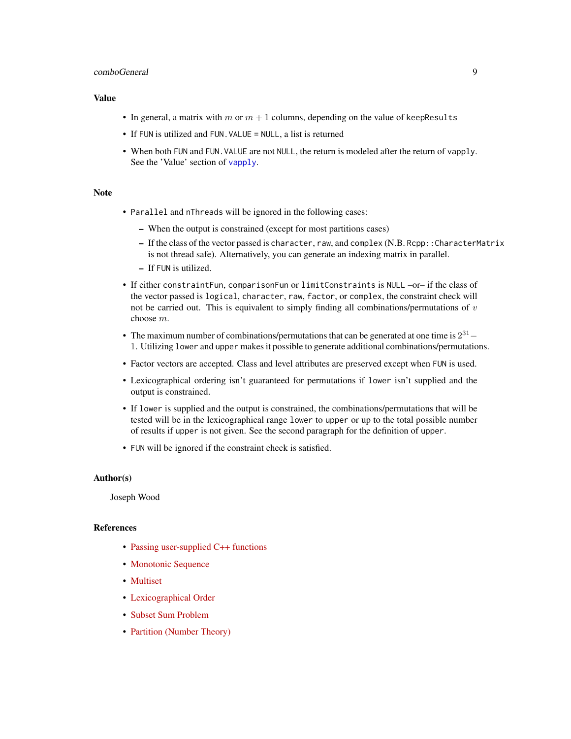## Value

- In general, a matrix with $m$ or $m + 1$ columns, depending on the value of `keepResults`
- If `FUN` is utilized and `FUN.VALUE = NULL`, a list is returned
- When both `FUN` and `FUN.VALUE` are not `NULL`, the return is modeled after the return of `vapply`. See the 'Value' section of `vapply`.

## Note

- `Parallel` and `nThreads` will be ignored in the following cases:
  - When the output is constrained (except for most partitions cases)
  - If the class of the vector passed is `character`, `raw`, and `complex` (N.B. `Rcpp::CharacterMatrix` is not thread safe). Alternatively, you can generate an indexing matrix in parallel.
  - If `FUN` is utilized.
- If either `constraintFun`, `comparisonFun` or `limitConstraints` is `NULL` –or– if the class of the vector passed is `logical`, `character`, `raw`, `factor`, or `complex`, the constraint check will not be carried out. This is equivalent to simply finding all combinations/permutations of $v$ choose $m$.
- The maximum number of combinations/permutations that can be generated at one time is $2^{31} - 1$. Utilizing `lower` and `upper` makes it possible to generate additional combinations/permutations.
- Factor vectors are accepted. Class and level attributes are preserved except when `FUN` is used.
- Lexicographical ordering isn't guaranteed for permutations if `lower` isn't supplied and the output is constrained.
- If `lower` is supplied and the output is constrained, the combinations/permutations that will be tested will be in the lexicographical range `lower` to `upper` or up to the total possible number of results if `upper` is not given. See the second paragraph for the definition of `upper`.
- `FUN` will be ignored if the constraint check is satisfied.

## Author(s)

Joseph Wood

## References

- Passing user-supplied C++ functions
- Monotonic Sequence
- Multiset
- Lexicographical Order
- Subset Sum Problem
- Partition (Number Theory)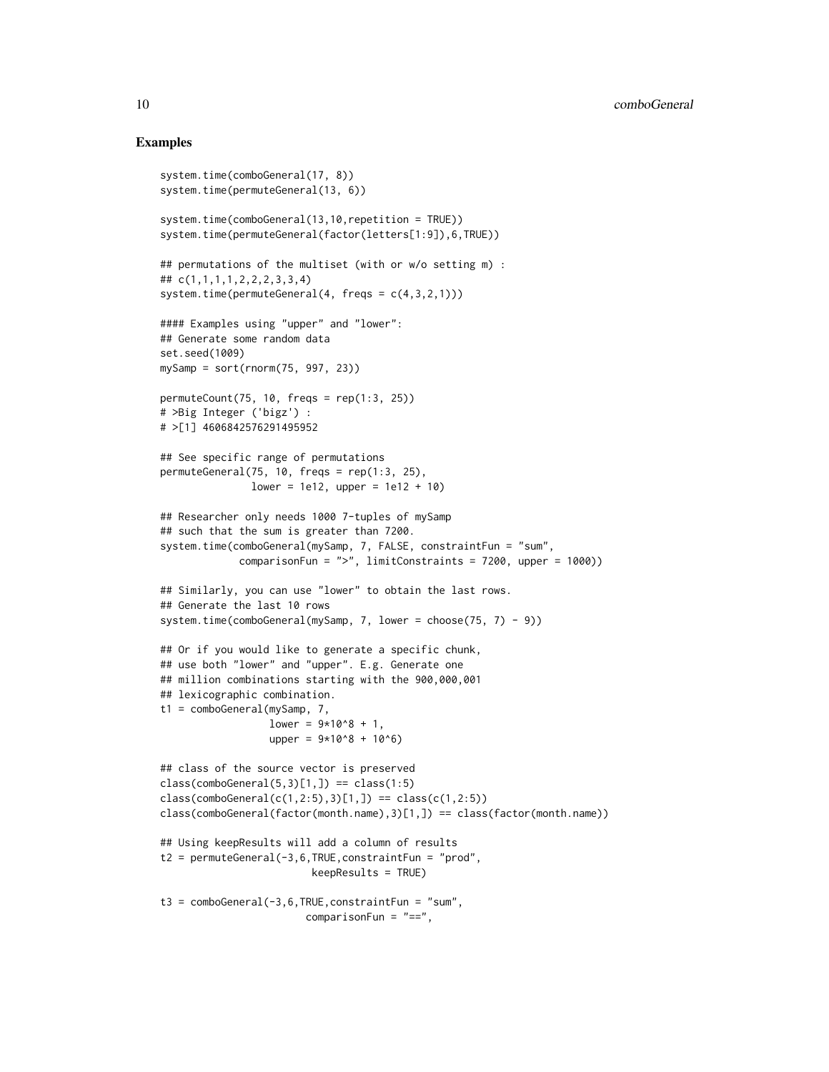## Examples

```
system.time(comboGeneral(17, 8))
system.time(permuteGeneral(13, 6))

system.time(comboGeneral(13,10,repetition = TRUE))
system.time(permuteGeneral(factor(letters[1:9]),6,TRUE))

## permutations of the multiset (with or w/o setting m) :
## c(1,1,1,1,2,2,2,3,3,4)
system.time(permuteGeneral(4, freqs = c(4,3,2,1)))

#### Examples using "upper" and "lower":
## Generate some random data
set.seed(1009)
mySamp = sort(rnorm(75, 997, 23))

permuteCount(75, 10, freqs = rep(1:3, 25))
# >Big Integer ('bigz') :
# >[1] 4606842576291495952

## See specific range of permutations
permuteGeneral(75, 10, freqs = rep(1:3, 25),
               lower = 1e12, upper = 1e12 + 10)

## Researcher only needs 1000 7-tuples of mySamp
## such that the sum is greater than 7200.
system.time(comboGeneral(mySamp, 7, FALSE, constraintFun = "sum",
            comparisonFun = ">", limitConstraints = 7200, upper = 1000))

## Similarly, you can use "lower" to obtain the last rows.
## Generate the last 10 rows
system.time(comboGeneral(mySamp, 7, lower = choose(75, 7) - 9))

## Or if you would like to generate a specific chunk,
## use both "lower" and "upper". E.g. Generate one
## million combinations starting with the 900,000,001
## lexicographic combination.
t1 = comboGeneral(mySamp, 7,
                  lower = 9*10^8 + 1,
                  upper = 9*10^8 + 10^6)

## class of the source vector is preserved
class(comboGeneral(5,3)[1,]) == class(1:5)
class(comboGeneral(c(1,2:5),3)[1,]) == class(c(1,2:5))
class(comboGeneral(factor(month.name),3)[1,]) == class(factor(month.name))

## Using keepResults will add a column of results
t2 = permuteGeneral(-3,6,TRUE,constraintFun = "prod",
                        keepResults = TRUE)

t3 = comboGeneral(-3,6,TRUE,constraintFun = "sum",
                        comparisonFun = "==",
```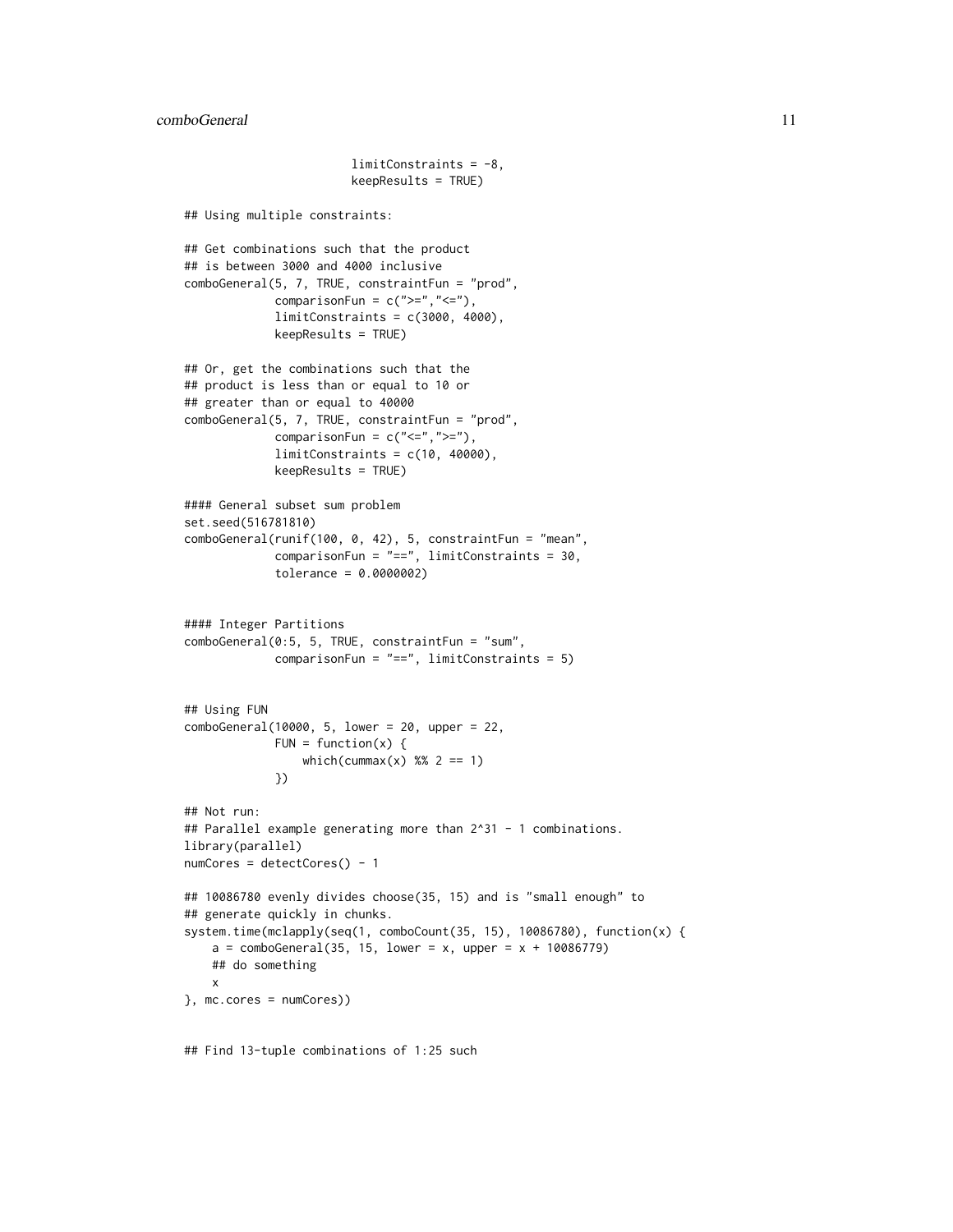```
                          limitConstraints = -8,
                          keepResults = TRUE)

## Using multiple constraints:

## Get combinations such that the product
## is between 3000 and 4000 inclusive
comboGeneral(5, 7, TRUE, constraintFun = "prod",
             comparisonFun = c(">=","<="),
             limitConstraints = c(3000, 4000),
             keepResults = TRUE)

## Or, get the combinations such that the
## product is less than or equal to 10 or
## greater than or equal to 40000
comboGeneral(5, 7, TRUE, constraintFun = "prod",
             comparisonFun = c("<=",">="),
             limitConstraints = c(10, 40000),
             keepResults = TRUE)

#### General subset sum problem
set.seed(516781810)
comboGeneral(runif(100, 0, 42), 5, constraintFun = "mean",
             comparisonFun = "==", limitConstraints = 30,
             tolerance = 0.0000002)


#### Integer Partitions
comboGeneral(0:5, 5, TRUE, constraintFun = "sum",
             comparisonFun = "==", limitConstraints = 5)


## Using FUN
comboGeneral(10000, 5, lower = 20, upper = 22,
             FUN = function(x) {
                 which(cummax(x) %% 2 == 1)
             })

## Not run:
## Parallel example generating more than 2^31 - 1 combinations.
library(parallel)
numCores = detectCores() - 1

## 10086780 evenly divides choose(35, 15) and is "small enough" to
## generate quickly in chunks.
system.time(mclapply(seq(1, comboCount(35, 15), 10086780), function(x) {
    a = comboGeneral(35, 15, lower = x, upper = x + 10086779)
    ## do something
    x
}, mc.cores = numCores))


## Find 13-tuple combinations of 1:25 such
```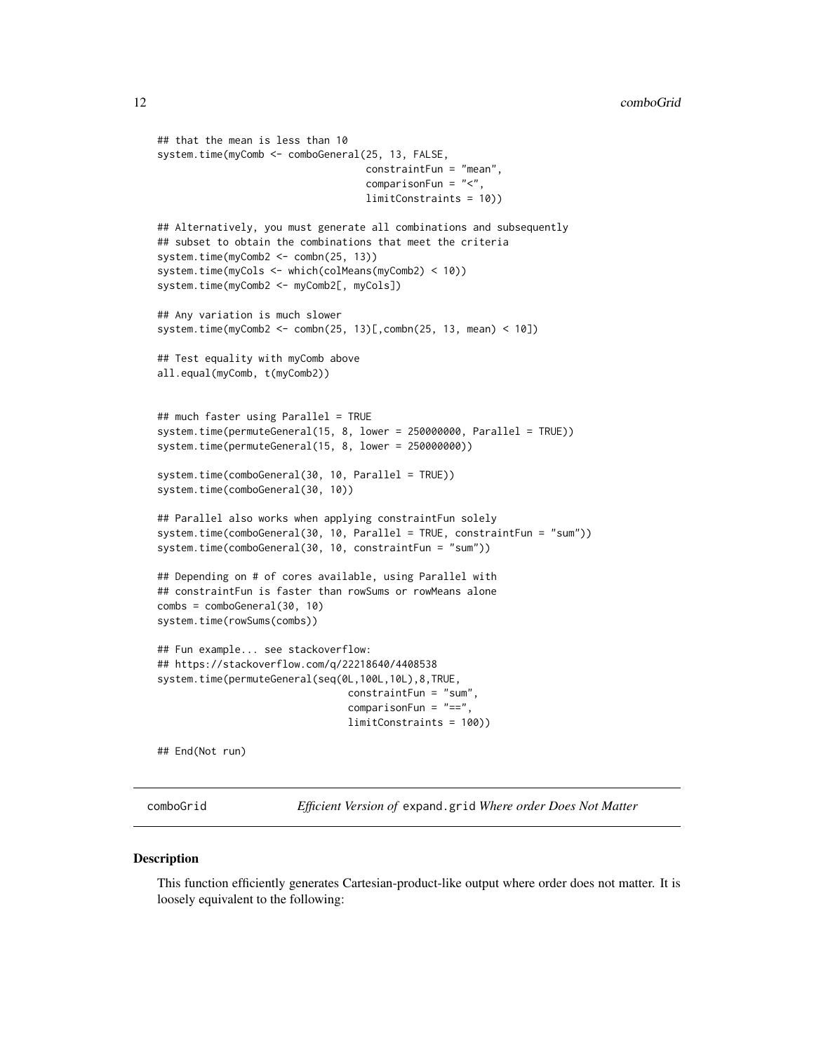```
## that the mean is less than 10
system.time(myComb <- comboGeneral(25, 13, FALSE,
                                   constraintFun = "mean",
                                   comparisonFun = "<",
                                   limitConstraints = 10))

## Alternatively, you must generate all combinations and subsequently
## subset to obtain the combinations that meet the criteria
system.time(myComb2 <- combn(25, 13))
system.time(myCols <- which(colMeans(myComb2) < 10))
system.time(myComb2 <- myComb2[, myCols])

## Any variation is much slower
system.time(myComb2 <- combn(25, 13)[,combn(25, 13, mean) < 10])

## Test equality with myComb above
all.equal(myComb, t(myComb2))


## much faster using Parallel = TRUE
system.time(permuteGeneral(15, 8, lower = 250000000, Parallel = TRUE))
system.time(permuteGeneral(15, 8, lower = 250000000))

system.time(comboGeneral(30, 10, Parallel = TRUE))
system.time(comboGeneral(30, 10))

## Parallel also works when applying constraintFun solely
system.time(comboGeneral(30, 10, Parallel = TRUE, constraintFun = "sum"))
system.time(comboGeneral(30, 10, constraintFun = "sum"))

## Depending on # of cores available, using Parallel with
## constraintFun is faster than rowSums or rowMeans alone
combs = comboGeneral(30, 10)
system.time(rowSums(combs))

## Fun example... see stackoverflow:
## https://stackoverflow.com/q/22218640/4408538
system.time(permuteGeneral(seq(0L,100L,10L),8,TRUE,
                               constraintFun = "sum",
                               comparisonFun = "==",
                               limitConstraints = 100))

## End(Not run)
```

---

## comboGrid — *Efficient Version of* `expand.grid` *Where order Does Not Matter*

### Description

This function efficiently generates Cartesian-product-like output where order does not matter. It is loosely equivalent to the following: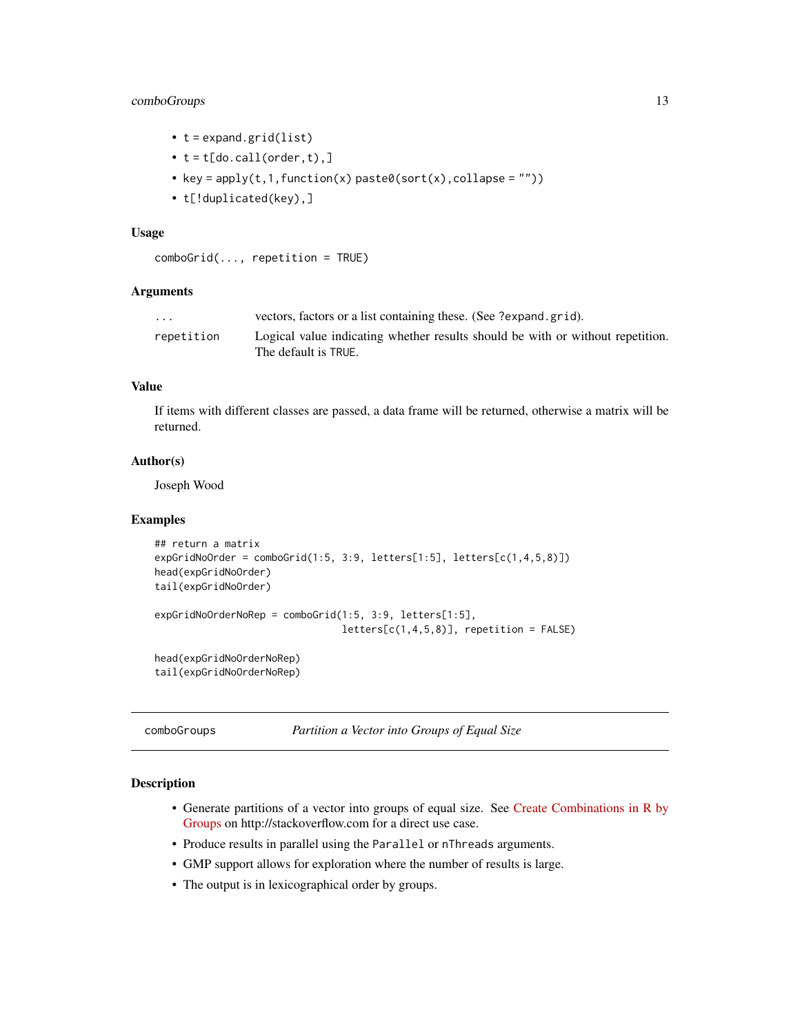- t = expand.grid(list)
- t = t[do.call(order,t),]
- key = apply(t,1,function(x) paste0(sort(x),collapse = ""))
- t[!duplicated(key),]

### Usage

```
comboGrid(..., repetition = TRUE)
```

### Arguments

| | |
|---|---|
| `...` | vectors, factors or a list containing these. (See ?expand.grid). |
| `repetition` | Logical value indicating whether results should be with or without repetition. The default is TRUE. |

### Value

If items with different classes are passed, a data frame will be returned, otherwise a matrix will be returned.

### Author(s)

Joseph Wood

### Examples

```
## return a matrix
expGridNoOrder = comboGrid(1:5, 3:9, letters[1:5], letters[c(1,4,5,8)])
head(expGridNoOrder)
tail(expGridNoOrder)

expGridNoOrderNoRep = comboGrid(1:5, 3:9, letters[1:5],
                                letters[c(1,4,5,8)], repetition = FALSE)

head(expGridNoOrderNoRep)
tail(expGridNoOrderNoRep)
```

---

## comboGroups — *Partition a Vector into Groups of Equal Size*

### Description

- Generate partitions of a vector into groups of equal size. See Create Combinations in R by Groups on http://stackoverflow.com for a direct use case.
- Produce results in parallel using the `Parallel` or `nThreads` arguments.
- GMP support allows for exploration where the number of results is large.
- The output is in lexicographical order by groups.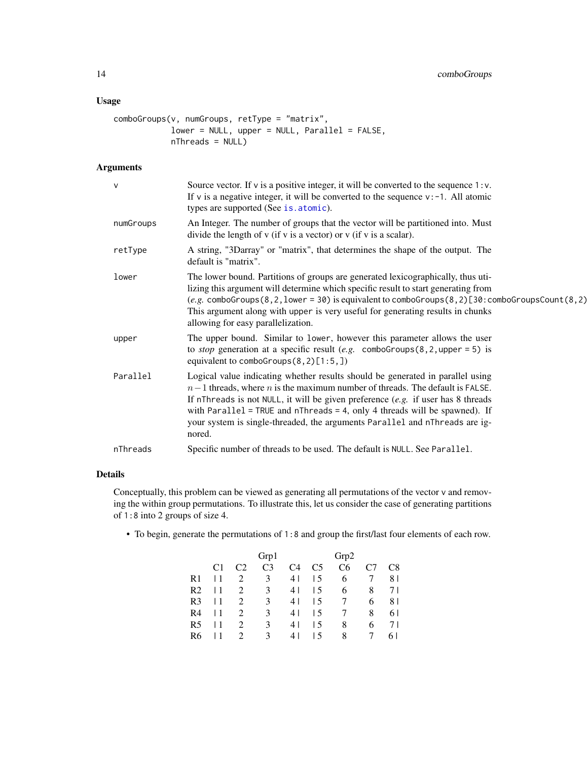## Usage

```
comboGroups(v, numGroups, retType = "matrix",
            lower = NULL, upper = NULL, Parallel = FALSE,
            nThreads = NULL)
```

## Arguments

| | |
|---|---|
| v | Source vector. If v is a positive integer, it will be converted to the sequence 1:v. If v is a negative integer, it will be converted to the sequence v:-1. All atomic types are supported (See is.atomic). |
| numGroups | An Integer. The number of groups that the vector will be partitioned into. Must divide the length of v (if v is a vector) or v (if v is a scalar). |
| retType | A string, "3Darray" or "matrix", that determines the shape of the output. The default is "matrix". |
| lower | The lower bound. Partitions of groups are generated lexicographically, thus utilizing this argument will determine which specific result to start generating from (*e.g.* comboGroups(8,2,lower = 30) is equivalent to comboGroups(8,2)[30:comboGroupsCount(8,2) This argument along with upper is very useful for generating results in chunks allowing for easy parallelization. |
| upper | The upper bound. Similar to lower, however this parameter allows the user to *stop* generation at a specific result (*e.g.* comboGroups(8,2,upper = 5) is equivalent to comboGroups(8,2)[1:5,]) |
| Parallel | Logical value indicating whether results should be generated in parallel using $n-1$ threads, where $n$ is the maximum number of threads. The default is FALSE. If nThreads is not NULL, it will be given preference (*e.g.* if user has 8 threads with Parallel = TRUE and nThreads = 4, only 4 threads will be spawned). If your system is single-threaded, the arguments Parallel and nThreads are ignored. |
| nThreads | Specific number of threads to be used. The default is NULL. See Parallel. |

## Details

Conceptually, this problem can be viewed as generating all permutations of the vector v and removing the within group permutations. To illustrate this, let us consider the case of generating partitions of 1:8 into 2 groups of size 4.

- To begin, generate the permutations of 1:8 and group the first/last four elements of each row.

| | | | Grp1 | | | Grp2 | | |
|---|---|---|---|---|---|---|---|---|
| | C1 | C2 | C3 | C4 | C5 | C6 | C7 | C8 |
| R1 | \| 1 | 2 | 3 | 4 \| | \| 5 | 6 | 7 | 8 \| |
| R2 | \| 1 | 2 | 3 | 4 \| | \| 5 | 6 | 8 | 7 \| |
| R3 | \| 1 | 2 | 3 | 4 \| | \| 5 | 7 | 6 | 8 \| |
| R4 | \| 1 | 2 | 3 | 4 \| | \| 5 | 7 | 8 | 6 \| |
| R5 | \| 1 | 2 | 3 | 4 \| | \| 5 | 8 | 6 | 7 \| |
| R6 | \| 1 | 2 | 3 | 4 \| | \| 5 | 8 | 7 | 6 \| |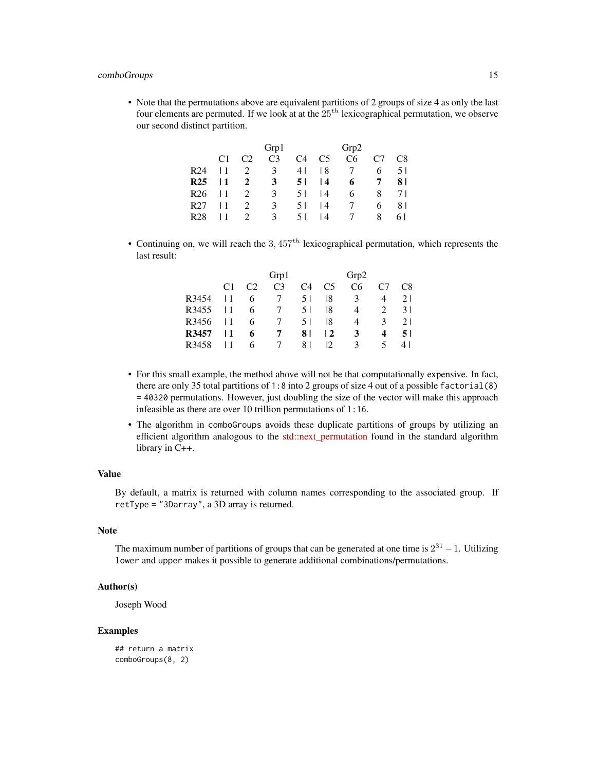- Note that the permutations above are equivalent partitions of 2 groups of size 4 as only the last four elements are permuted. If we look at at the $25^{th}$ lexicographical permutation, we observe our second distinct partition.

|  |  |  | Grp1 |  |  |  | Grp2 |  |
|---|---|---|---|---|---|---|---|---|
|  | C1 | C2 | C3 | C4 | C5 | C6 | C7 | C8 |
| R24 | \| 1 | 2 | 3 | 4 \| | \| 8 | 7 | 6 | 5 \| |
| **R25** | **\| 1** | **2** | **3** | **5 \|** | **\| 4** | **6** | **7** | **8 \|** |
| R26 | \| 1 | 2 | 3 | 5 \| | \| 4 | 6 | 8 | 7 \| |
| R27 | \| 1 | 2 | 3 | 5 \| | \| 4 | 7 | 6 | 8 \| |
| R28 | \| 1 | 2 | 3 | 5 \| | \| 4 | 7 | 8 | 6 \| |

- Continuing on, we will reach the $3,457^{th}$ lexicographical permutation, which represents the last result:

|  |  |  | Grp1 |  |  |  | Grp2 |  |
|---|---|---|---|---|---|---|---|---|
|  | C1 | C2 | C3 | C4 | C5 | C6 | C7 | C8 |
| R3454 | \| 1 | 6 | 7 | 5 \| | \|8 | 3 | 4 | 2 \| |
| R3455 | \| 1 | 6 | 7 | 5 \| | \|8 | 4 | 2 | 3 \| |
| R3456 | \| 1 | 6 | 7 | 5 \| | \|8 | 4 | 3 | 2 \| |
| **R3457** | **\| 1** | **6** | **7** | **8 \|** | **\| 2** | **3** | **4** | **5 \|** |
| R3458 | \| 1 | 6 | 7 | 8 \| | \|2 | 3 | 5 | 4 \| |

- For this small example, the method above will not be that computationally expensive. In fact, there are only 35 total partitions of `1:8` into 2 groups of size 4 out of a possible `factorial(8) = 40320` permutations. However, just doubling the size of the vector will make this approach infeasible as there are over 10 trillion permutations of `1:16`.
- The algorithm in `comboGroups` avoids these duplicate partitions of groups by utilizing an efficient algorithm analogous to the std::next_permutation found in the standard algorithm library in C++.

## Value

By default, a matrix is returned with column names corresponding to the associated group. If `retType = "3Darray"`, a 3D array is returned.

## Note

The maximum number of partitions of groups that can be generated at one time is $2^{31} - 1$. Utilizing `lower` and `upper` makes it possible to generate additional combinations/permutations.

## Author(s)

Joseph Wood

## Examples

```
## return a matrix
comboGroups(8, 2)
```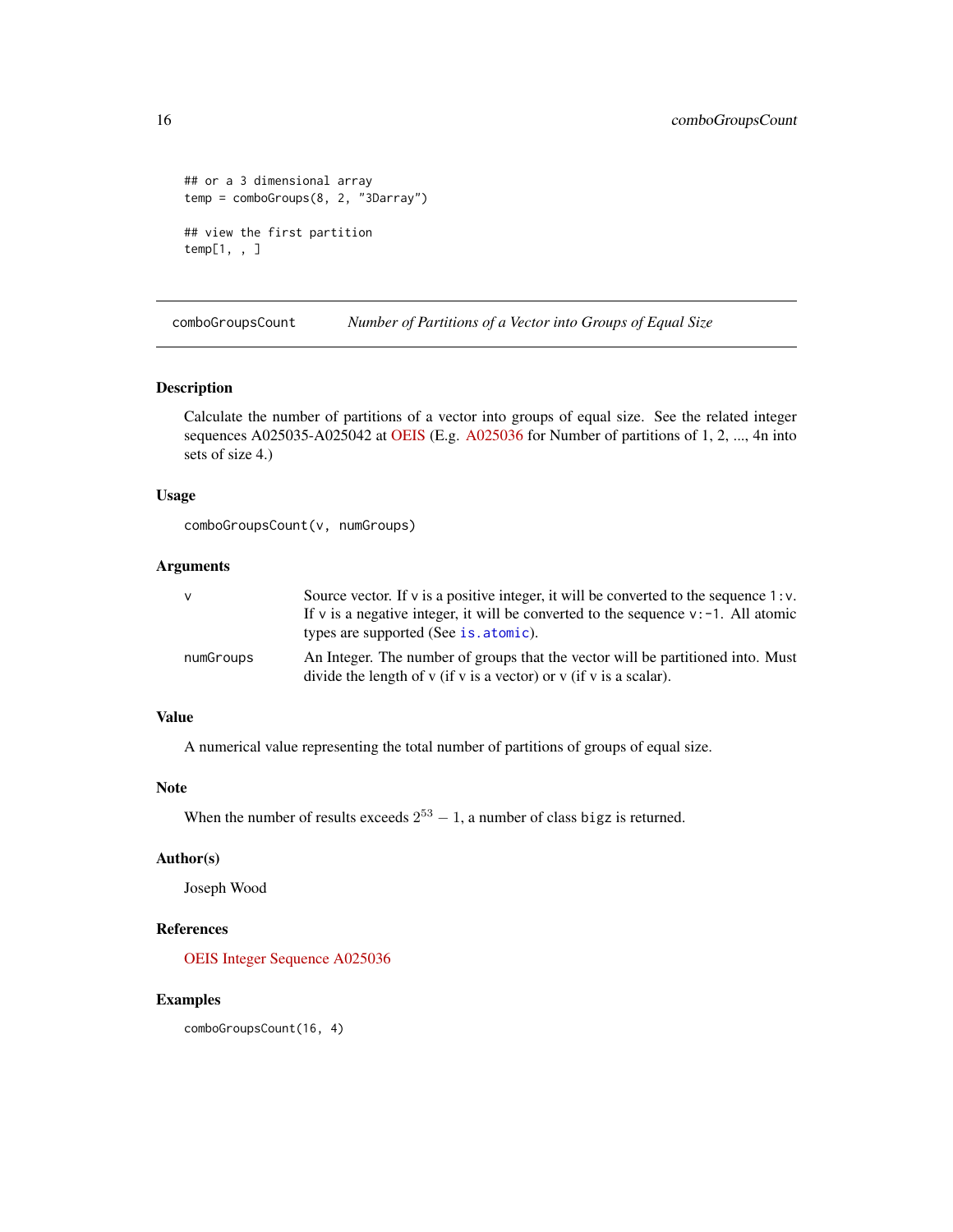```
## or a 3 dimensional array
temp = comboGroups(8, 2, "3Darray")

## view the first partition
temp[1, , ]
```

## comboGroupsCount    *Number of Partitions of a Vector into Groups of Equal Size*

### Description

Calculate the number of partitions of a vector into groups of equal size. See the related integer sequences A025035-A025042 at OEIS (E.g. A025036 for Number of partitions of 1, 2, ..., 4n into sets of size 4.)

### Usage

```
comboGroupsCount(v, numGroups)
```

### Arguments

| | |
|---|---|
| v | Source vector. If v is a positive integer, it will be converted to the sequence `1:v`. If v is a negative integer, it will be converted to the sequence `v:-1`. All atomic types are supported (See `is.atomic`). |
| numGroups | An Integer. The number of groups that the vector will be partitioned into. Must divide the length of v (if v is a vector) or v (if v is a scalar). |

### Value

A numerical value representing the total number of partitions of groups of equal size.

### Note

When the number of results exceeds $2^{53} - 1$, a number of class `bigz` is returned.

### Author(s)

Joseph Wood

### References

OEIS Integer Sequence A025036

### Examples

```
comboGroupsCount(16, 4)
```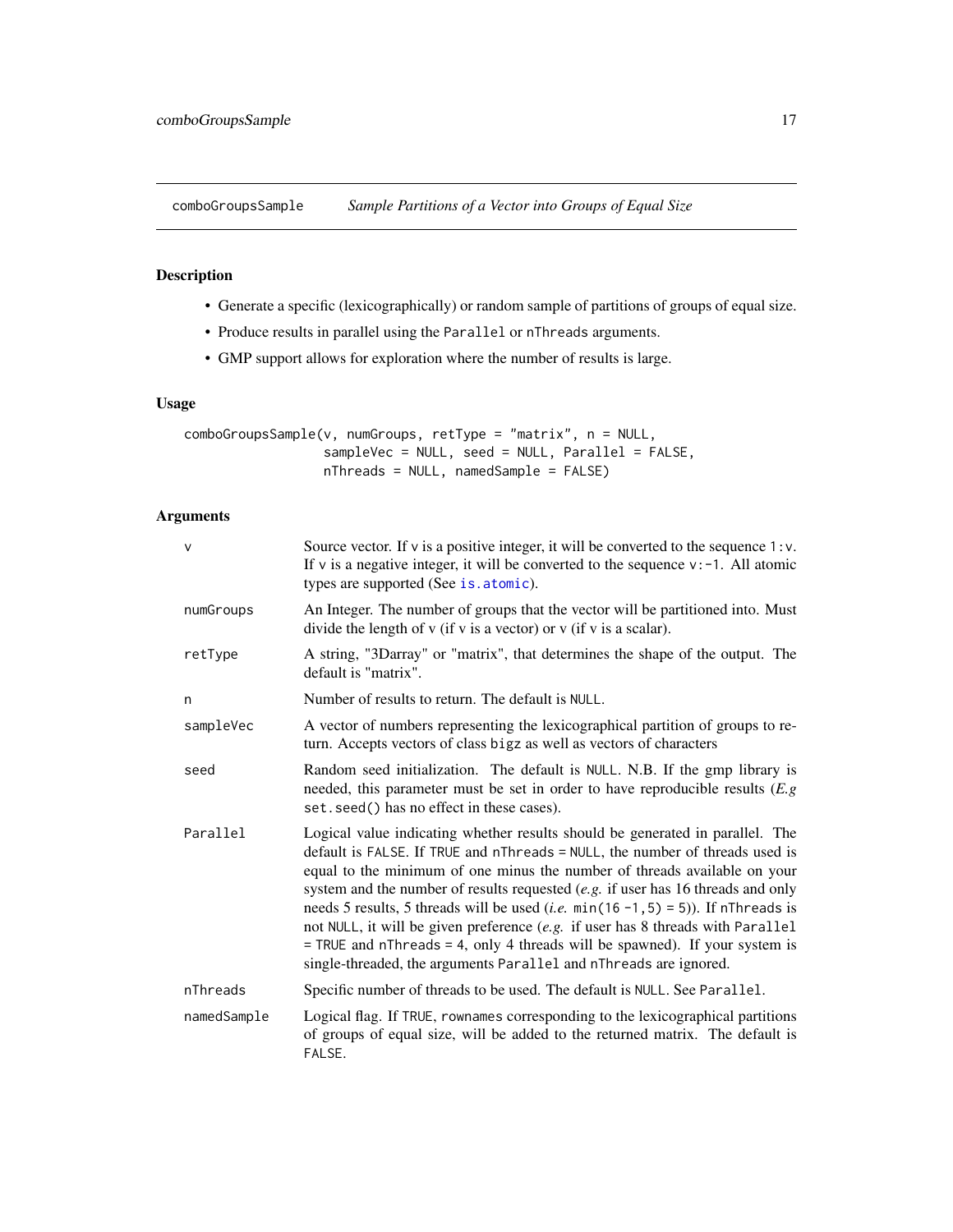# comboGroupsSample — *Sample Partitions of a Vector into Groups of Equal Size*

## Description

- Generate a specific (lexicographically) or random sample of partitions of groups of equal size.
- Produce results in parallel using the `Parallel` or `nThreads` arguments.
- GMP support allows for exploration where the number of results is large.

## Usage

```
comboGroupsSample(v, numGroups, retType = "matrix", n = NULL,
                  sampleVec = NULL, seed = NULL, Parallel = FALSE,
                  nThreads = NULL, namedSample = FALSE)
```

## Arguments

| | |
|---|---|
| `v` | Source vector. If v is a positive integer, it will be converted to the sequence `1:v`. If v is a negative integer, it will be converted to the sequence `v:-1`. All atomic types are supported (See `is.atomic`). |
| `numGroups` | An Integer. The number of groups that the vector will be partitioned into. Must divide the length of v (if v is a vector) or v (if v is a scalar). |
| `retType` | A string, "3Darray" or "matrix", that determines the shape of the output. The default is "matrix". |
| `n` | Number of results to return. The default is `NULL`. |
| `sampleVec` | A vector of numbers representing the lexicographical partition of groups to return. Accepts vectors of class `bigz` as well as vectors of characters |
| `seed` | Random seed initialization. The default is `NULL`. N.B. If the gmp library is needed, this parameter must be set in order to have reproducible results (*E.g* `set.seed()` has no effect in these cases). |
| `Parallel` | Logical value indicating whether results should be generated in parallel. The default is `FALSE`. If `TRUE` and `nThreads = NULL`, the number of threads used is equal to the minimum of one minus the number of threads available on your system and the number of results requested (*e.g.* if user has 16 threads and only needs 5 results, 5 threads will be used (*i.e.* `min(16 -1,5) = 5`)). If `nThreads` is not `NULL`, it will be given preference (*e.g.* if user has 8 threads with `Parallel = TRUE` and `nThreads = 4`, only 4 threads will be spawned). If your system is single-threaded, the arguments `Parallel` and `nThreads` are ignored. |
| `nThreads` | Specific number of threads to be used. The default is `NULL`. See `Parallel`. |
| `namedSample` | Logical flag. If `TRUE`, `rownames` corresponding to the lexicographical partitions of groups of equal size, will be added to the returned matrix. The default is `FALSE`. |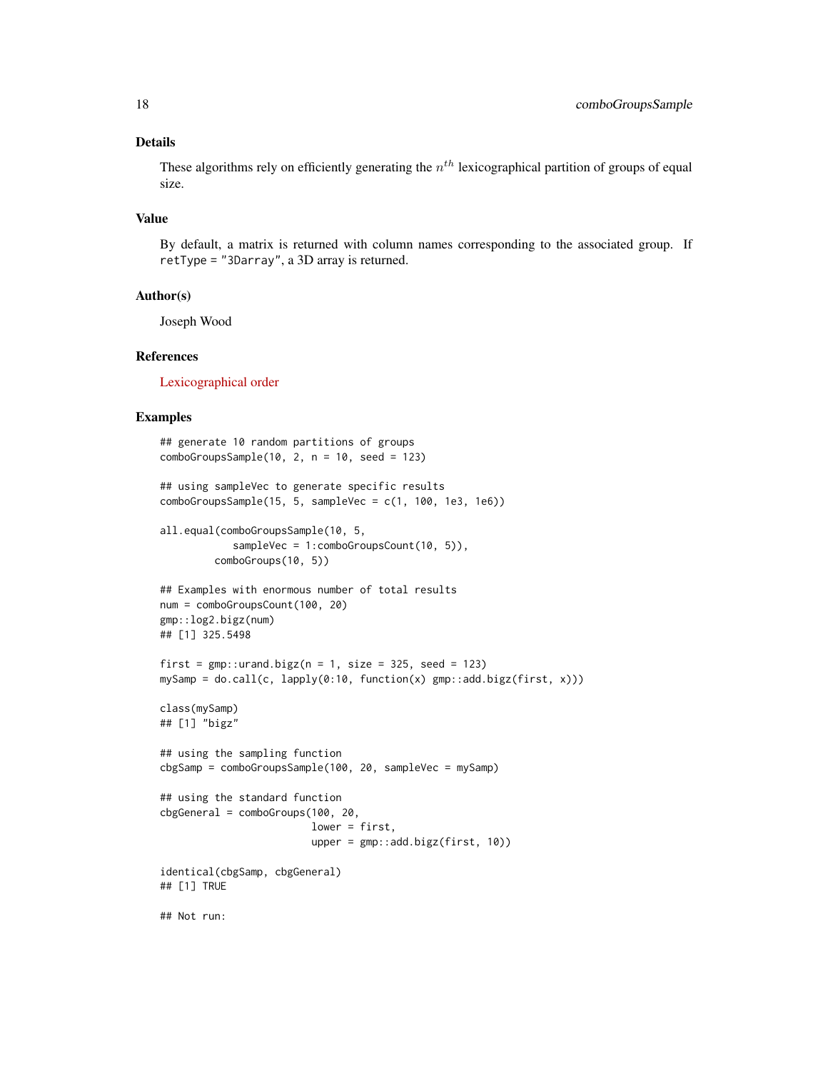## Details

These algorithms rely on efficiently generating the $n^{th}$ lexicographical partition of groups of equal size.

## Value

By default, a matrix is returned with column names corresponding to the associated group. If `retType = "3Darray"`, a 3D array is returned.

## Author(s)

Joseph Wood

## References

Lexicographical order

## Examples

```
## generate 10 random partitions of groups
comboGroupsSample(10, 2, n = 10, seed = 123)

## using sampleVec to generate specific results
comboGroupsSample(15, 5, sampleVec = c(1, 100, 1e3, 1e6))

all.equal(comboGroupsSample(10, 5,
            sampleVec = 1:comboGroupsCount(10, 5)),
         comboGroups(10, 5))

## Examples with enormous number of total results
num = comboGroupsCount(100, 20)
gmp::log2.bigz(num)
## [1] 325.5498

first = gmp::urand.bigz(n = 1, size = 325, seed = 123)
mySamp = do.call(c, lapply(0:10, function(x) gmp::add.bigz(first, x)))

class(mySamp)
## [1] "bigz"

## using the sampling function
cbgSamp = comboGroupsSample(100, 20, sampleVec = mySamp)

## using the standard function
cbgGeneral = comboGroups(100, 20,
                         lower = first,
                         upper = gmp::add.bigz(first, 10))

identical(cbgSamp, cbgGeneral)
## [1] TRUE

## Not run:
```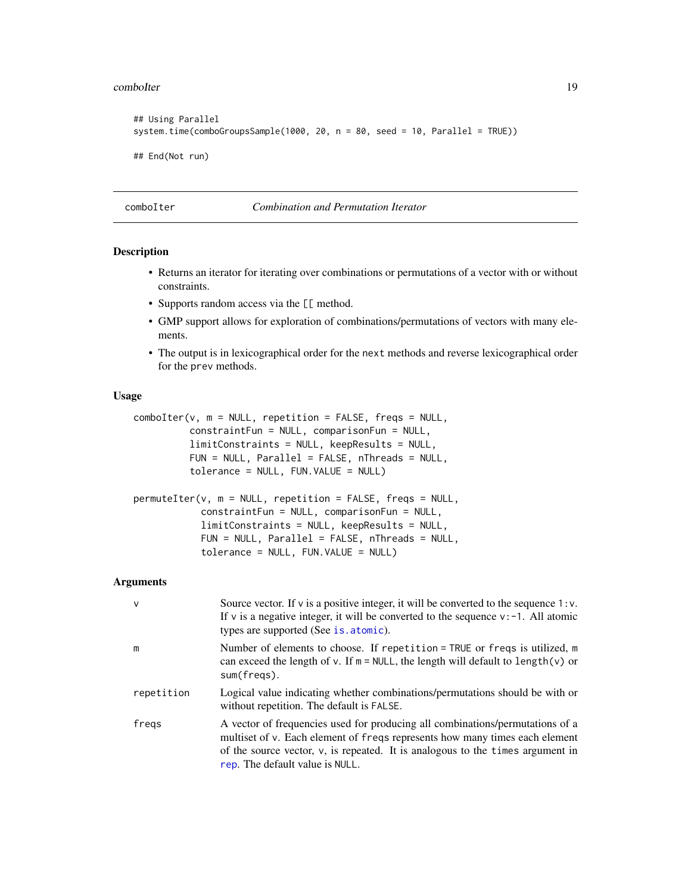```
## Using Parallel
system.time(comboGroupsSample(1000, 20, n = 80, seed = 10, Parallel = TRUE))

## End(Not run)
```

## comboIter — *Combination and Permutation Iterator*

### Description

- Returns an iterator for iterating over combinations or permutations of a vector with or without constraints.
- Supports random access via the `[[` method.
- GMP support allows for exploration of combinations/permutations of vectors with many elements.
- The output is in lexicographical order for the `next` methods and reverse lexicographical order for the `prev` methods.

### Usage

```
comboIter(v, m = NULL, repetition = FALSE, freqs = NULL,
          constraintFun = NULL, comparisonFun = NULL,
          limitConstraints = NULL, keepResults = NULL,
          FUN = NULL, Parallel = FALSE, nThreads = NULL,
          tolerance = NULL, FUN.VALUE = NULL)

permuteIter(v, m = NULL, repetition = FALSE, freqs = NULL,
            constraintFun = NULL, comparisonFun = NULL,
            limitConstraints = NULL, keepResults = NULL,
            FUN = NULL, Parallel = FALSE, nThreads = NULL,
            tolerance = NULL, FUN.VALUE = NULL)
```

### Arguments

| | |
|---|---|
| `v` | Source vector. If `v` is a positive integer, it will be converted to the sequence `1:v`. If `v` is a negative integer, it will be converted to the sequence `v:-1`. All atomic types are supported (See `is.atomic`). |
| `m` | Number of elements to choose. If `repetition = TRUE` or `freqs` is utilized, `m` can exceed the length of `v`. If `m = NULL`, the length will default to `length(v)` or `sum(freqs)`. |
| `repetition` | Logical value indicating whether combinations/permutations should be with or without repetition. The default is `FALSE`. |
| `freqs` | A vector of frequencies used for producing all combinations/permutations of a multiset of `v`. Each element of `freqs` represents how many times each element of the source vector, `v`, is repeated. It is analogous to the `times` argument in `rep`. The default value is `NULL`. |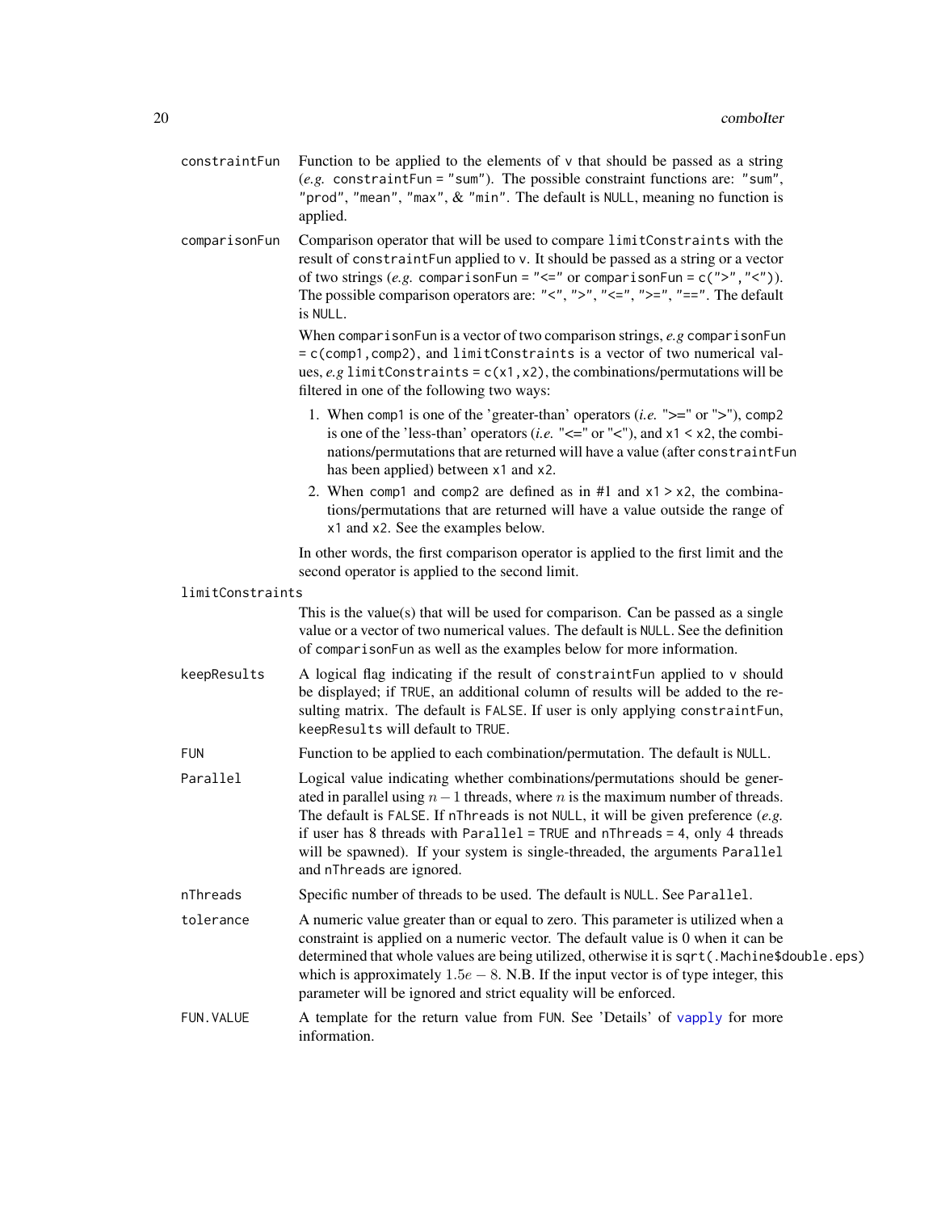**constraintFun** Function to be applied to the elements of `v` that should be passed as a string (*e.g.* `constraintFun = "sum"`). The possible constraint functions are: `"sum"`, `"prod"`, `"mean"`, `"max"`, & `"min"`. The default is `NULL`, meaning no function is applied.

**comparisonFun** Comparison operator that will be used to compare `limitConstraints` with the result of `constraintFun` applied to `v`. It should be passed as a string or a vector of two strings (*e.g.* `comparisonFun = "<="` or `comparisonFun = c(">","<")`). The possible comparison operators are: `"<"`, `">"`, `"<="`, `">="`, `"=="`. The default is `NULL`.

When `comparisonFun` is a vector of two comparison strings, *e.g* `comparisonFun = c(comp1,comp2)`, and `limitConstraints` is a vector of two numerical values, *e.g* `limitConstraints = c(x1,x2)`, the combinations/permutations will be filtered in one of the following two ways:

1. When `comp1` is one of the 'greater-than' operators (*i.e.* ">=" or ">"), `comp2` is one of the 'less-than' operators (*i.e.* "<=" or "<"), and `x1 < x2`, the combinations/permutations that are returned will have a value (after `constraintFun` has been applied) between `x1` and `x2`.
2. When `comp1` and `comp2` are defined as in #1 and `x1 > x2`, the combinations/permutations that are returned will have a value outside the range of `x1` and `x2`. See the examples below.

In other words, the first comparison operator is applied to the first limit and the second operator is applied to the second limit.

**limitConstraints** This is the value(s) that will be used for comparison. Can be passed as a single value or a vector of two numerical values. The default is `NULL`. See the definition of `comparisonFun` as well as the examples below for more information.

**keepResults** A logical flag indicating if the result of `constraintFun` applied to `v` should be displayed; if `TRUE`, an additional column of results will be added to the resulting matrix. The default is `FALSE`. If user is only applying `constraintFun`, `keepResults` will default to `TRUE`.

**FUN** Function to be applied to each combination/permutation. The default is `NULL`.

**Parallel** Logical value indicating whether combinations/permutations should be generated in parallel using $n - 1$ threads, where $n$ is the maximum number of threads. The default is `FALSE`. If `nThreads` is not `NULL`, it will be given preference (*e.g.* if user has 8 threads with `Parallel = TRUE` and `nThreads = 4`, only 4 threads will be spawned). If your system is single-threaded, the arguments `Parallel` and `nThreads` are ignored.

**nThreads** Specific number of threads to be used. The default is `NULL`. See `Parallel`.

**tolerance** A numeric value greater than or equal to zero. This parameter is utilized when a constraint is applied on a numeric vector. The default value is 0 when it can be determined that whole values are being utilized, otherwise it is `sqrt(.Machine$double.eps)` which is approximately $1.5e - 8$. N.B. If the input vector is of type integer, this parameter will be ignored and strict equality will be enforced.

**FUN.VALUE** A template for the return value from `FUN`. See 'Details' of `vapply` for more information.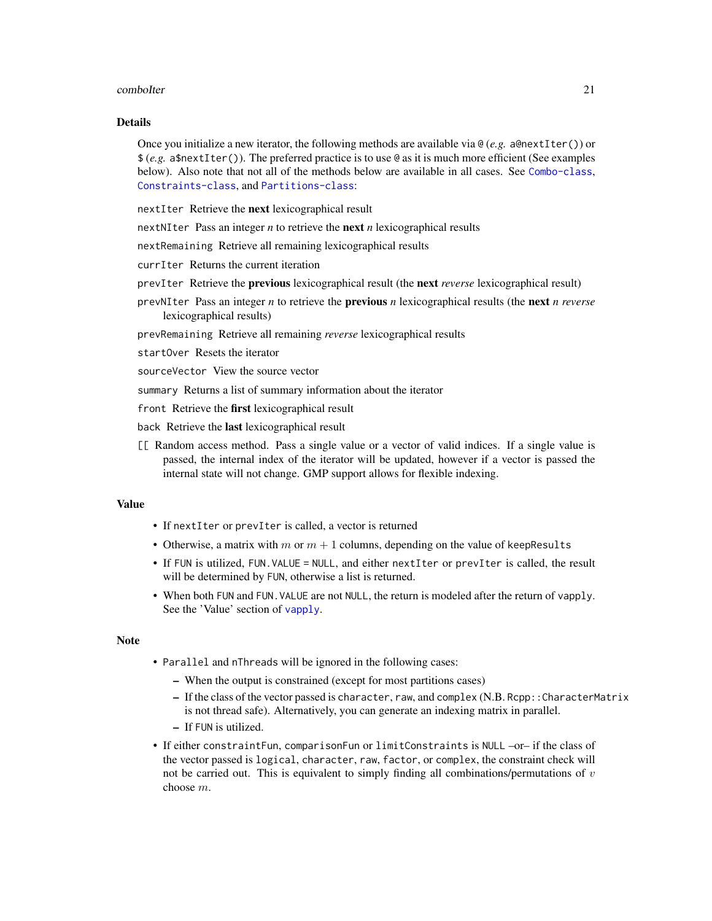### Details

Once you initialize a new iterator, the following methods are available via `@` (*e.g.* `a@nextIter()`) or `$` (*e.g.* `a$nextIter()`). The preferred practice is to use `@` as it is much more efficient (See examples below). Also note that not all of the methods below are available in all cases. See `Combo-class`, `Constraints-class`, and `Partitions-class`:

`nextIter` Retrieve the **next** lexicographical result

`nextNIter` Pass an integer *n* to retrieve the **next** *n* lexicographical results

`nextRemaining` Retrieve all remaining lexicographical results

`currIter` Returns the current iteration

`prevIter` Retrieve the **previous** lexicographical result (the **next** *reverse* lexicographical result)

`prevNIter` Pass an integer *n* to retrieve the **previous** *n* lexicographical results (the **next** *n* *reverse* lexicographical results)

`prevRemaining` Retrieve all remaining *reverse* lexicographical results

`startOver` Resets the iterator

`sourceVector` View the source vector

`summary` Returns a list of summary information about the iterator

`front` Retrieve the **first** lexicographical result

`back` Retrieve the **last** lexicographical result

`[[` Random access method. Pass a single value or a vector of valid indices. If a single value is passed, the internal index of the iterator will be updated, however if a vector is passed the internal state will not change. GMP support allows for flexible indexing.

### Value

- If `nextIter` or `prevIter` is called, a vector is returned
- Otherwise, a matrix with $m$ or $m+1$ columns, depending on the value of `keepResults`
- If `FUN` is utilized, `FUN.VALUE = NULL`, and either `nextIter` or `prevIter` is called, the result will be determined by `FUN`, otherwise a list is returned.
- When both `FUN` and `FUN.VALUE` are not `NULL`, the return is modeled after the return of `vapply`. See the 'Value' section of `vapply`.

### Note

- `Parallel` and `nThreads` will be ignored in the following cases:
  - When the output is constrained (except for most partitions cases)
  - If the class of the vector passed is `character`, `raw`, and `complex` (N.B. `Rcpp::CharacterMatrix` is not thread safe). Alternatively, you can generate an indexing matrix in parallel.
  - If `FUN` is utilized.
- If either `constraintFun`, `comparisonFun` or `limitConstraints` is `NULL` –or– if the class of the vector passed is `logical`, `character`, `raw`, `factor`, or `complex`, the constraint check will not be carried out. This is equivalent to simply finding all combinations/permutations of $v$ choose $m$.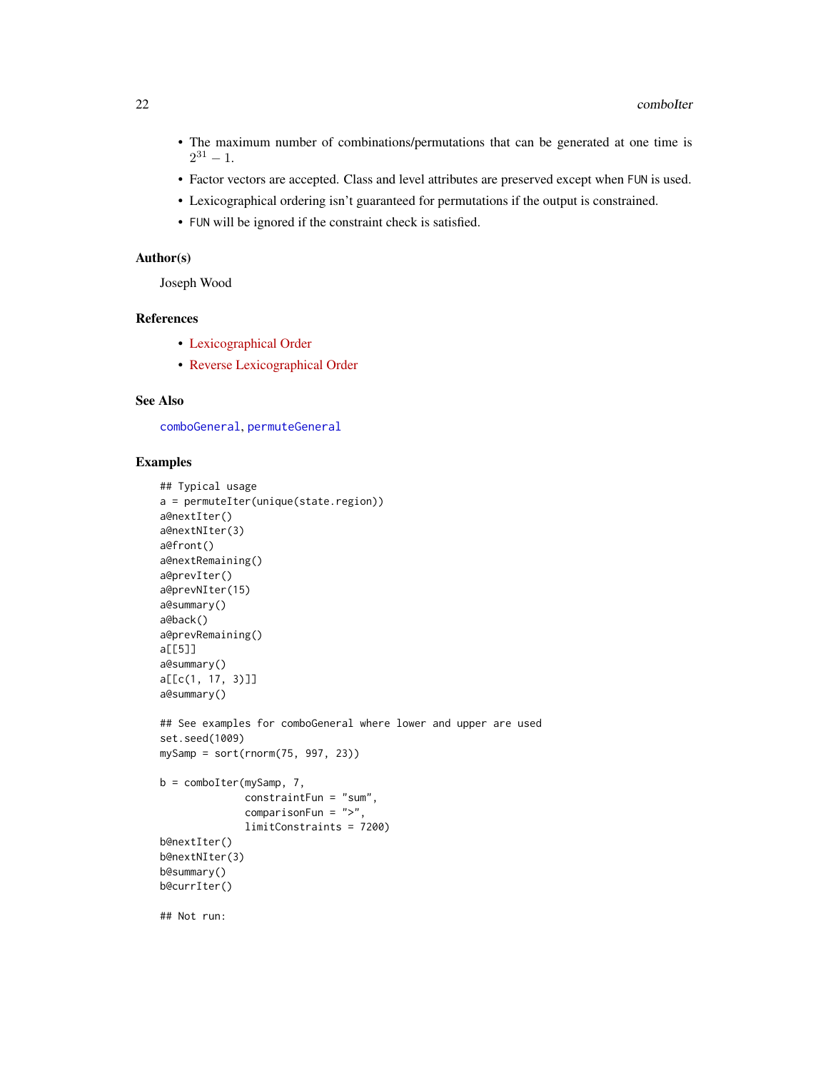- The maximum number of combinations/permutations that can be generated at one time is $2^{31} - 1$.
- Factor vectors are accepted. Class and level attributes are preserved except when `FUN` is used.
- Lexicographical ordering isn't guaranteed for permutations if the output is constrained.
- `FUN` will be ignored if the constraint check is satisfied.

### Author(s)

Joseph Wood

### References

- Lexicographical Order
- Reverse Lexicographical Order

### See Also

`comboGeneral`, `permuteGeneral`

### Examples

```
## Typical usage
a = permuteIter(unique(state.region))
a@nextIter()
a@nextNIter(3)
a@front()
a@nextRemaining()
a@prevIter()
a@prevNIter(15)
a@summary()
a@back()
a@prevRemaining()
a[[5]]
a@summary()
a[[c(1, 17, 3)]]
a@summary()

## See examples for comboGeneral where lower and upper are used
set.seed(1009)
mySamp = sort(rnorm(75, 997, 23))

b = comboIter(mySamp, 7,
              constraintFun = "sum",
              comparisonFun = ">",
              limitConstraints = 7200)
b@nextIter()
b@nextNIter(3)
b@summary()
b@currIter()

## Not run:
```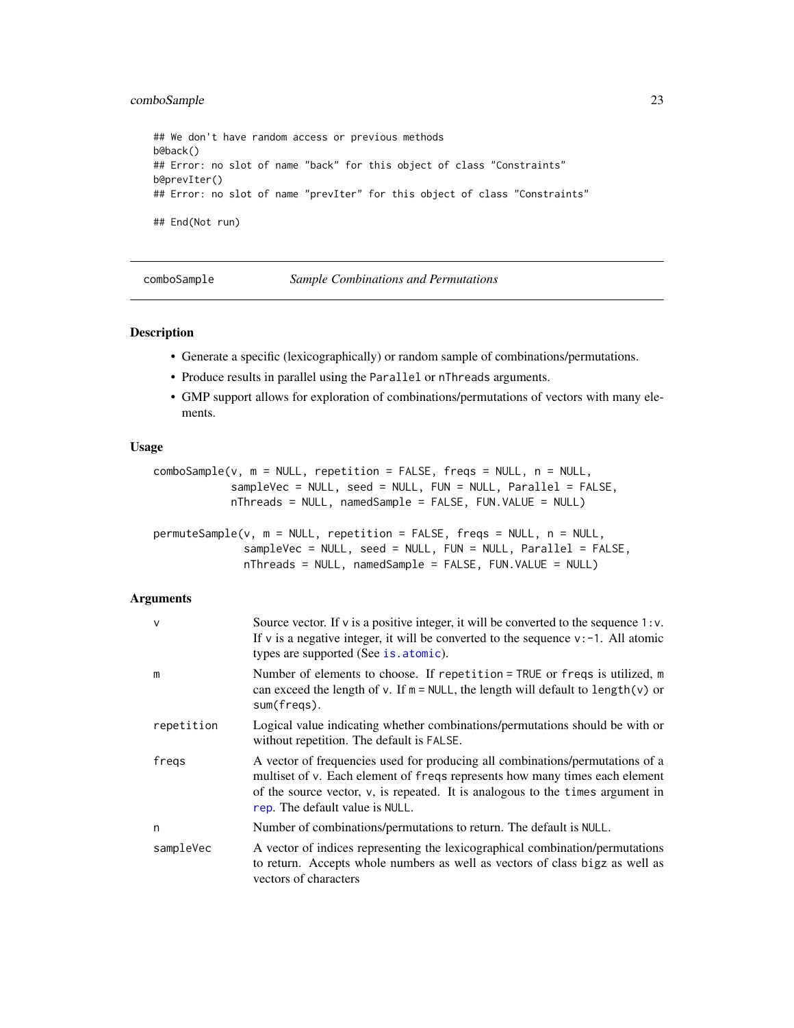```
## We don't have random access or previous methods
b@back()
## Error: no slot of name "back" for this object of class "Constraints"
b@prevIter()
## Error: no slot of name "prevIter" for this object of class "Constraints"

## End(Not run)
```

## comboSample *Sample Combinations and Permutations*

### Description

- Generate a specific (lexicographically) or random sample of combinations/permutations.
- Produce results in parallel using the `Parallel` or `nThreads` arguments.
- GMP support allows for exploration of combinations/permutations of vectors with many elements.

### Usage

```
comboSample(v, m = NULL, repetition = FALSE, freqs = NULL, n = NULL,
            sampleVec = NULL, seed = NULL, FUN = NULL, Parallel = FALSE,
            nThreads = NULL, namedSample = FALSE, FUN.VALUE = NULL)

permuteSample(v, m = NULL, repetition = FALSE, freqs = NULL, n = NULL,
              sampleVec = NULL, seed = NULL, FUN = NULL, Parallel = FALSE,
              nThreads = NULL, namedSample = FALSE, FUN.VALUE = NULL)
```

### Arguments

| | |
|---|---|
| `v` | Source vector. If `v` is a positive integer, it will be converted to the sequence `1:v`. If `v` is a negative integer, it will be converted to the sequence `v:-1`. All atomic types are supported (See `is.atomic`). |
| `m` | Number of elements to choose. If `repetition = TRUE` or `freqs` is utilized, `m` can exceed the length of `v`. If `m = NULL`, the length will default to `length(v)` or `sum(freqs)`. |
| `repetition` | Logical value indicating whether combinations/permutations should be with or without repetition. The default is `FALSE`. |
| `freqs` | A vector of frequencies used for producing all combinations/permutations of a multiset of `v`. Each element of `freqs` represents how many times each element of the source vector, `v`, is repeated. It is analogous to the `times` argument in `rep`. The default value is `NULL`. |
| `n` | Number of combinations/permutations to return. The default is `NULL`. |
| `sampleVec` | A vector of indices representing the lexicographical combination/permutations to return. Accepts whole numbers as well as vectors of class `bigz` as well as vectors of characters |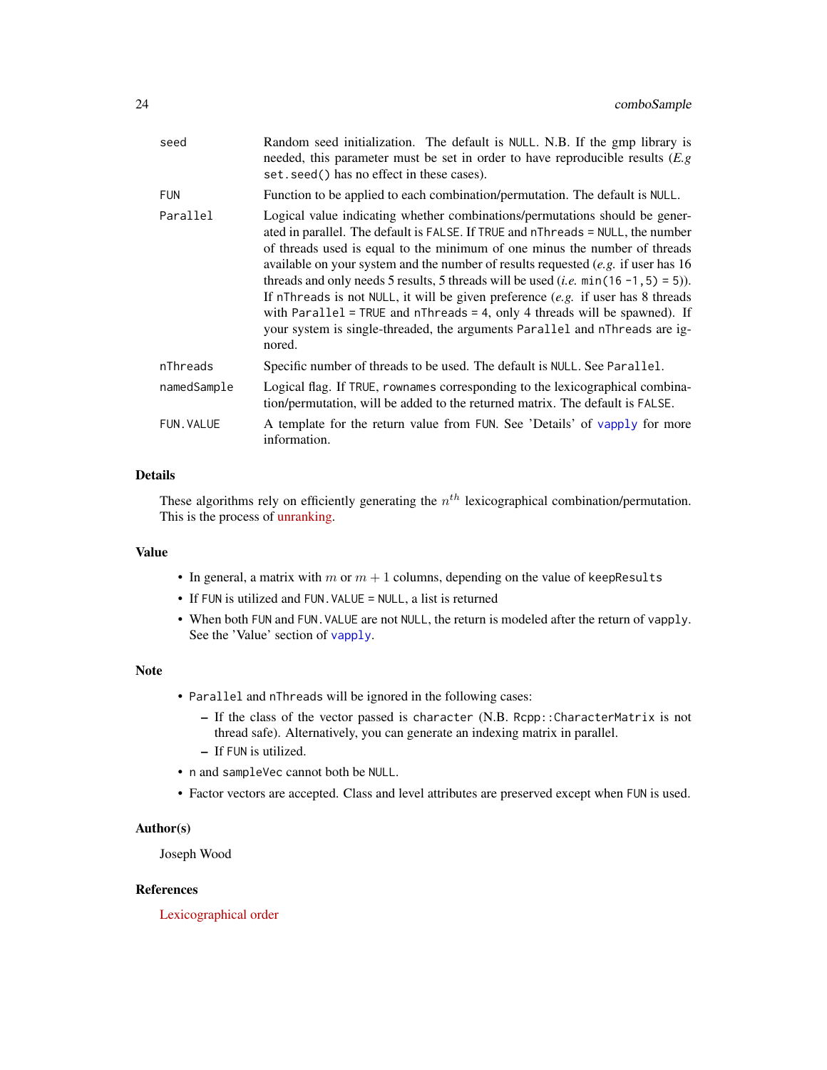| | |
|---|---|
| seed | Random seed initialization. The default is NULL. N.B. If the gmp library is needed, this parameter must be set in order to have reproducible results (*E.g* set.seed() has no effect in these cases). |
| FUN | Function to be applied to each combination/permutation. The default is NULL. |
| Parallel | Logical value indicating whether combinations/permutations should be generated in parallel. The default is FALSE. If TRUE and nThreads = NULL, the number of threads used is equal to the minimum of one minus the number of threads available on your system and the number of results requested (*e.g.* if user has 16 threads and only needs 5 results, 5 threads will be used (*i.e.* min(16 -1,5) = 5)). If nThreads is not NULL, it will be given preference (*e.g.* if user has 8 threads with Parallel = TRUE and nThreads = 4, only 4 threads will be spawned). If your system is single-threaded, the arguments Parallel and nThreads are ignored. |
| nThreads | Specific number of threads to be used. The default is NULL. See Parallel. |
| namedSample | Logical flag. If TRUE, rownames corresponding to the lexicographical combination/permutation, will be added to the returned matrix. The default is FALSE. |
| FUN.VALUE | A template for the return value from FUN. See 'Details' of vapply for more information. |

### Details

These algorithms rely on efficiently generating the $n^{th}$ lexicographical combination/permutation. This is the process of unranking.

### Value

- In general, a matrix with $m$ or $m + 1$ columns, depending on the value of keepResults
- If FUN is utilized and FUN.VALUE = NULL, a list is returned
- When both FUN and FUN.VALUE are not NULL, the return is modeled after the return of vapply. See the 'Value' section of vapply.

### Note

- Parallel and nThreads will be ignored in the following cases:
  - If the class of the vector passed is character (N.B. Rcpp::CharacterMatrix is not thread safe). Alternatively, you can generate an indexing matrix in parallel.
  - If FUN is utilized.
- n and sampleVec cannot both be NULL.
- Factor vectors are accepted. Class and level attributes are preserved except when FUN is used.

### Author(s)

Joseph Wood

### References

Lexicographical order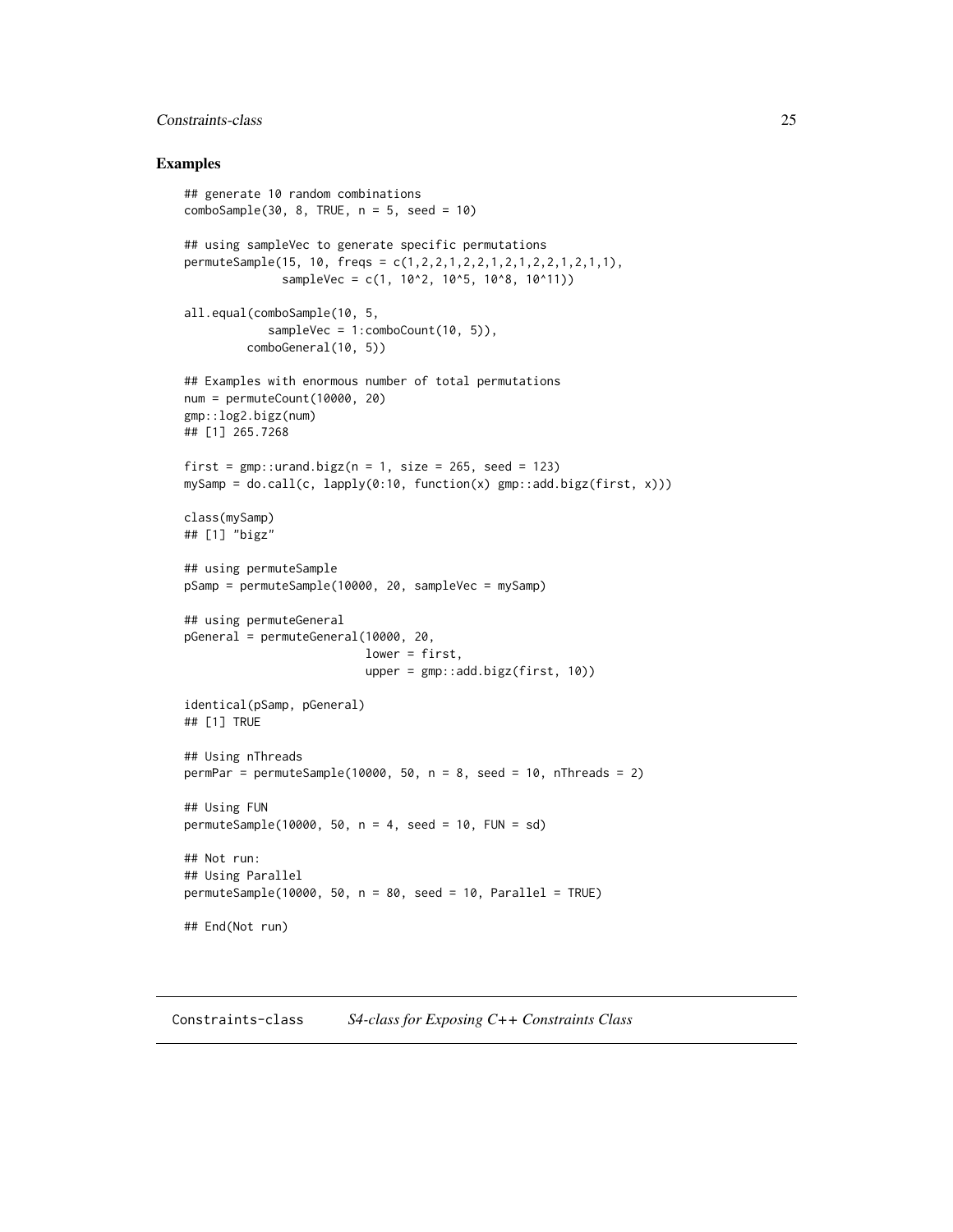### Examples

```
## generate 10 random combinations
comboSample(30, 8, TRUE, n = 5, seed = 10)

## using sampleVec to generate specific permutations
permuteSample(15, 10, freqs = c(1,2,2,1,2,2,1,2,1,2,2,1,2,1,1),
              sampleVec = c(1, 10^2, 10^5, 10^8, 10^11))

all.equal(comboSample(10, 5,
            sampleVec = 1:comboCount(10, 5)),
         comboGeneral(10, 5))

## Examples with enormous number of total permutations
num = permuteCount(10000, 20)
gmp::log2.bigz(num)
## [1] 265.7268

first = gmp::urand.bigz(n = 1, size = 265, seed = 123)
mySamp = do.call(c, lapply(0:10, function(x) gmp::add.bigz(first, x)))

class(mySamp)
## [1] "bigz"

## using permuteSample
pSamp = permuteSample(10000, 20, sampleVec = mySamp)

## using permuteGeneral
pGeneral = permuteGeneral(10000, 20,
                          lower = first,
                          upper = gmp::add.bigz(first, 10))

identical(pSamp, pGeneral)
## [1] TRUE

## Using nThreads
permPar = permuteSample(10000, 50, n = 8, seed = 10, nThreads = 2)

## Using FUN
permuteSample(10000, 50, n = 4, seed = 10, FUN = sd)

## Not run:
## Using Parallel
permuteSample(10000, 50, n = 80, seed = 10, Parallel = TRUE)

## End(Not run)
```

---

Constraints-class        *S4-class for Exposing C++ Constraints Class*

---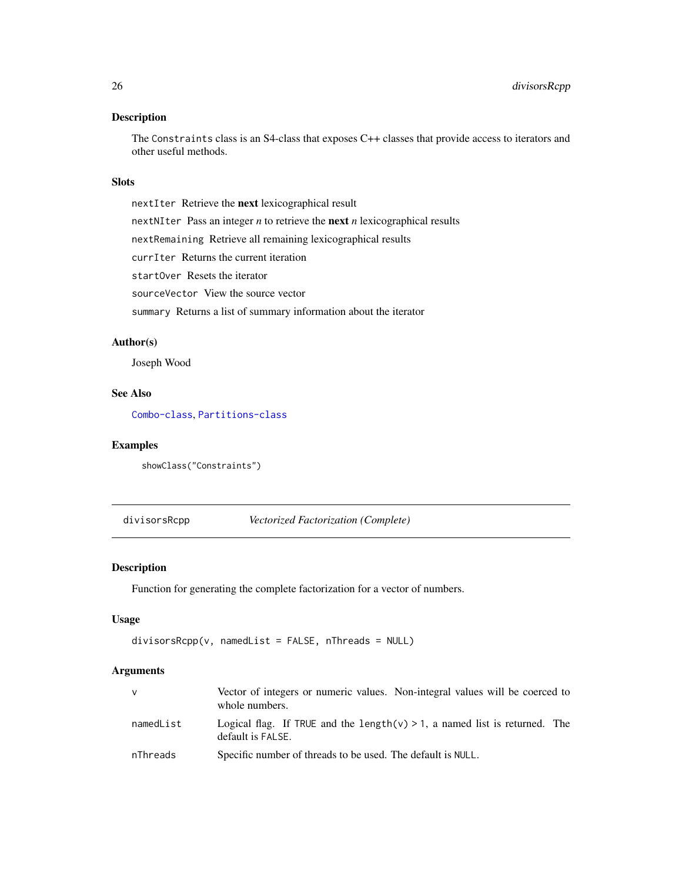### Description

The `Constraints` class is an S4-class that exposes C++ classes that provide access to iterators and other useful methods.

### Slots

- `nextIter` Retrieve the **next** lexicographical result
- `nextNIter` Pass an integer *n* to retrieve the **next** *n* lexicographical results
- `nextRemaining` Retrieve all remaining lexicographical results
- `currIter` Returns the current iteration
- `startOver` Resets the iterator
- `sourceVector` View the source vector
- `summary` Returns a list of summary information about the iterator

### Author(s)

Joseph Wood

### See Also

`Combo-class`, `Partitions-class`

### Examples

```
showClass("Constraints")
```

---

## divisorsRcpp *Vectorized Factorization (Complete)*

---

### Description

Function for generating the complete factorization for a vector of numbers.

### Usage

```
divisorsRcpp(v, namedList = FALSE, nThreads = NULL)
```

### Arguments

| | |
|---|---|
| `v` | Vector of integers or numeric values. Non-integral values will be coerced to whole numbers. |
| `namedList` | Logical flag. If `TRUE` and the `length(v) > 1`, a named list is returned. The default is `FALSE`. |
| `nThreads` | Specific number of threads to be used. The default is `NULL`. |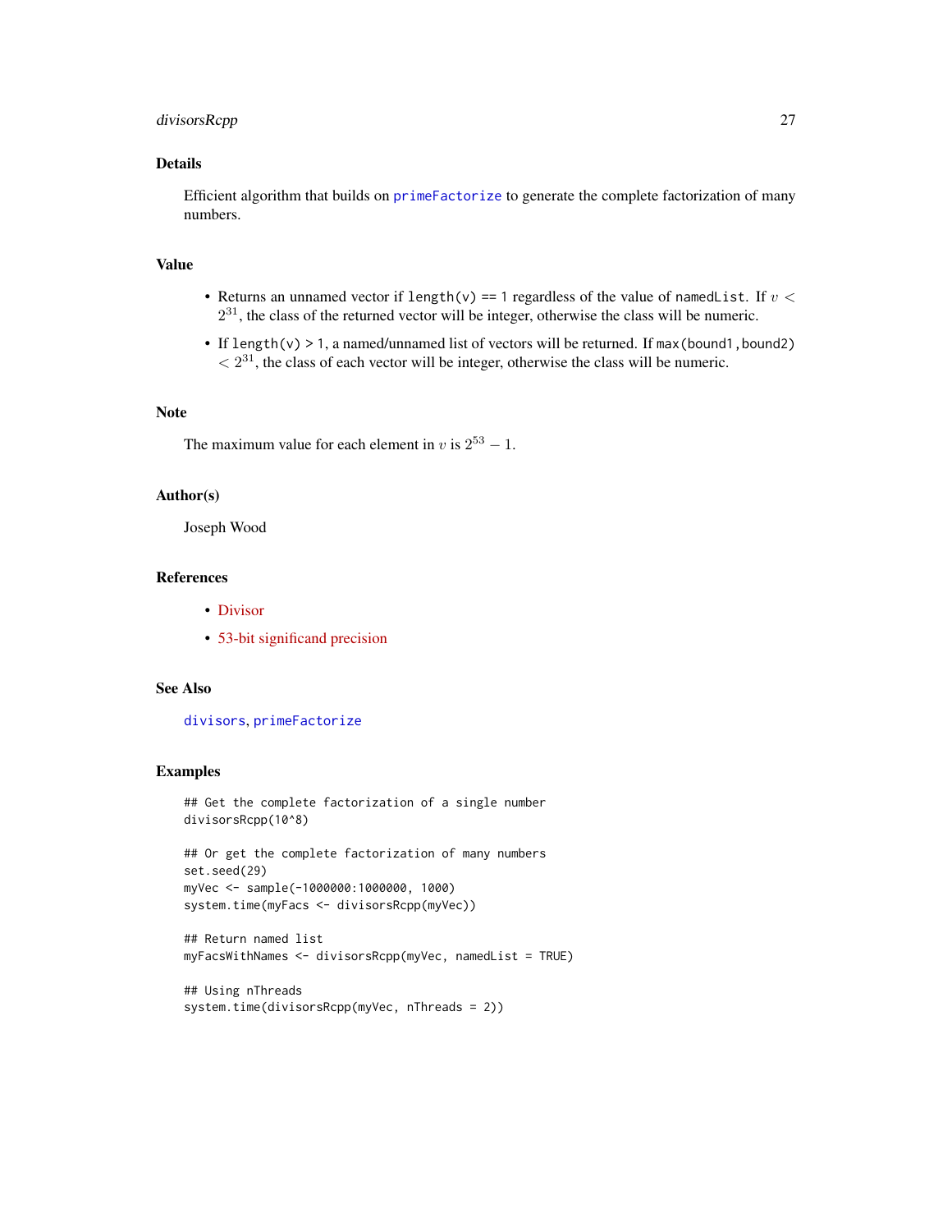## Details

Efficient algorithm that builds on `primeFactorize` to generate the complete factorization of many numbers.

## Value

- Returns an unnamed vector if `length(v) == 1` regardless of the value of `namedList`. If $v < 2^{31}$, the class of the returned vector will be integer, otherwise the class will be numeric.
- If `length(v) > 1`, a named/unnamed list of vectors will be returned. If `max(bound1,bound2)` $< 2^{31}$, the class of each vector will be integer, otherwise the class will be numeric.

## Note

The maximum value for each element in $v$ is $2^{53} - 1$.

## Author(s)

Joseph Wood

## References

- Divisor
- 53-bit significand precision

## See Also

`divisors`, `primeFactorize`

## Examples

```
## Get the complete factorization of a single number
divisorsRcpp(10^8)

## Or get the complete factorization of many numbers
set.seed(29)
myVec <- sample(-1000000:1000000, 1000)
system.time(myFacs <- divisorsRcpp(myVec))

## Return named list
myFacsWithNames <- divisorsRcpp(myVec, namedList = TRUE)

## Using nThreads
system.time(divisorsRcpp(myVec, nThreads = 2))
```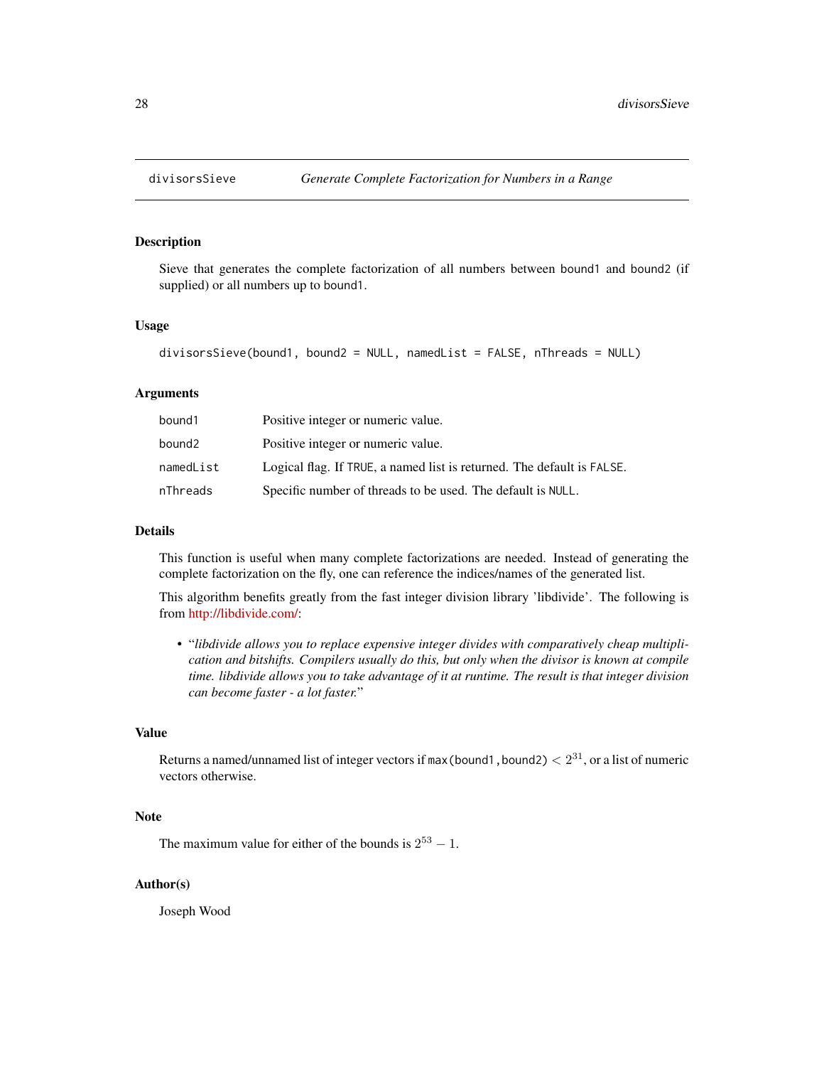# divisorsSieve — *Generate Complete Factorization for Numbers in a Range*

## Description

Sieve that generates the complete factorization of all numbers between `bound1` and `bound2` (if supplied) or all numbers up to `bound1`.

## Usage

```
divisorsSieve(bound1, bound2 = NULL, namedList = FALSE, nThreads = NULL)
```

## Arguments

| | |
|---|---|
| `bound1` | Positive integer or numeric value. |
| `bound2` | Positive integer or numeric value. |
| `namedList` | Logical flag. If `TRUE`, a named list is returned. The default is `FALSE`. |
| `nThreads` | Specific number of threads to be used. The default is `NULL`. |

## Details

This function is useful when many complete factorizations are needed. Instead of generating the complete factorization on the fly, one can reference the indices/names of the generated list.

This algorithm benefits greatly from the fast integer division library 'libdivide'. The following is from http://libdivide.com/:

- "*libdivide allows you to replace expensive integer divides with comparatively cheap multiplication and bitshifts. Compilers usually do this, but only when the divisor is known at compile time. libdivide allows you to take advantage of it at runtime. The result is that integer division can become faster - a lot faster.*"

## Value

Returns a named/unnamed list of integer vectors if `max(bound1,bound2)` $< 2^{31}$, or a list of numeric vectors otherwise.

## Note

The maximum value for either of the bounds is $2^{53} - 1$.

## Author(s)

Joseph Wood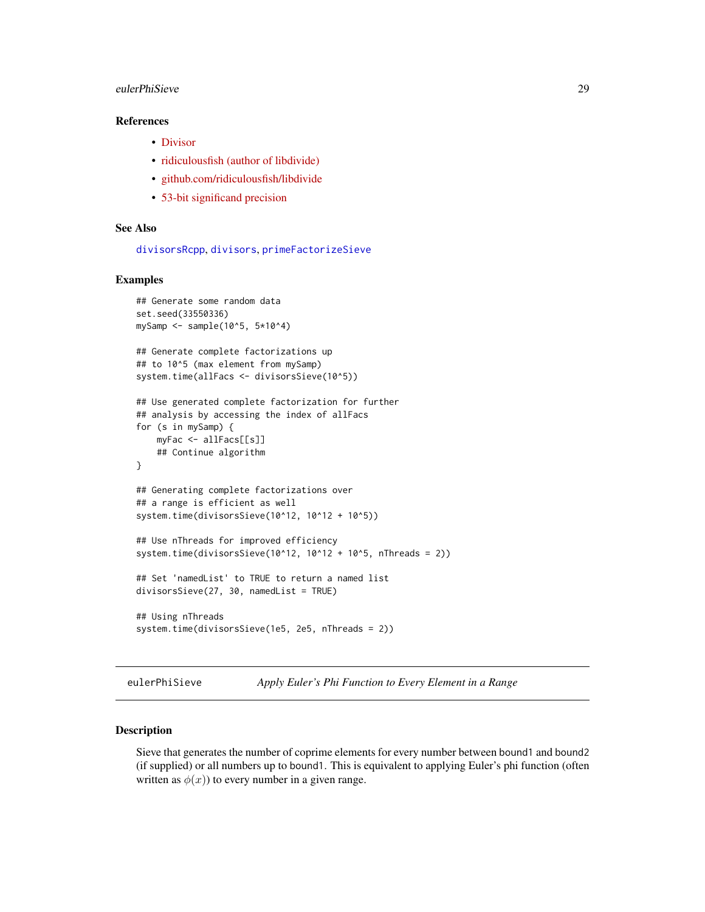### References

- Divisor
- ridiculousfish (author of libdivide)
- github.com/ridiculousfish/libdivide
- 53-bit significand precision

### See Also

divisorsRcpp, divisors, primeFactorizeSieve

### Examples

```
## Generate some random data
set.seed(33550336)
mySamp <- sample(10^5, 5*10^4)

## Generate complete factorizations up
## to 10^5 (max element from mySamp)
system.time(allFacs <- divisorsSieve(10^5))

## Use generated complete factorization for further
## analysis by accessing the index of allFacs
for (s in mySamp) {
    myFac <- allFacs[[s]]
    ## Continue algorithm
}

## Generating complete factorizations over
## a range is efficient as well
system.time(divisorsSieve(10^12, 10^12 + 10^5))

## Use nThreads for improved efficiency
system.time(divisorsSieve(10^12, 10^12 + 10^5, nThreads = 2))

## Set 'namedList' to TRUE to return a named list
divisorsSieve(27, 30, namedList = TRUE)

## Using nThreads
system.time(divisorsSieve(1e5, 2e5, nThreads = 2))
```

---

## eulerPhiSieve *Apply Euler's Phi Function to Every Element in a Range*

### Description

Sieve that generates the number of coprime elements for every number between bound1 and bound2 (if supplied) or all numbers up to bound1. This is equivalent to applying Euler's phi function (often written as $\phi(x)$) to every number in a given range.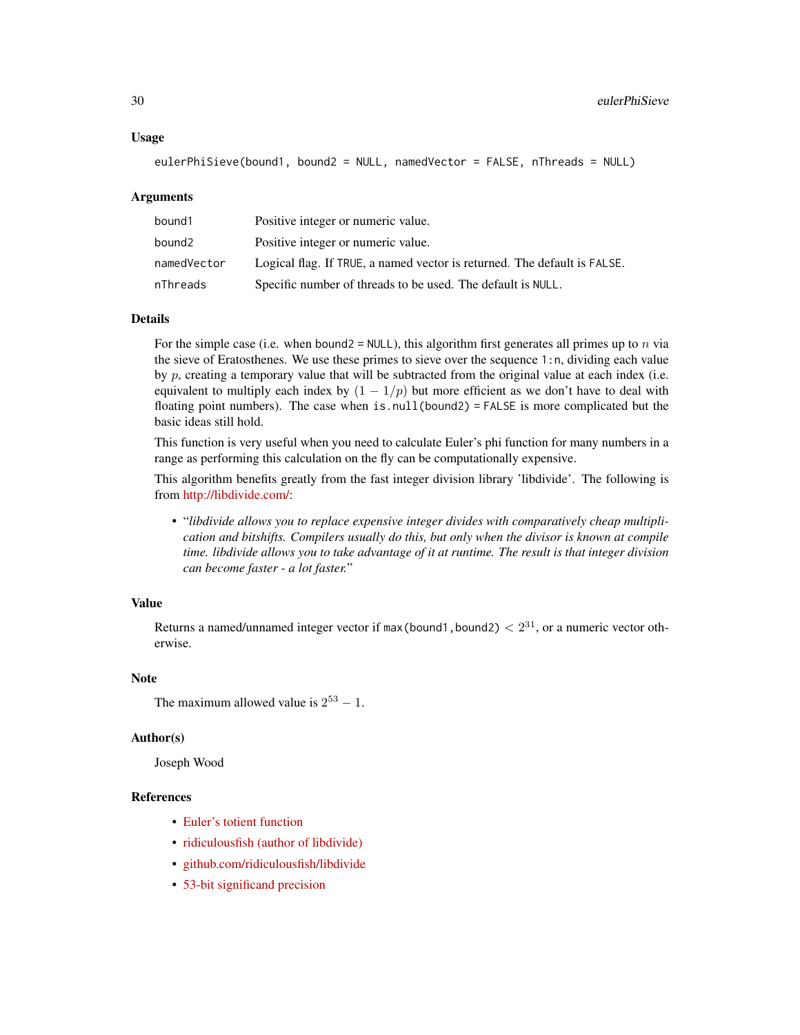### Usage

```
eulerPhiSieve(bound1, bound2 = NULL, namedVector = FALSE, nThreads = NULL)
```

### Arguments

| | |
|---|---|
| bound1 | Positive integer or numeric value. |
| bound2 | Positive integer or numeric value. |
| namedVector | Logical flag. If TRUE, a named vector is returned. The default is FALSE. |
| nThreads | Specific number of threads to be used. The default is NULL. |

### Details

For the simple case (i.e. when bound2 = NULL), this algorithm first generates all primes up to $n$ via the sieve of Eratosthenes. We use these primes to sieve over the sequence 1:n, dividing each value by $p$, creating a temporary value that will be subtracted from the original value at each index (i.e. equivalent to multiply each index by $(1 - 1/p)$ but more efficient as we don't have to deal with floating point numbers). The case when is.null(bound2) = FALSE is more complicated but the basic ideas still hold.

This function is very useful when you need to calculate Euler's phi function for many numbers in a range as performing this calculation on the fly can be computationally expensive.

This algorithm benefits greatly from the fast integer division library 'libdivide'. The following is from http://libdivide.com/:

- "*libdivide allows you to replace expensive integer divides with comparatively cheap multiplication and bitshifts. Compilers usually do this, but only when the divisor is known at compile time. libdivide allows you to take advantage of it at runtime. The result is that integer division can become faster - a lot faster.*"

### Value

Returns a named/unnamed integer vector if max(bound1,bound2) $< 2^{31}$, or a numeric vector otherwise.

### Note

The maximum allowed value is $2^{53} - 1$.

### Author(s)

Joseph Wood

### References

- Euler's totient function
- ridiculousfish (author of libdivide)
- github.com/ridiculousfish/libdivide
- 53-bit significand precision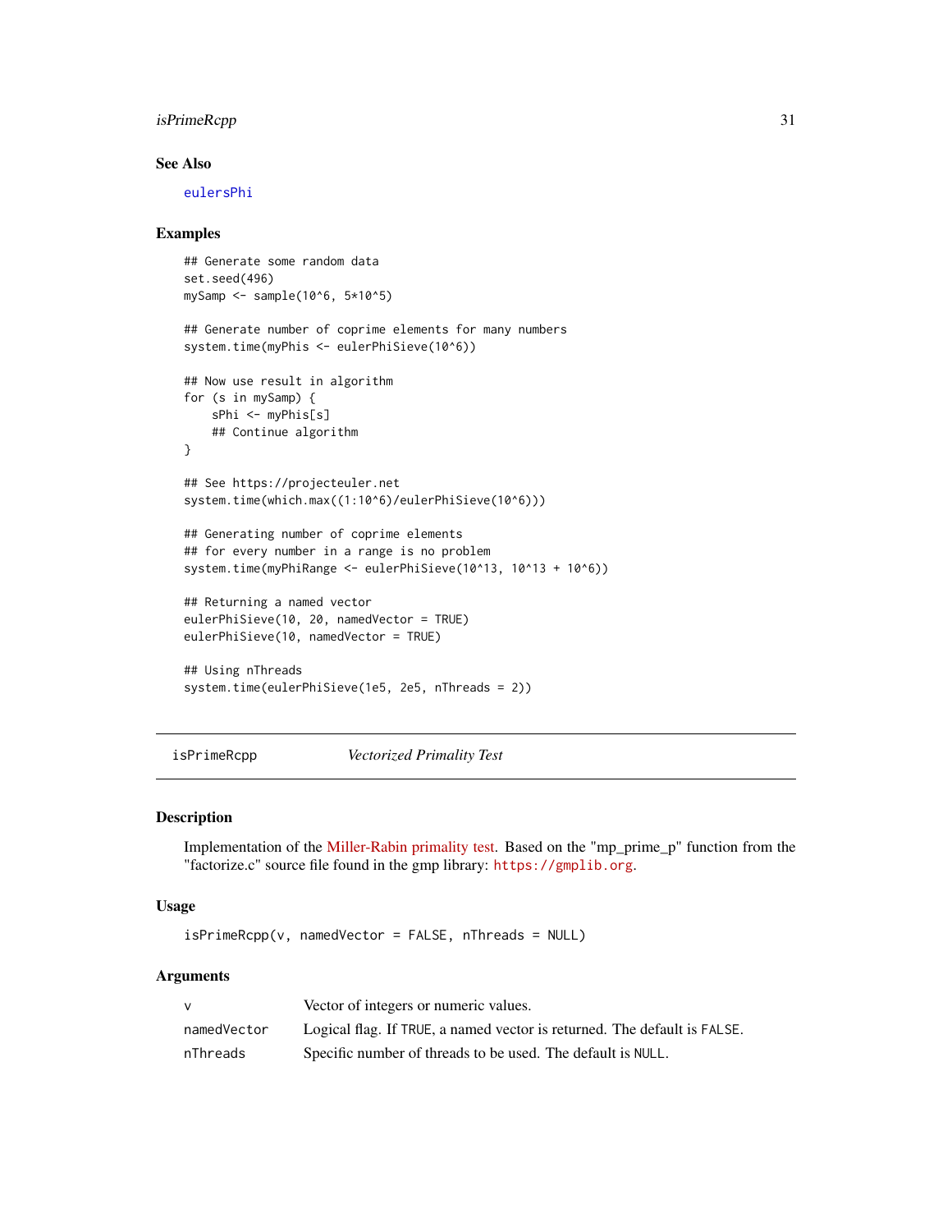### See Also

eulersPhi

### Examples

```
## Generate some random data
set.seed(496)
mySamp <- sample(10^6, 5*10^5)

## Generate number of coprime elements for many numbers
system.time(myPhis <- eulerPhiSieve(10^6))

## Now use result in algorithm
for (s in mySamp) {
    sPhi <- myPhis[s]
    ## Continue algorithm
}

## See https://projecteuler.net
system.time(which.max((1:10^6)/eulerPhiSieve(10^6)))

## Generating number of coprime elements
## for every number in a range is no problem
system.time(myPhiRange <- eulerPhiSieve(10^13, 10^13 + 10^6))

## Returning a named vector
eulerPhiSieve(10, 20, namedVector = TRUE)
eulerPhiSieve(10, namedVector = TRUE)

## Using nThreads
system.time(eulerPhiSieve(1e5, 2e5, nThreads = 2))
```

---

## isPrimeRcpp *Vectorized Primality Test*

### Description

Implementation of the Miller-Rabin primality test. Based on the "mp_prime_p" function from the "factorize.c" source file found in the gmp library: https://gmplib.org.

### Usage

```
isPrimeRcpp(v, namedVector = FALSE, nThreads = NULL)
```

### Arguments

| | |
|---|---|
| v | Vector of integers or numeric values. |
| namedVector | Logical flag. If TRUE, a named vector is returned. The default is FALSE. |
| nThreads | Specific number of threads to be used. The default is NULL. |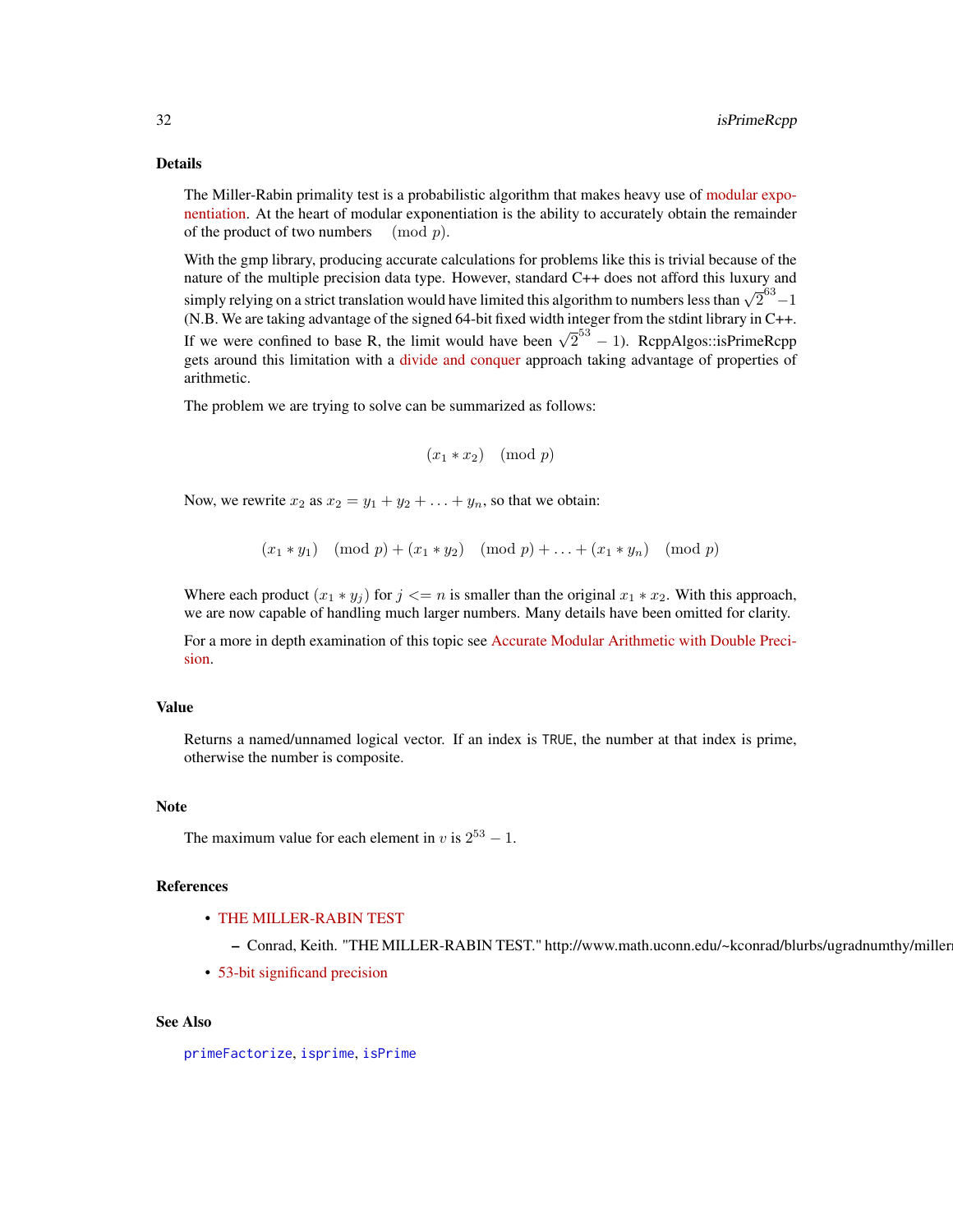## Details

The Miller-Rabin primality test is a probabilistic algorithm that makes heavy use of modular exponentiation. At the heart of modular exponentiation is the ability to accurately obtain the remainder of the product of two numbers $\pmod p$.

With the gmp library, producing accurate calculations for problems like this is trivial because of the nature of the multiple precision data type. However, standard C++ does not afford this luxury and simply relying on a strict translation would have limited this algorithm to numbers less than $\sqrt{2}^{63} - 1$ (N.B. We are taking advantage of the signed 64-bit fixed width integer from the stdint library in C++. If we were confined to base R, the limit would have been $\sqrt{2}^{53} - 1$). RcppAlgos::isPrimeRcpp gets around this limitation with a divide and conquer approach taking advantage of properties of arithmetic.

The problem we are trying to solve can be summarized as follows:

$$(x_1 * x_2) \pmod p$$

Now, we rewrite $x_2$ as $x_2 = y_1 + y_2 + \ldots + y_n$, so that we obtain:

$$(x_1 * y_1) \pmod p + (x_1 * y_2) \pmod p + \ldots + (x_1 * y_n) \pmod p$$

Where each product $(x_1 * y_j)$ for $j <= n$ is smaller than the original $x_1 * x_2$. With this approach, we are now capable of handling much larger numbers. Many details have been omitted for clarity.

For a more in depth examination of this topic see Accurate Modular Arithmetic with Double Precision.

## Value

Returns a named/unnamed logical vector. If an index is TRUE, the number at that index is prime, otherwise the number is composite.

## Note

The maximum value for each element in $v$ is $2^{53} - 1$.

## References

- THE MILLER-RABIN TEST
  - Conrad, Keith. "THE MILLER-RABIN TEST." http://www.math.uconn.edu/~kconrad/blurbs/ugradnumthy/millerr
- 53-bit significand precision

## See Also

`primeFactorize`, `isprime`, `isPrime`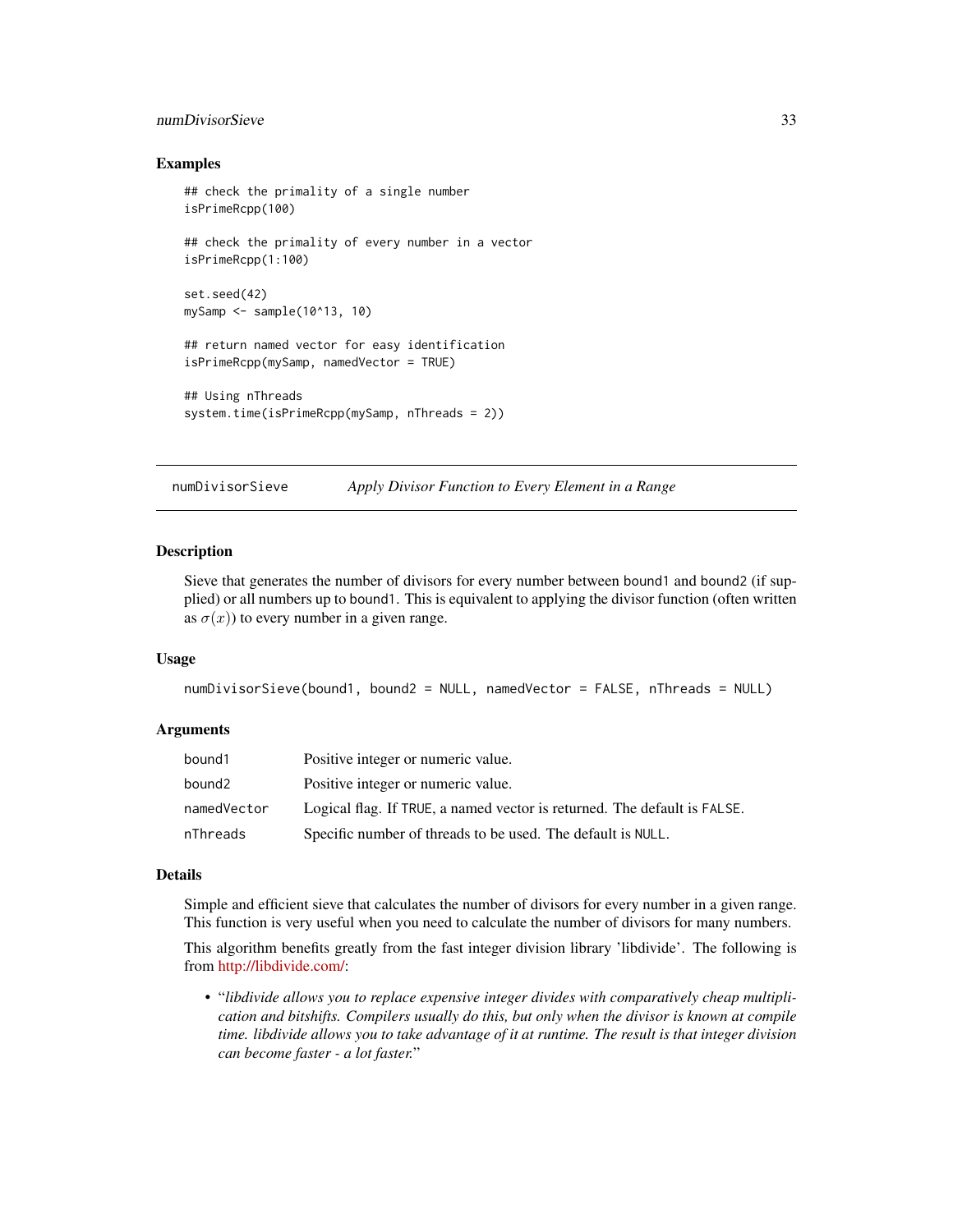## Examples

```
## check the primality of a single number
isPrimeRcpp(100)

## check the primality of every number in a vector
isPrimeRcpp(1:100)

set.seed(42)
mySamp <- sample(10^13, 10)

## return named vector for easy identification
isPrimeRcpp(mySamp, namedVector = TRUE)

## Using nThreads
system.time(isPrimeRcpp(mySamp, nThreads = 2))
```

---

# numDivisorSieve — *Apply Divisor Function to Every Element in a Range*

## Description

Sieve that generates the number of divisors for every number between bound1 and bound2 (if supplied) or all numbers up to bound1. This is equivalent to applying the divisor function (often written as $\sigma(x)$) to every number in a given range.

## Usage

```
numDivisorSieve(bound1, bound2 = NULL, namedVector = FALSE, nThreads = NULL)
```

## Arguments

| | |
|---|---|
| bound1 | Positive integer or numeric value. |
| bound2 | Positive integer or numeric value. |
| namedVector | Logical flag. If TRUE, a named vector is returned. The default is FALSE. |
| nThreads | Specific number of threads to be used. The default is NULL. |

## Details

Simple and efficient sieve that calculates the number of divisors for every number in a given range. This function is very useful when you need to calculate the number of divisors for many numbers.

This algorithm benefits greatly from the fast integer division library 'libdivide'. The following is from http://libdivide.com/:

- "*libdivide allows you to replace expensive integer divides with comparatively cheap multiplication and bitshifts. Compilers usually do this, but only when the divisor is known at compile time. libdivide allows you to take advantage of it at runtime. The result is that integer division can become faster - a lot faster.*"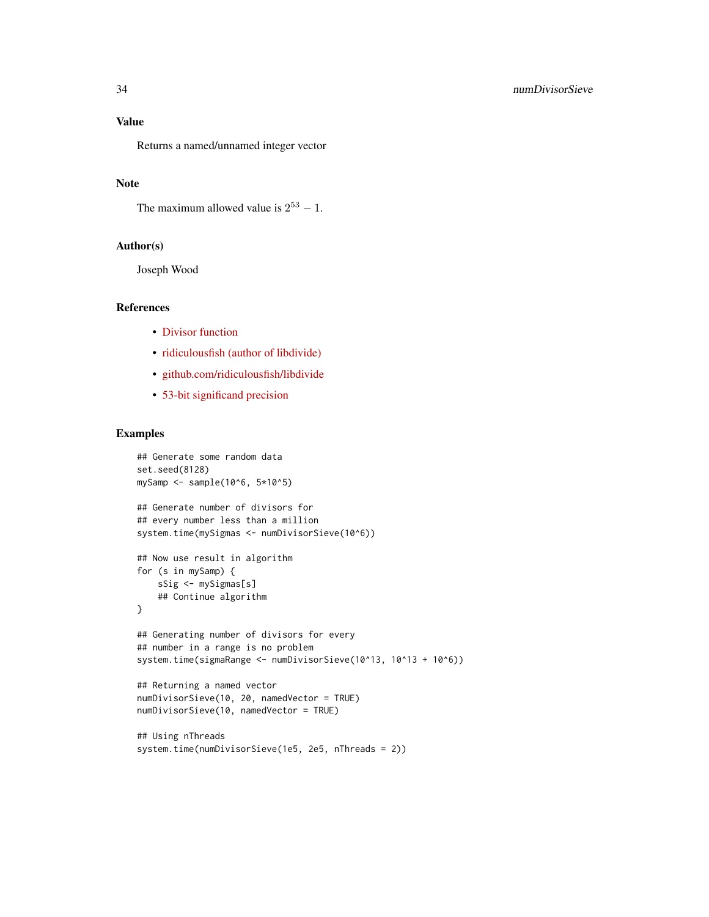## Value

Returns a named/unnamed integer vector

## Note

The maximum allowed value is $2^{53} - 1$.

## Author(s)

Joseph Wood

## References

- Divisor function
- ridiculousfish (author of libdivide)
- github.com/ridiculousfish/libdivide
- 53-bit significand precision

## Examples

```
## Generate some random data
set.seed(8128)
mySamp <- sample(10^6, 5*10^5)

## Generate number of divisors for
## every number less than a million
system.time(mySigmas <- numDivisorSieve(10^6))

## Now use result in algorithm
for (s in mySamp) {
    sSig <- mySigmas[s]
    ## Continue algorithm
}

## Generating number of divisors for every
## number in a range is no problem
system.time(sigmaRange <- numDivisorSieve(10^13, 10^13 + 10^6))

## Returning a named vector
numDivisorSieve(10, 20, namedVector = TRUE)
numDivisorSieve(10, namedVector = TRUE)

## Using nThreads
system.time(numDivisorSieve(1e5, 2e5, nThreads = 2))
```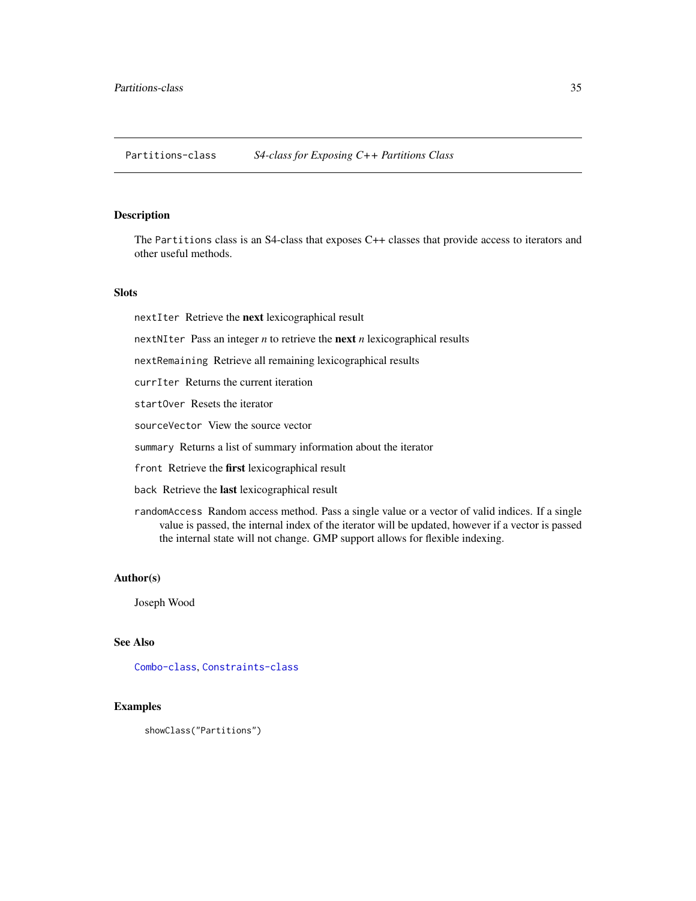Partitions-class    *S4-class for Exposing C++ Partitions Class*

### Description

The `Partitions` class is an S4-class that exposes C++ classes that provide access to iterators and other useful methods.

### Slots

`nextIter` Retrieve the **next** lexicographical result

`nextNIter` Pass an integer *n* to retrieve the **next** *n* lexicographical results

`nextRemaining` Retrieve all remaining lexicographical results

`currIter` Returns the current iteration

`startOver` Resets the iterator

`sourceVector` View the source vector

`summary` Returns a list of summary information about the iterator

`front` Retrieve the **first** lexicographical result

`back` Retrieve the **last** lexicographical result

`randomAccess` Random access method. Pass a single value or a vector of valid indices. If a single value is passed, the internal index of the iterator will be updated, however if a vector is passed the internal state will not change. GMP support allows for flexible indexing.

### Author(s)

Joseph Wood

### See Also

`Combo-class`, `Constraints-class`

### Examples

```
showClass("Partitions")
```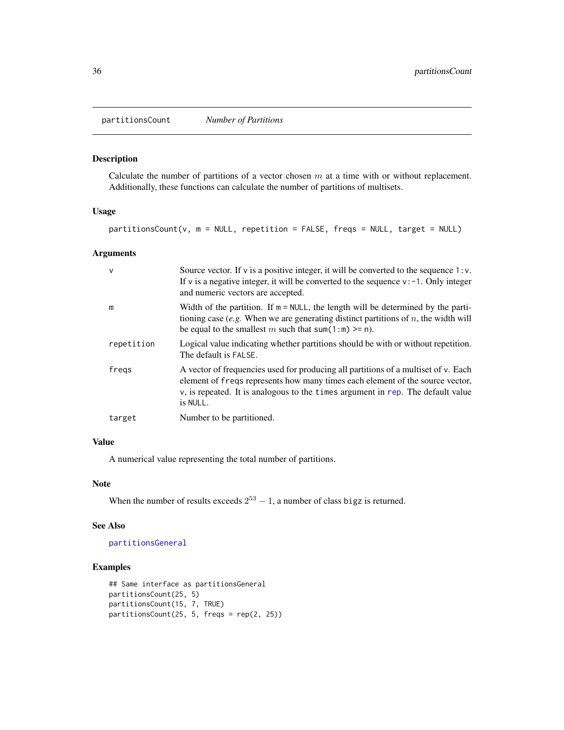## partitionsCount *Number of Partitions*

### Description

Calculate the number of partitions of a vector chosen $m$ at a time with or without replacement. Additionally, these functions can calculate the number of partitions of multisets.

### Usage

```
partitionsCount(v, m = NULL, repetition = FALSE, freqs = NULL, target = NULL)
```

### Arguments

| | |
|---|---|
| v | Source vector. If v is a positive integer, it will be converted to the sequence 1:v. If v is a negative integer, it will be converted to the sequence v:-1. Only integer and numeric vectors are accepted. |
| m | Width of the partition. If m = NULL, the length will be determined by the partitioning case (*e.g.* When we are generating distinct partitions of $n$, the width will be equal to the smallest $m$ such that sum(1:m) >= n). |
| repetition | Logical value indicating whether partitions should be with or without repetition. The default is FALSE. |
| freqs | A vector of frequencies used for producing all partitions of a multiset of v. Each element of freqs represents how many times each element of the source vector, v, is repeated. It is analogous to the times argument in rep. The default value is NULL. |
| target | Number to be partitioned. |

### Value

A numerical value representing the total number of partitions.

### Note

When the number of results exceeds $2^{53} - 1$, a number of class bigz is returned.

### See Also

partitionsGeneral

### Examples

```
## Same interface as partitionsGeneral
partitionsCount(25, 5)
partitionsCount(15, 7, TRUE)
partitionsCount(25, 5, freqs = rep(2, 25))
```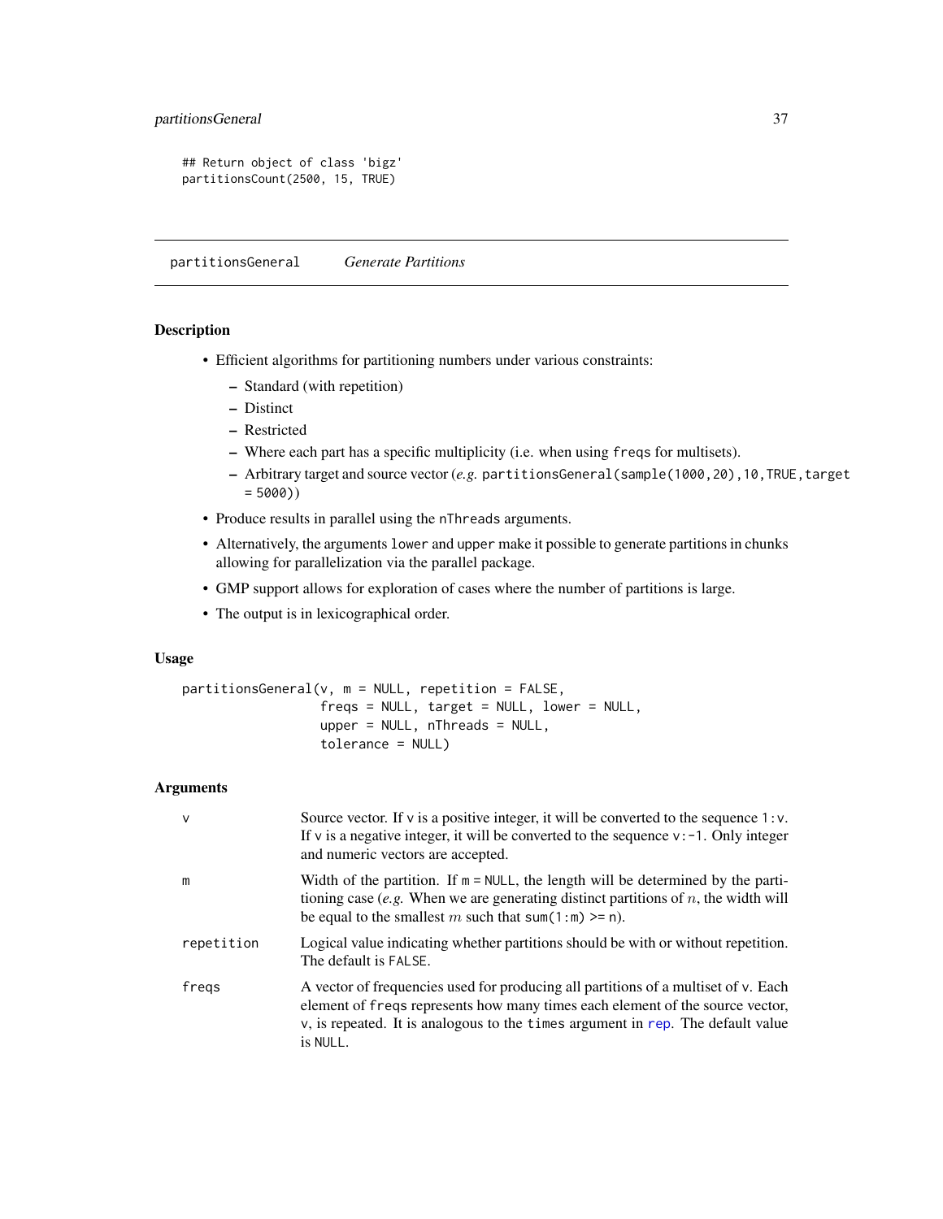```
## Return object of class 'bigz'
partitionsCount(2500, 15, TRUE)
```

## partitionsGeneral *Generate Partitions*

### Description

- Efficient algorithms for partitioning numbers under various constraints:
  - Standard (with repetition)
  - Distinct
  - Restricted
  - Where each part has a specific multiplicity (i.e. when using freqs for multisets).
  - Arbitrary target and source vector (*e.g.* partitionsGeneral(sample(1000,20),10,TRUE,target = 5000))
- Produce results in parallel using the nThreads arguments.
- Alternatively, the arguments lower and upper make it possible to generate partitions in chunks allowing for parallelization via the parallel package.
- GMP support allows for exploration of cases where the number of partitions is large.
- The output is in lexicographical order.

### Usage

```
partitionsGeneral(v, m = NULL, repetition = FALSE,
                  freqs = NULL, target = NULL, lower = NULL,
                  upper = NULL, nThreads = NULL,
                  tolerance = NULL)
```

### Arguments

| | |
|---|---|
| v | Source vector. If v is a positive integer, it will be converted to the sequence 1:v. If v is a negative integer, it will be converted to the sequence v:-1. Only integer and numeric vectors are accepted. |
| m | Width of the partition. If m = NULL, the length will be determined by the partitioning case (*e.g.* When we are generating distinct partitions of $n$, the width will be equal to the smallest $m$ such that sum(1:m) >= n). |
| repetition | Logical value indicating whether partitions should be with or without repetition. The default is FALSE. |
| freqs | A vector of frequencies used for producing all partitions of a multiset of v. Each element of freqs represents how many times each element of the source vector, v, is repeated. It is analogous to the times argument in rep. The default value is NULL. |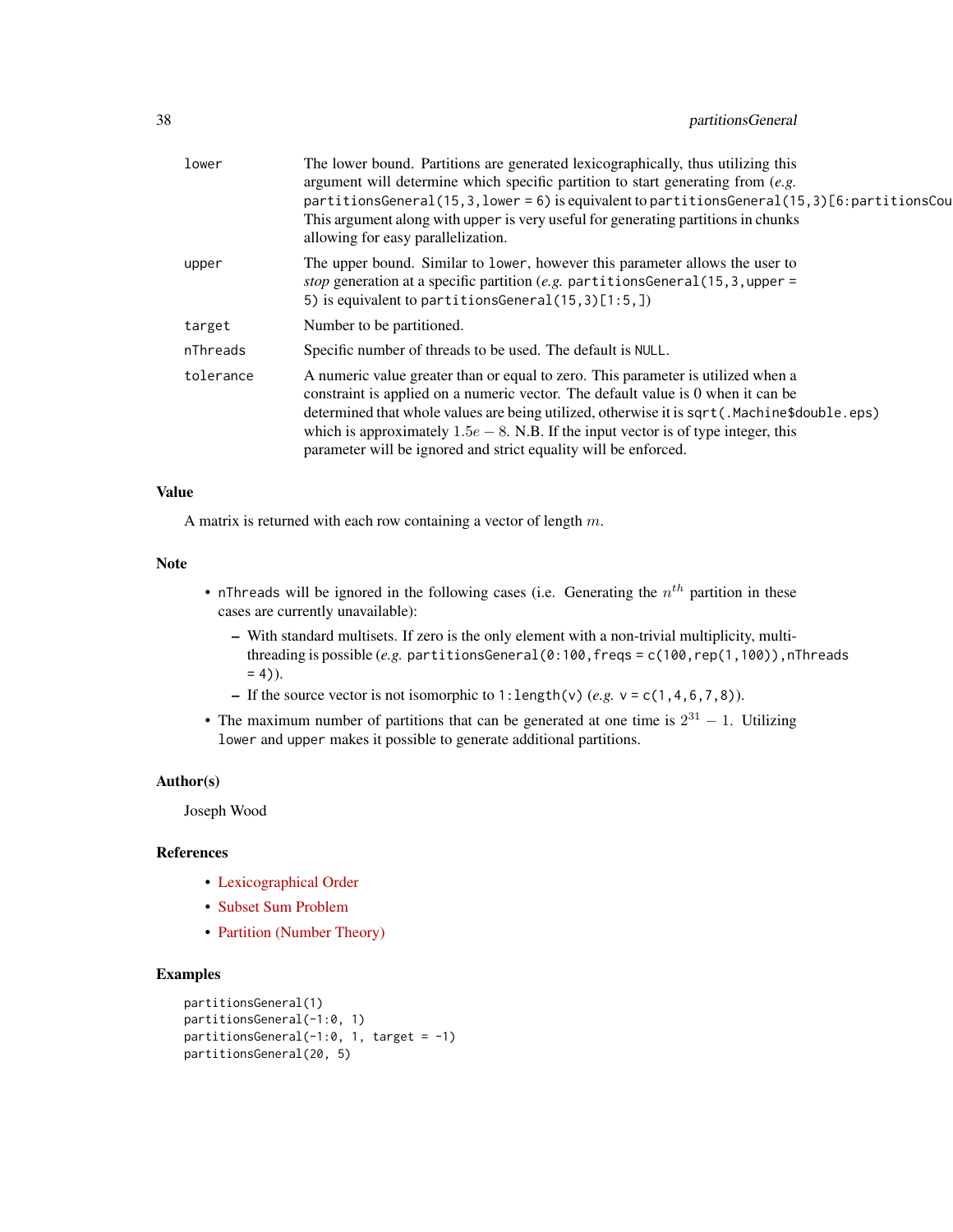| | |
|---|---|
| `lower` | The lower bound. Partitions are generated lexicographically, thus utilizing this argument will determine which specific partition to start generating from (*e.g.* `partitionsGeneral(15,3,lower = 6)` is equivalent to `partitionsGeneral(15,3)[6:partitionsCou` This argument along with `upper` is very useful for generating partitions in chunks allowing for easy parallelization. |
| `upper` | The upper bound. Similar to `lower`, however this parameter allows the user to *stop* generation at a specific partition (*e.g.* `partitionsGeneral(15,3,upper = 5)` is equivalent to `partitionsGeneral(15,3)[1:5,]`) |
| `target` | Number to be partitioned. |
| `nThreads` | Specific number of threads to be used. The default is `NULL`. |
| `tolerance` | A numeric value greater than or equal to zero. This parameter is utilized when a constraint is applied on a numeric vector. The default value is 0 when it can be determined that whole values are being utilized, otherwise it is `sqrt(.Machine$double.eps)` which is approximately $1.5e-8$. N.B. If the input vector is of type integer, this parameter will be ignored and strict equality will be enforced. |

## Value

A matrix is returned with each row containing a vector of length $m$.

## Note

- `nThreads` will be ignored in the following cases (i.e. Generating the $n^{th}$ partition in these cases are currently unavailable):
  - With standard multisets. If zero is the only element with a non-trivial multiplicity, multithreading is possible (*e.g.* `partitionsGeneral(0:100,freqs = c(100,rep(1,100)),nThreads = 4)`).
  - If the source vector is not isomorphic to `1:length(v)` (*e.g.* `v = c(1,4,6,7,8)`).
- The maximum number of partitions that can be generated at one time is $2^{31} - 1$. Utilizing `lower` and `upper` makes it possible to generate additional partitions.

## Author(s)

Joseph Wood

## References

- Lexicographical Order
- Subset Sum Problem
- Partition (Number Theory)

## Examples

```
partitionsGeneral(1)
partitionsGeneral(-1:0, 1)
partitionsGeneral(-1:0, 1, target = -1)
partitionsGeneral(20, 5)
```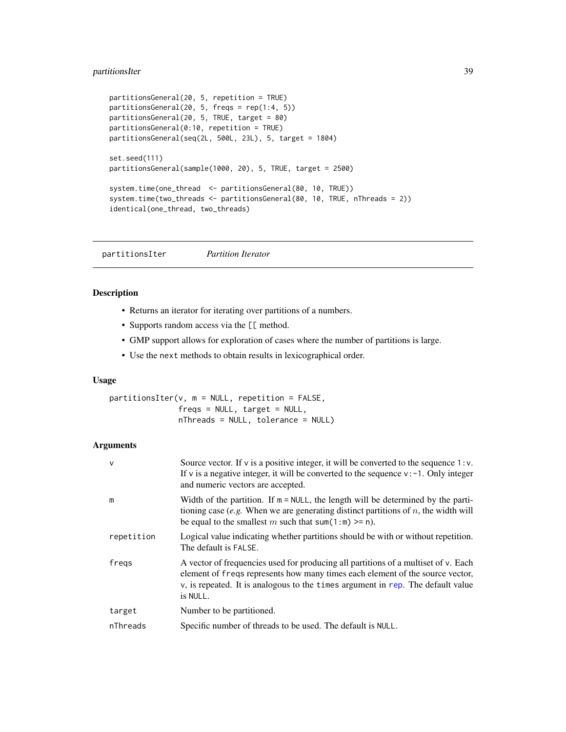```
partitionsGeneral(20, 5, repetition = TRUE)
partitionsGeneral(20, 5, freqs = rep(1:4, 5))
partitionsGeneral(20, 5, TRUE, target = 80)
partitionsGeneral(0:10, repetition = TRUE)
partitionsGeneral(seq(2L, 500L, 23L), 5, target = 1804)

set.seed(111)
partitionsGeneral(sample(1000, 20), 5, TRUE, target = 2500)

system.time(one_thread  <- partitionsGeneral(80, 10, TRUE))
system.time(two_threads <- partitionsGeneral(80, 10, TRUE, nThreads = 2))
identical(one_thread, two_threads)
```

## partitionsIter *Partition Iterator*

### Description

- Returns an iterator for iterating over partitions of a numbers.
- Supports random access via the `[[` method.
- GMP support allows for exploration of cases where the number of partitions is large.
- Use the `next` methods to obtain results in lexicographical order.

### Usage

```
partitionsIter(v, m = NULL, repetition = FALSE,
               freqs = NULL, target = NULL,
               nThreads = NULL, tolerance = NULL)
```

### Arguments

| | |
|---|---|
| `v` | Source vector. If `v` is a positive integer, it will be converted to the sequence `1:v`. If `v` is a negative integer, it will be converted to the sequence `v:-1`. Only integer and numeric vectors are accepted. |
| `m` | Width of the partition. If `m = NULL`, the length will be determined by the partitioning case (*e.g.* When we are generating distinct partitions of $n$, the width will be equal to the smallest $m$ such that `sum(1:m) >= n`). |
| `repetition` | Logical value indicating whether partitions should be with or without repetition. The default is `FALSE`. |
| `freqs` | A vector of frequencies used for producing all partitions of a multiset of `v`. Each element of `freqs` represents how many times each element of the source vector, `v`, is repeated. It is analogous to the `times` argument in `rep`. The default value is `NULL`. |
| `target` | Number to be partitioned. |
| `nThreads` | Specific number of threads to be used. The default is `NULL`. |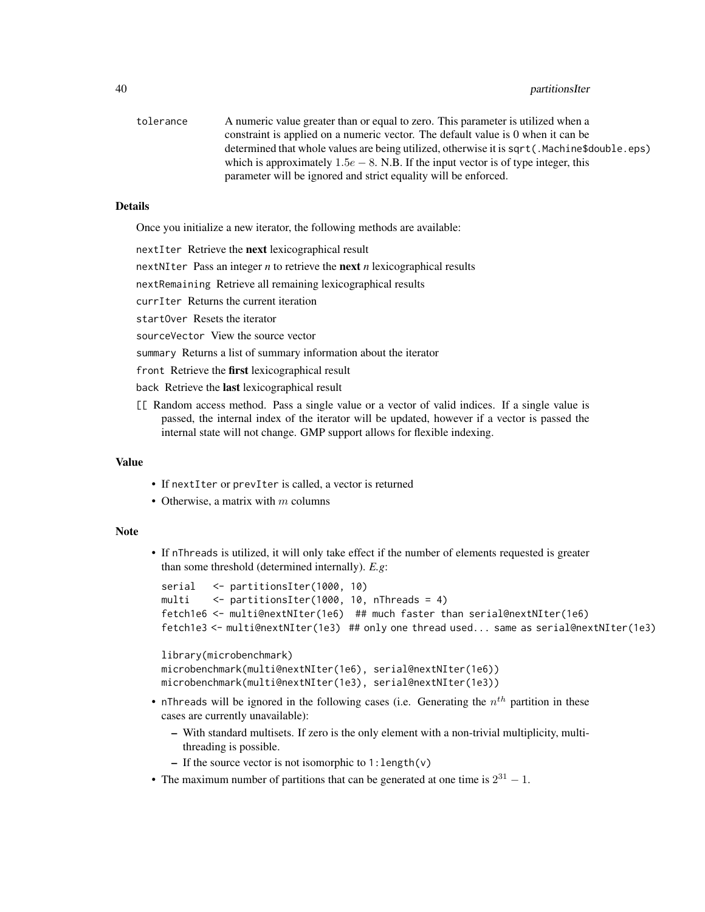`tolerance` A numeric value greater than or equal to zero. This parameter is utilized when a constraint is applied on a numeric vector. The default value is 0 when it can be determined that whole values are being utilized, otherwise it is `sqrt(.Machine$double.eps)` which is approximately $1.5e-8$. N.B. If the input vector is of type integer, this parameter will be ignored and strict equality will be enforced.

## Details

Once you initialize a new iterator, the following methods are available:

`nextIter` Retrieve the **next** lexicographical result

`nextNIter` Pass an integer *n* to retrieve the **next** *n* lexicographical results

`nextRemaining` Retrieve all remaining lexicographical results

`currIter` Returns the current iteration

`startOver` Resets the iterator

`sourceVector` View the source vector

`summary` Returns a list of summary information about the iterator

`front` Retrieve the **first** lexicographical result

`back` Retrieve the **last** lexicographical result

`[[` Random access method. Pass a single value or a vector of valid indices. If a single value is passed, the internal index of the iterator will be updated, however if a vector is passed the internal state will not change. GMP support allows for flexible indexing.

## Value

- If `nextIter` or `prevIter` is called, a vector is returned
- Otherwise, a matrix with $m$ columns

## Note

- If `nThreads` is utilized, it will only take effect if the number of elements requested is greater than some threshold (determined internally). *E.g*:

```
serial   <- partitionsIter(1000, 10)
multi    <- partitionsIter(1000, 10, nThreads = 4)
fetch1e6 <- multi@nextNIter(1e6)  ## much faster than serial@nextNIter(1e6)
fetch1e3 <- multi@nextNIter(1e3)  ## only one thread used... same as serial@nextNIter(1e3)

library(microbenchmark)
microbenchmark(multi@nextNIter(1e6), serial@nextNIter(1e6))
microbenchmark(multi@nextNIter(1e3), serial@nextNIter(1e3))
```

- `nThreads` will be ignored in the following cases (i.e. Generating the $n^{th}$ partition in these cases are currently unavailable):
  - With standard multisets. If zero is the only element with a non-trivial multiplicity, multi-threading is possible.
  - If the source vector is not isomorphic to `1:length(v)`
- The maximum number of partitions that can be generated at one time is $2^{31}-1$.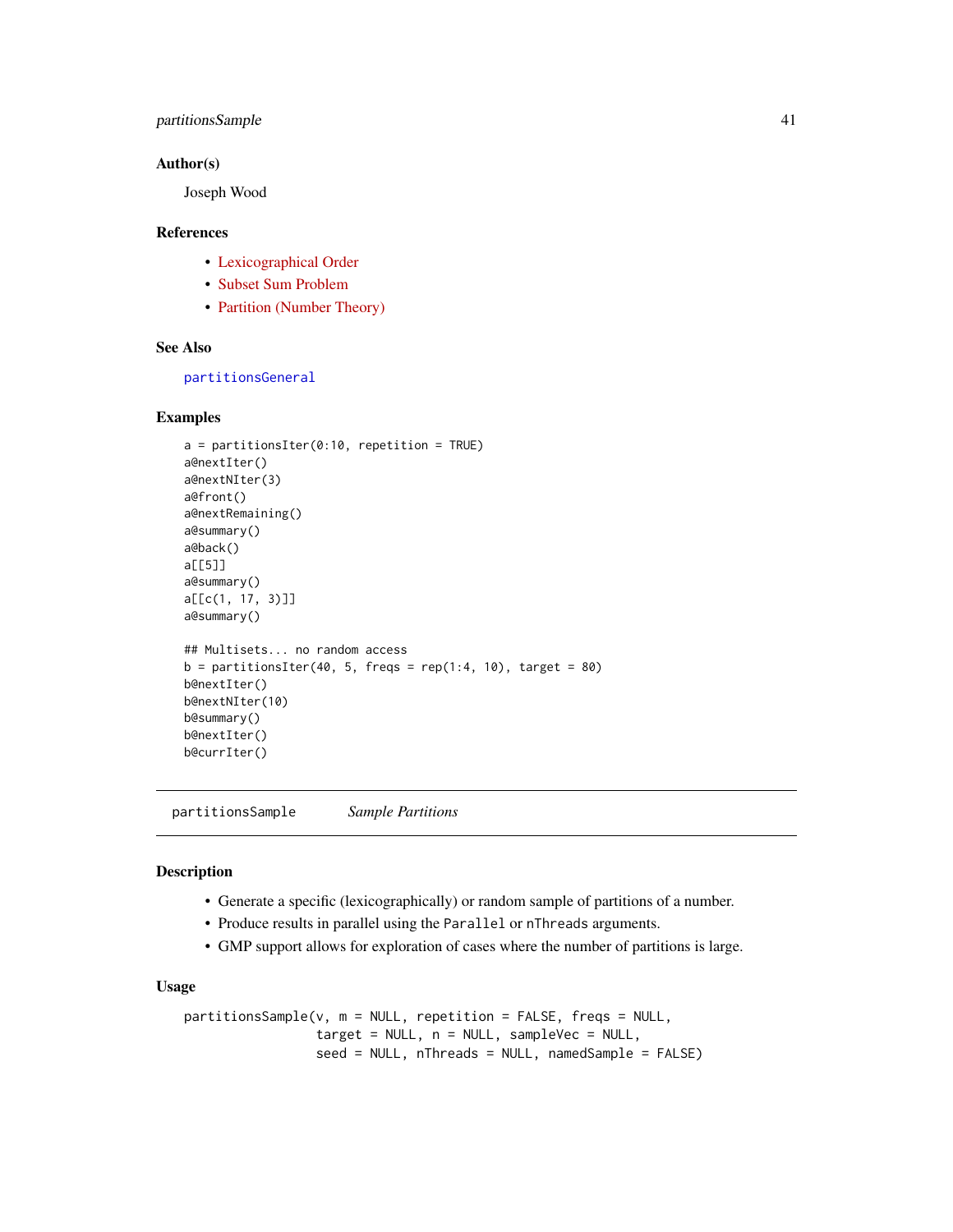## Author(s)

Joseph Wood

## References

- Lexicographical Order
- Subset Sum Problem
- Partition (Number Theory)

## See Also

`partitionsGeneral`

## Examples

```
a = partitionsIter(0:10, repetition = TRUE)
a@nextIter()
a@nextNIter(3)
a@front()
a@nextRemaining()
a@summary()
a@back()
a[[5]]
a@summary()
a[[c(1, 17, 3)]]
a@summary()

## Multisets... no random access
b = partitionsIter(40, 5, freqs = rep(1:4, 10), target = 80)
b@nextIter()
b@nextNIter(10)
b@summary()
b@nextIter()
b@currIter()
```

---

# partitionsSample — *Sample Partitions*

## Description

- Generate a specific (lexicographically) or random sample of partitions of a number.
- Produce results in parallel using the `Parallel` or `nThreads` arguments.
- GMP support allows for exploration of cases where the number of partitions is large.

## Usage

```
partitionsSample(v, m = NULL, repetition = FALSE, freqs = NULL,
                 target = NULL, n = NULL, sampleVec = NULL,
                 seed = NULL, nThreads = NULL, namedSample = FALSE)
```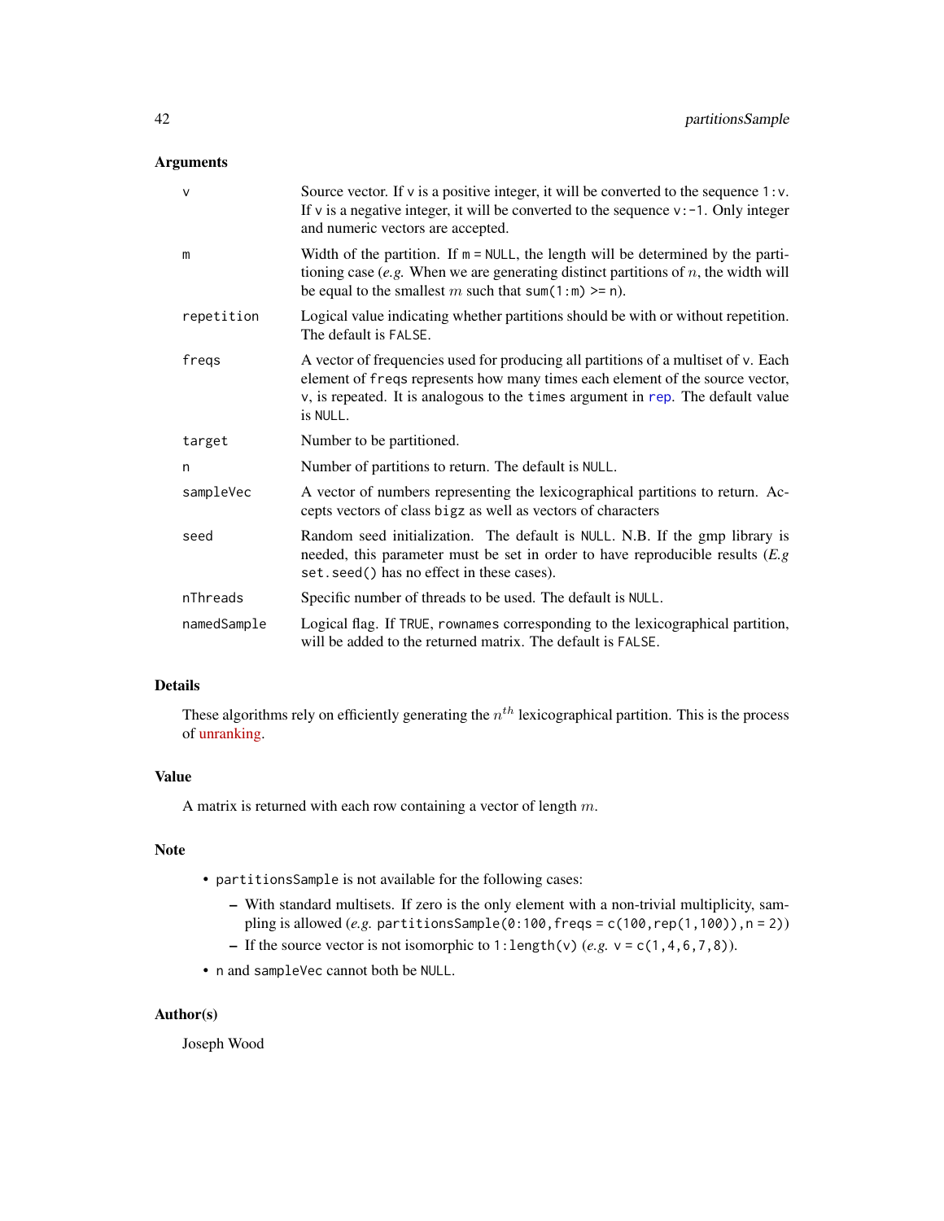## Arguments

| | |
|---|---|
| `v` | Source vector. If `v` is a positive integer, it will be converted to the sequence `1:v`. If `v` is a negative integer, it will be converted to the sequence `v:-1`. Only integer and numeric vectors are accepted. |
| `m` | Width of the partition. If `m = NULL`, the length will be determined by the partitioning case (*e.g.* When we are generating distinct partitions of $n$, the width will be equal to the smallest $m$ such that `sum(1:m) >= n`). |
| `repetition` | Logical value indicating whether partitions should be with or without repetition. The default is `FALSE`. |
| `freqs` | A vector of frequencies used for producing all partitions of a multiset of `v`. Each element of `freqs` represents how many times each element of the source vector, `v`, is repeated. It is analogous to the `times` argument in `rep`. The default value is `NULL`. |
| `target` | Number to be partitioned. |
| `n` | Number of partitions to return. The default is `NULL`. |
| `sampleVec` | A vector of numbers representing the lexicographical partitions to return. Accepts vectors of class `bigz` as well as vectors of characters |
| `seed` | Random seed initialization. The default is `NULL`. N.B. If the gmp library is needed, this parameter must be set in order to have reproducible results (*E.g* `set.seed()` has no effect in these cases). |
| `nThreads` | Specific number of threads to be used. The default is `NULL`. |
| `namedSample` | Logical flag. If `TRUE`, `rownames` corresponding to the lexicographical partition, will be added to the returned matrix. The default is `FALSE`. |

## Details

These algorithms rely on efficiently generating the $n^{th}$ lexicographical partition. This is the process of unranking.

## Value

A matrix is returned with each row containing a vector of length $m$.

## Note

- `partitionsSample` is not available for the following cases:
  - With standard multisets. If zero is the only element with a non-trivial multiplicity, sampling is allowed (*e.g.* `partitionsSample(0:100,freqs = c(100,rep(1,100)),n = 2)`)
  - If the source vector is not isomorphic to `1:length(v)` (*e.g.* `v = c(1,4,6,7,8)`).
- `n` and `sampleVec` cannot both be `NULL`.

## Author(s)

Joseph Wood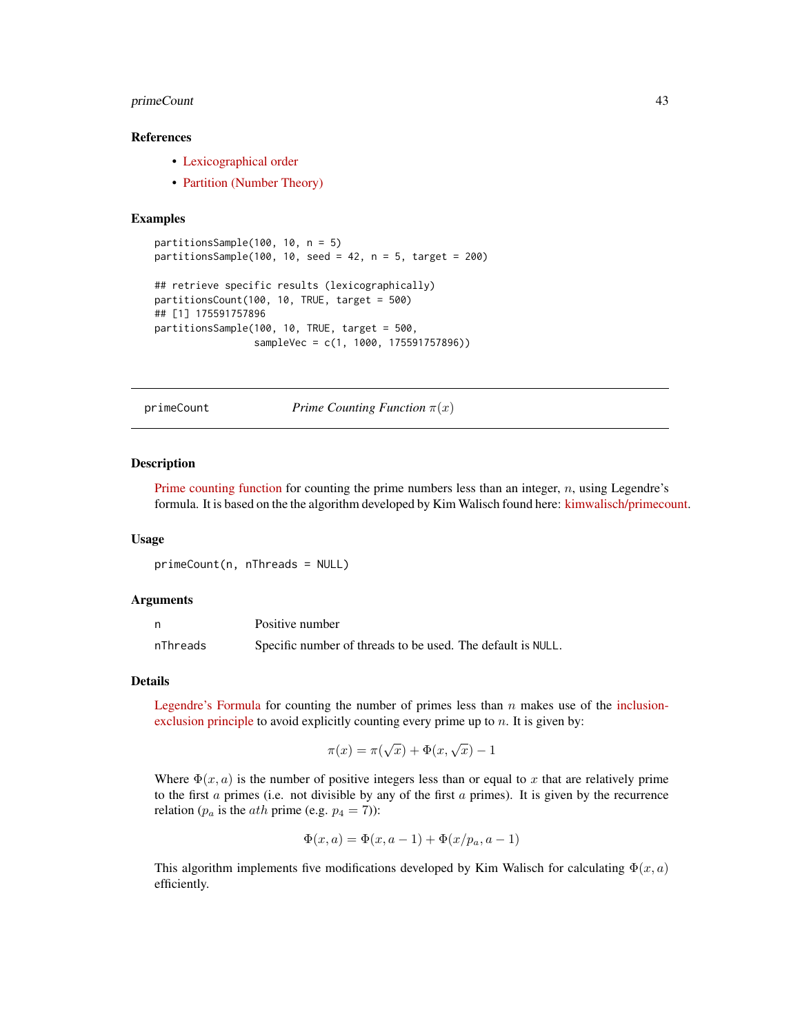### References

- Lexicographical order
- Partition (Number Theory)

### Examples

```
partitionsSample(100, 10, n = 5)
partitionsSample(100, 10, seed = 42, n = 5, target = 200)

## retrieve specific results (lexicographically)
partitionsCount(100, 10, TRUE, target = 500)
## [1] 175591757896
partitionsSample(100, 10, TRUE, target = 500,
                 sampleVec = c(1, 1000, 175591757896))
```

---

## primeCount — *Prime Counting Function $\pi(x)$*

---

### Description

Prime counting function for counting the prime numbers less than an integer, $n$, using Legendre's formula. It is based on the the algorithm developed by Kim Walisch found here: kimwalisch/primecount.

### Usage

```
primeCount(n, nThreads = NULL)
```

### Arguments

| | |
|---|---|
| n | Positive number |
| nThreads | Specific number of threads to be used. The default is NULL. |

### Details

Legendre's Formula for counting the number of primes less than $n$ makes use of the inclusion-exclusion principle to avoid explicitly counting every prime up to $n$. It is given by:

$$\pi(x) = \pi(\sqrt{x}) + \Phi(x, \sqrt{x}) - 1$$

Where $\Phi(x, a)$ is the number of positive integers less than or equal to $x$ that are relatively prime to the first $a$ primes (i.e. not divisible by any of the first $a$ primes). It is given by the recurrence relation ($p_a$ is the $ath$ prime (e.g. $p_4 = 7$)):

$$\Phi(x, a) = \Phi(x, a - 1) + \Phi(x/p_a, a - 1)$$

This algorithm implements five modifications developed by Kim Walisch for calculating $\Phi(x, a)$ efficiently.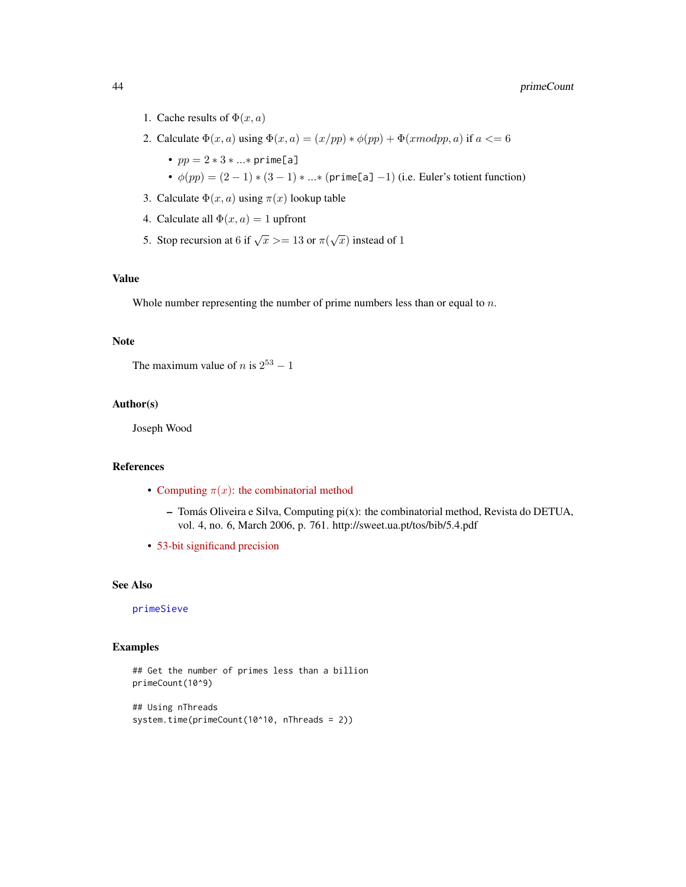1. Cache results of $\Phi(x, a)$
2. Calculate $\Phi(x, a)$ using $\Phi(x, a) = (x/pp) * \phi(pp) + \Phi(x mod pp, a)$ if $a <= 6$
   - $pp = 2 * 3 * ... *$ `prime[a]`
   - $\phi(pp) = (2 - 1) * (3 - 1) * ... *$ (`prime[a]` $-1$) (i.e. Euler's totient function)
3. Calculate $\Phi(x, a)$ using $\pi(x)$ lookup table
4. Calculate all $\Phi(x, a) = 1$ upfront
5. Stop recursion at 6 if $\sqrt{x} >= 13$ or $\pi(\sqrt{x})$ instead of 1

## Value

Whole number representing the number of prime numbers less than or equal to $n$.

## Note

The maximum value of $n$ is $2^{53} - 1$

## Author(s)

Joseph Wood

## References

- Computing $\pi(x)$: the combinatorial method
  - Tomás Oliveira e Silva, Computing pi(x): the combinatorial method, Revista do DETUA, vol. 4, no. 6, March 2006, p. 761. http://sweet.ua.pt/tos/bib/5.4.pdf
- 53-bit significand precision

## See Also

`primeSieve`

## Examples

```
## Get the number of primes less than a billion
primeCount(10^9)

## Using nThreads
system.time(primeCount(10^10, nThreads = 2))
```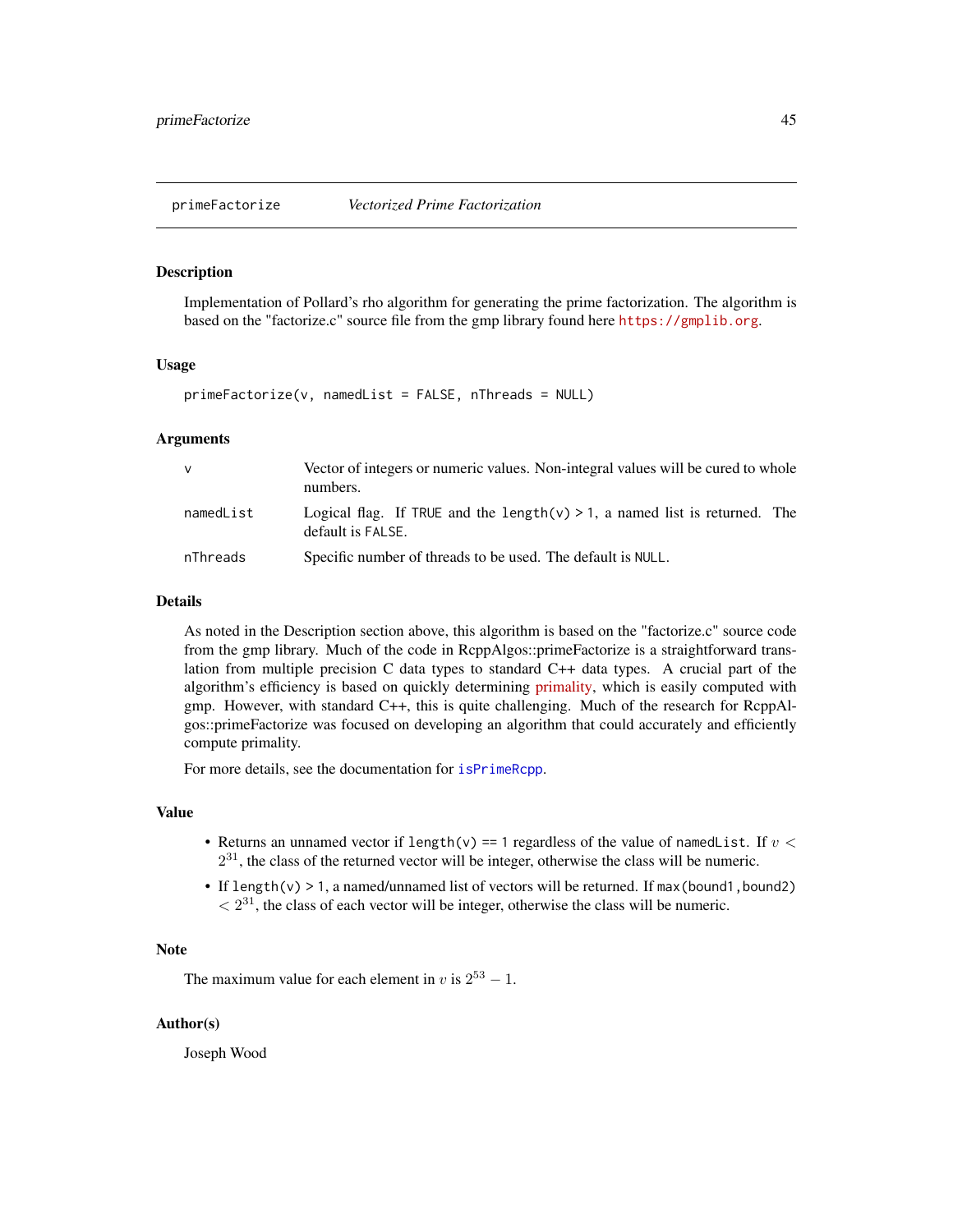primeFactorize *Vectorized Prime Factorization*

## Description

Implementation of Pollard's rho algorithm for generating the prime factorization. The algorithm is based on the "factorize.c" source file from the gmp library found here https://gmplib.org.

## Usage

```
primeFactorize(v, namedList = FALSE, nThreads = NULL)
```

## Arguments

| | |
|---|---|
| v | Vector of integers or numeric values. Non-integral values will be cured to whole numbers. |
| namedList | Logical flag. If TRUE and the length(v) > 1, a named list is returned. The default is FALSE. |
| nThreads | Specific number of threads to be used. The default is NULL. |

## Details

As noted in the Description section above, this algorithm is based on the "factorize.c" source code from the gmp library. Much of the code in RcppAlgos::primeFactorize is a straightforward translation from multiple precision C data types to standard C++ data types. A crucial part of the algorithm's efficiency is based on quickly determining primality, which is easily computed with gmp. However, with standard C++, this is quite challenging. Much of the research for RcppAlgos::primeFactorize was focused on developing an algorithm that could accurately and efficiently compute primality.

For more details, see the documentation for isPrimeRcpp.

## Value

- Returns an unnamed vector if length(v) == 1 regardless of the value of namedList. If $v < 2^{31}$, the class of the returned vector will be integer, otherwise the class will be numeric.
- If length(v) > 1, a named/unnamed list of vectors will be returned. If max(bound1,bound2) $< 2^{31}$, the class of each vector will be integer, otherwise the class will be numeric.

## Note

The maximum value for each element in $v$ is $2^{53} - 1$.

## Author(s)

Joseph Wood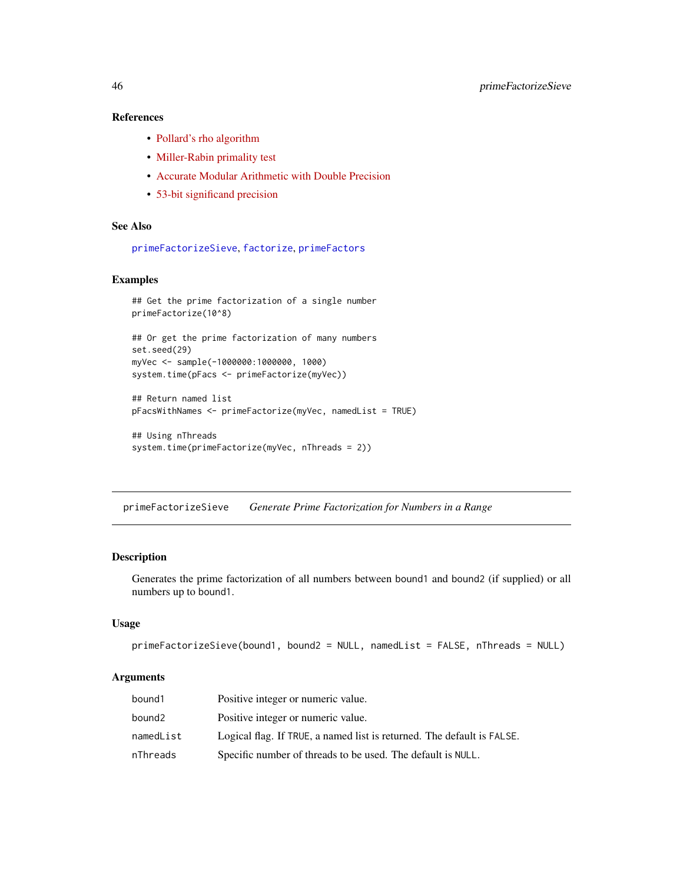### References

- Pollard's rho algorithm
- Miller-Rabin primality test
- Accurate Modular Arithmetic with Double Precision
- 53-bit significand precision

### See Also

primeFactorizeSieve, factorize, primeFactors

### Examples

```
## Get the prime factorization of a single number
primeFactorize(10^8)

## Or get the prime factorization of many numbers
set.seed(29)
myVec <- sample(-1000000:1000000, 1000)
system.time(pFacs <- primeFactorize(myVec))

## Return named list
pFacsWithNames <- primeFactorize(myVec, namedList = TRUE)

## Using nThreads
system.time(primeFactorize(myVec, nThreads = 2))
```

---

## primeFactorizeSieve &nbsp;&nbsp;&nbsp; *Generate Prime Factorization for Numbers in a Range*

---

### Description

Generates the prime factorization of all numbers between bound1 and bound2 (if supplied) or all numbers up to bound1.

### Usage

```
primeFactorizeSieve(bound1, bound2 = NULL, namedList = FALSE, nThreads = NULL)
```

### Arguments

| | |
|---|---|
| bound1 | Positive integer or numeric value. |
| bound2 | Positive integer or numeric value. |
| namedList | Logical flag. If TRUE, a named list is returned. The default is FALSE. |
| nThreads | Specific number of threads to be used. The default is NULL. |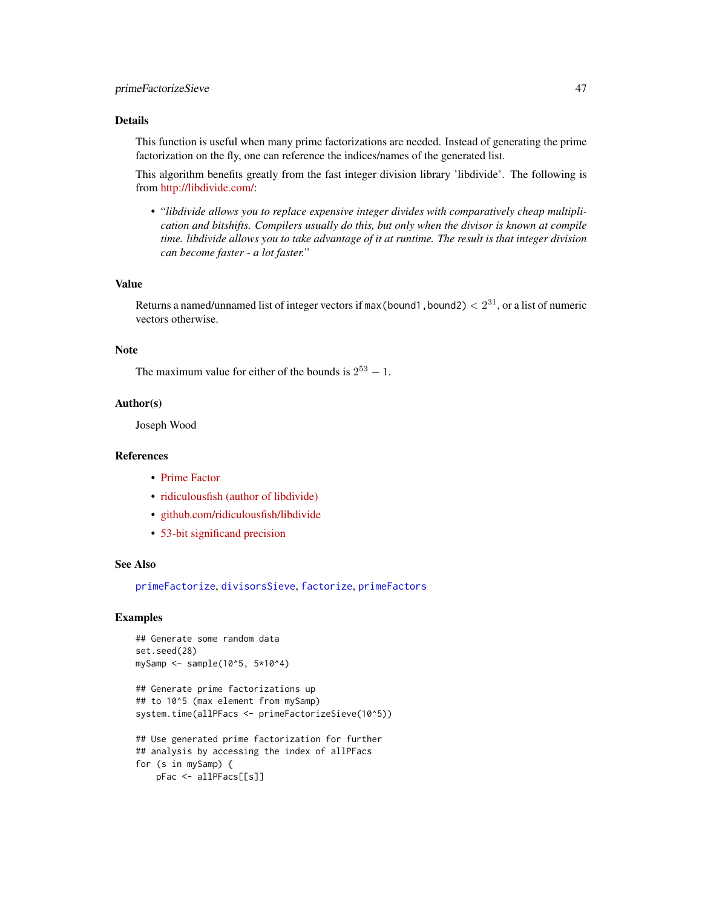## Details

This function is useful when many prime factorizations are needed. Instead of generating the prime factorization on the fly, one can reference the indices/names of the generated list.

This algorithm benefits greatly from the fast integer division library 'libdivide'. The following is from http://libdivide.com/:

- "*libdivide allows you to replace expensive integer divides with comparatively cheap multiplication and bitshifts. Compilers usually do this, but only when the divisor is known at compile time. libdivide allows you to take advantage of it at runtime. The result is that integer division can become faster - a lot faster.*"

## Value

Returns a named/unnamed list of integer vectors if `max(bound1,bound2)` $< 2^{31}$, or a list of numeric vectors otherwise.

## Note

The maximum value for either of the bounds is $2^{53} - 1$.

## Author(s)

Joseph Wood

## References

- Prime Factor
- ridiculousfish (author of libdivide)
- github.com/ridiculousfish/libdivide
- 53-bit significand precision

## See Also

`primeFactorize`, `divisorsSieve`, `factorize`, `primeFactors`

## Examples

```
## Generate some random data
set.seed(28)
mySamp <- sample(10^5, 5*10^4)

## Generate prime factorizations up
## to 10^5 (max element from mySamp)
system.time(allPFacs <- primeFactorizeSieve(10^5))

## Use generated prime factorization for further
## analysis by accessing the index of allPFacs
for (s in mySamp) {
    pFac <- allPFacs[[s]]
```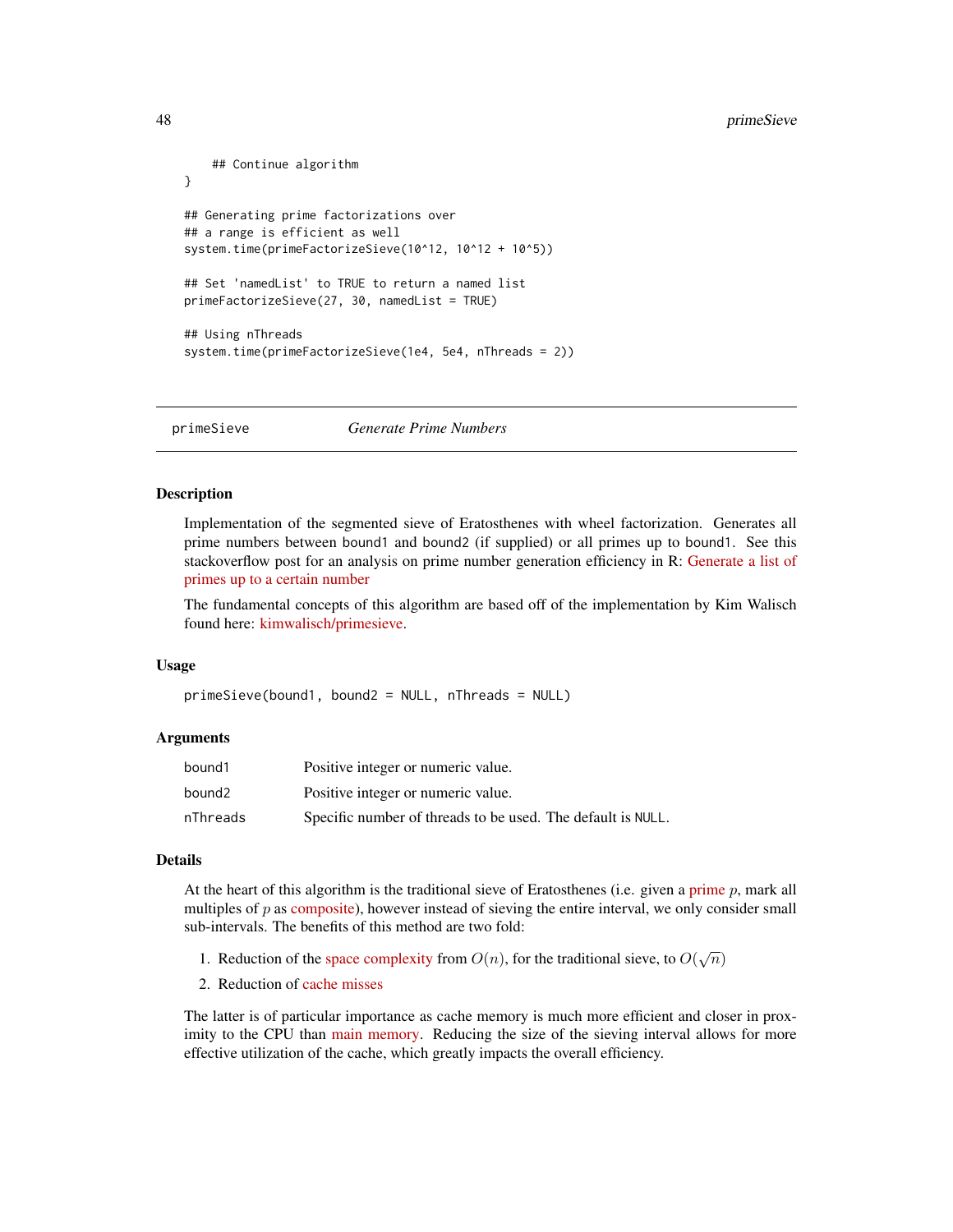```
    ## Continue algorithm
}

## Generating prime factorizations over
## a range is efficient as well
system.time(primeFactorizeSieve(10^12, 10^12 + 10^5))

## Set 'namedList' to TRUE to return a named list
primeFactorizeSieve(27, 30, namedList = TRUE)

## Using nThreads
system.time(primeFactorizeSieve(1e4, 5e4, nThreads = 2))
```

---

## primeSieve — *Generate Prime Numbers*

### Description

Implementation of the segmented sieve of Eratosthenes with wheel factorization. Generates all prime numbers between bound1 and bound2 (if supplied) or all primes up to bound1. See this stackoverflow post for an analysis on prime number generation efficiency in R: Generate a list of primes up to a certain number

The fundamental concepts of this algorithm are based off of the implementation by Kim Walisch found here: kimwalisch/primesieve.

### Usage

```
primeSieve(bound1, bound2 = NULL, nThreads = NULL)
```

### Arguments

| | |
|---|---|
| bound1 | Positive integer or numeric value. |
| bound2 | Positive integer or numeric value. |
| nThreads | Specific number of threads to be used. The default is NULL. |

### Details

At the heart of this algorithm is the traditional sieve of Eratosthenes (i.e. given a prime $p$, mark all multiples of $p$ as composite), however instead of sieving the entire interval, we only consider small sub-intervals. The benefits of this method are two fold:

1. Reduction of the space complexity from $O(n)$, for the traditional sieve, to $O(\sqrt{n})$
2. Reduction of cache misses

The latter is of particular importance as cache memory is much more efficient and closer in proximity to the CPU than main memory. Reducing the size of the sieving interval allows for more effective utilization of the cache, which greatly impacts the overall efficiency.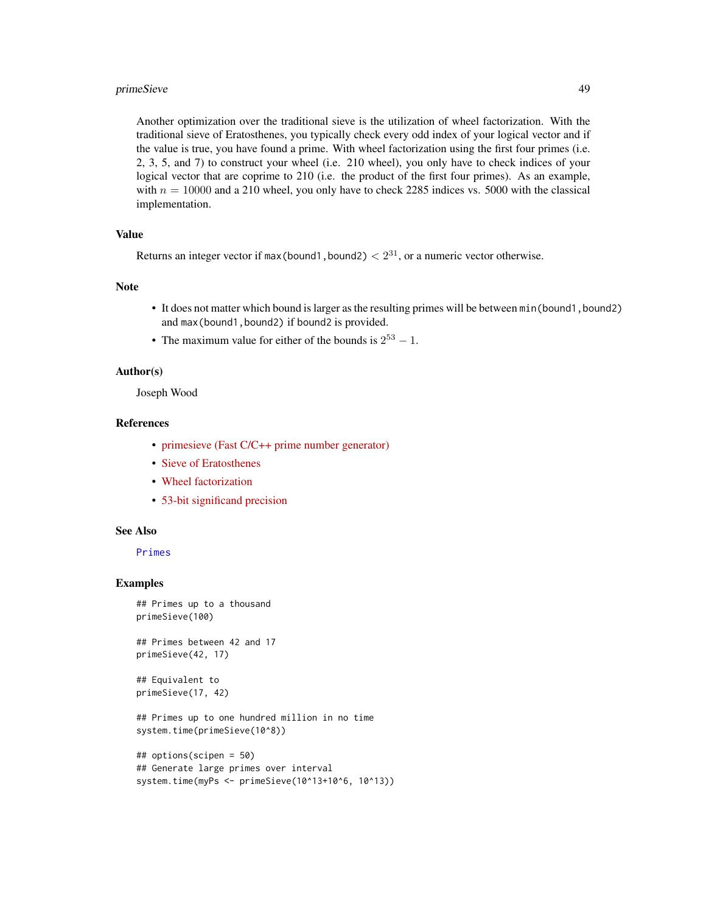Another optimization over the traditional sieve is the utilization of wheel factorization. With the traditional sieve of Eratosthenes, you typically check every odd index of your logical vector and if the value is true, you have found a prime. With wheel factorization using the first four primes (i.e. 2, 3, 5, and 7) to construct your wheel (i.e. 210 wheel), you only have to check indices of your logical vector that are coprime to 210 (i.e. the product of the first four primes). As an example, with $n = 10000$ and a 210 wheel, you only have to check 2285 indices vs. 5000 with the classical implementation.

### Value

Returns an integer vector if `max(bound1,bound2)` $< 2^{31}$, or a numeric vector otherwise.

### Note

- It does not matter which bound is larger as the resulting primes will be between `min(bound1,bound2)` and `max(bound1,bound2)` if `bound2` is provided.
- The maximum value for either of the bounds is $2^{53} - 1$.

### Author(s)

Joseph Wood

### References

- primesieve (Fast C/C++ prime number generator)
- Sieve of Eratosthenes
- Wheel factorization
- 53-bit significand precision

### See Also

`Primes`

### Examples

```
## Primes up to a thousand
primeSieve(100)

## Primes between 42 and 17
primeSieve(42, 17)

## Equivalent to
primeSieve(17, 42)

## Primes up to one hundred million in no time
system.time(primeSieve(10^8))

## options(scipen = 50)
## Generate large primes over interval
system.time(myPs <- primeSieve(10^13+10^6, 10^13))
```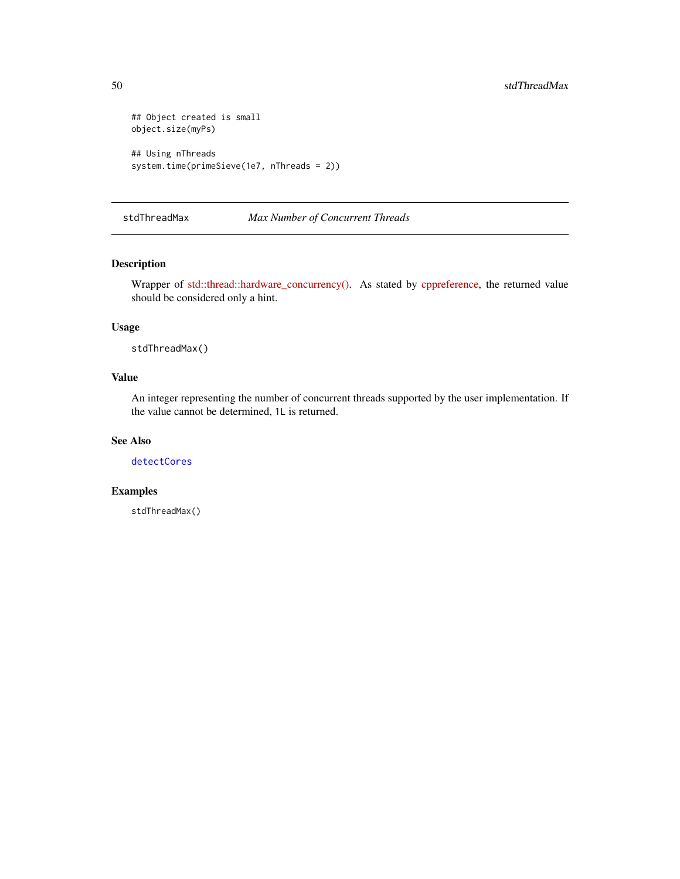```
## Object created is small
object.size(myPs)

## Using nThreads
system.time(primeSieve(1e7, nThreads = 2))
```

## stdThreadMax — *Max Number of Concurrent Threads*

### Description

Wrapper of std::thread::hardware_concurrency(). As stated by cppreference, the returned value should be considered only a hint.

### Usage

```
stdThreadMax()
```

### Value

An integer representing the number of concurrent threads supported by the user implementation. If the value cannot be determined, `1L` is returned.

### See Also

`detectCores`

### Examples

```
stdThreadMax()
```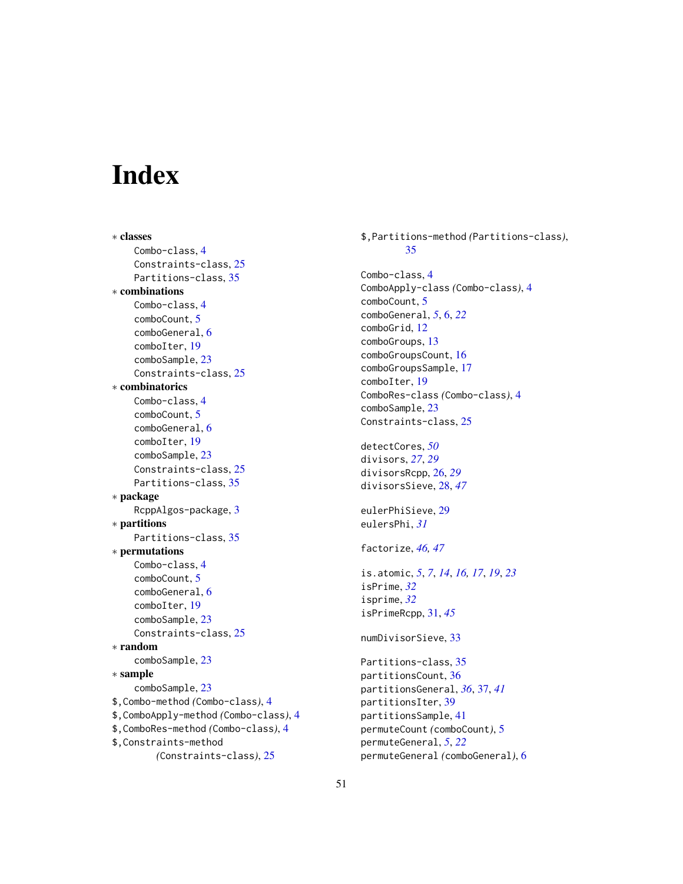# Index

∗ **classes**
- Combo-class, 4
- Constraints-class, 25
- Partitions-class, 35

∗ **combinations**
- Combo-class, 4
- comboCount, 5
- comboGeneral, 6
- comboIter, 19
- comboSample, 23
- Constraints-class, 25

∗ **combinatorics**
- Combo-class, 4
- comboCount, 5
- comboGeneral, 6
- comboIter, 19
- comboSample, 23
- Constraints-class, 25
- Partitions-class, 35

∗ **package**
- RcppAlgos-package, 3

∗ **partitions**
- Partitions-class, 35

∗ **permutations**
- Combo-class, 4
- comboCount, 5
- comboGeneral, 6
- comboIter, 19
- comboSample, 23
- Constraints-class, 25

∗ **random**
- comboSample, 23

∗ **sample**
- comboSample, 23

$,Combo-method *(Combo-class)*, 4
$,ComboApply-method *(Combo-class)*, 4
$,ComboRes-method *(Combo-class)*, 4
$,Constraints-method *(Constraints-class)*, 25
$,Partitions-method *(Partitions-class)*, 35

Combo-class, 4
ComboApply-class *(Combo-class)*, 4
comboCount, 5
comboGeneral, *5*, 6, *22*
comboGrid, 12
comboGroups, 13
comboGroupsCount, 16
comboGroupsSample, 17
comboIter, 19
ComboRes-class *(Combo-class)*, 4
comboSample, 23
Constraints-class, 25

detectCores, *50*
divisors, *27*, *29*
divisorsRcpp, 26, *29*
divisorsSieve, 28, *47*

eulerPhiSieve, 29
eulersPhi, *31*

factorize, *46*, *47*

is.atomic, *5*, *7*, *14*, *16*, *17*, *19*, *23*
isPrime, *32*
isprime, *32*
isPrimeRcpp, 31, *45*

numDivisorSieve, 33

Partitions-class, 35
partitionsCount, 36
partitionsGeneral, *36*, 37, *41*
partitionsIter, 39
partitionsSample, 41
permuteCount *(comboCount)*, 5
permuteGeneral, *5*, *22*
permuteGeneral *(comboGeneral)*, 6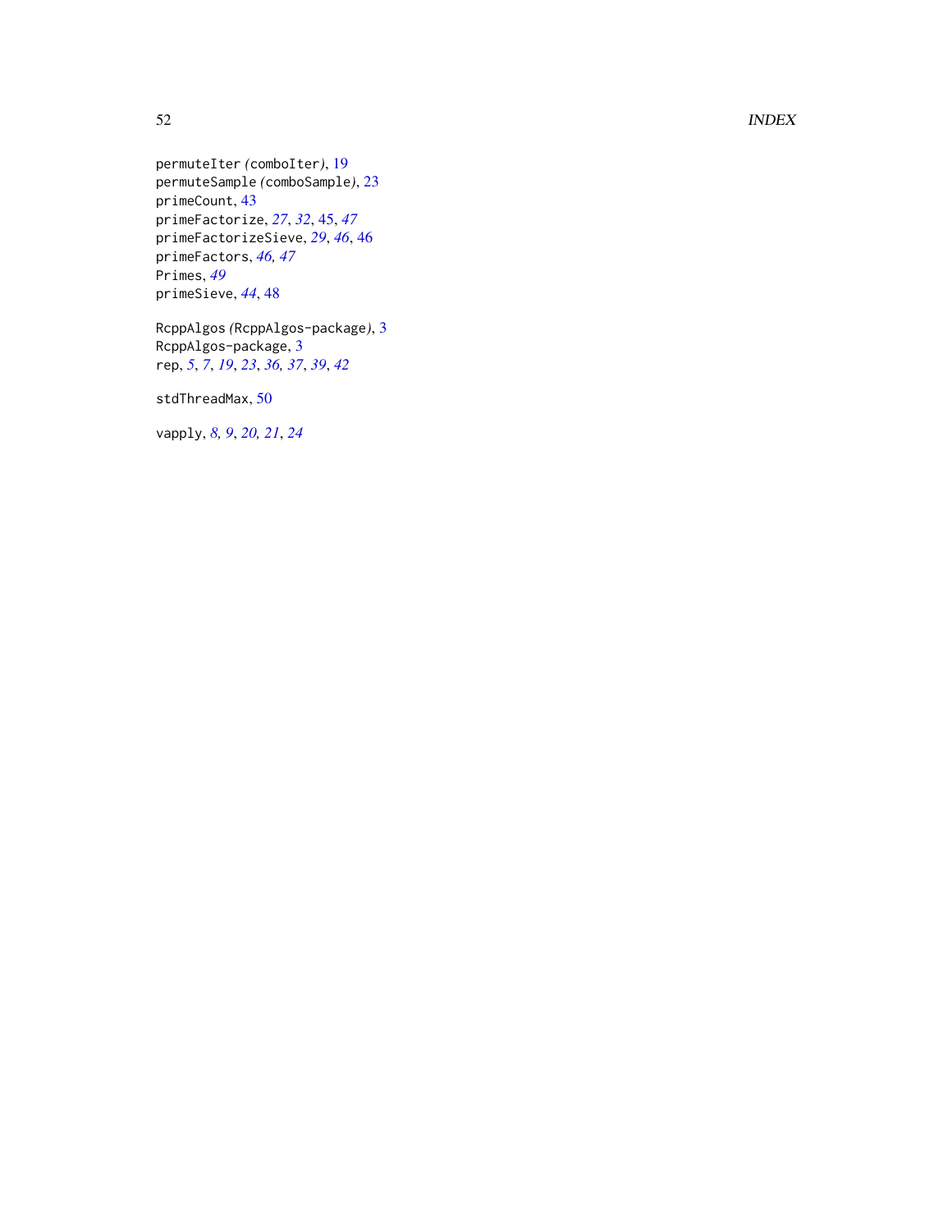permuteIter *(*comboIter*)*, 19
permuteSample *(*comboSample*)*, 23
primeCount, 43
primeFactorize, *27*, *32*, 45, *47*
primeFactorizeSieve, *29*, *46*, 46
primeFactors, *46, 47*
Primes, *49*
primeSieve, *44*, 48

RcppAlgos *(*RcppAlgos-package*)*, 3
RcppAlgos-package, 3
rep, *5*, *7*, *19*, *23*, *36, 37*, *39*, *42*

stdThreadMax, 50

vapply, *8, 9*, *20, 21*, *24*